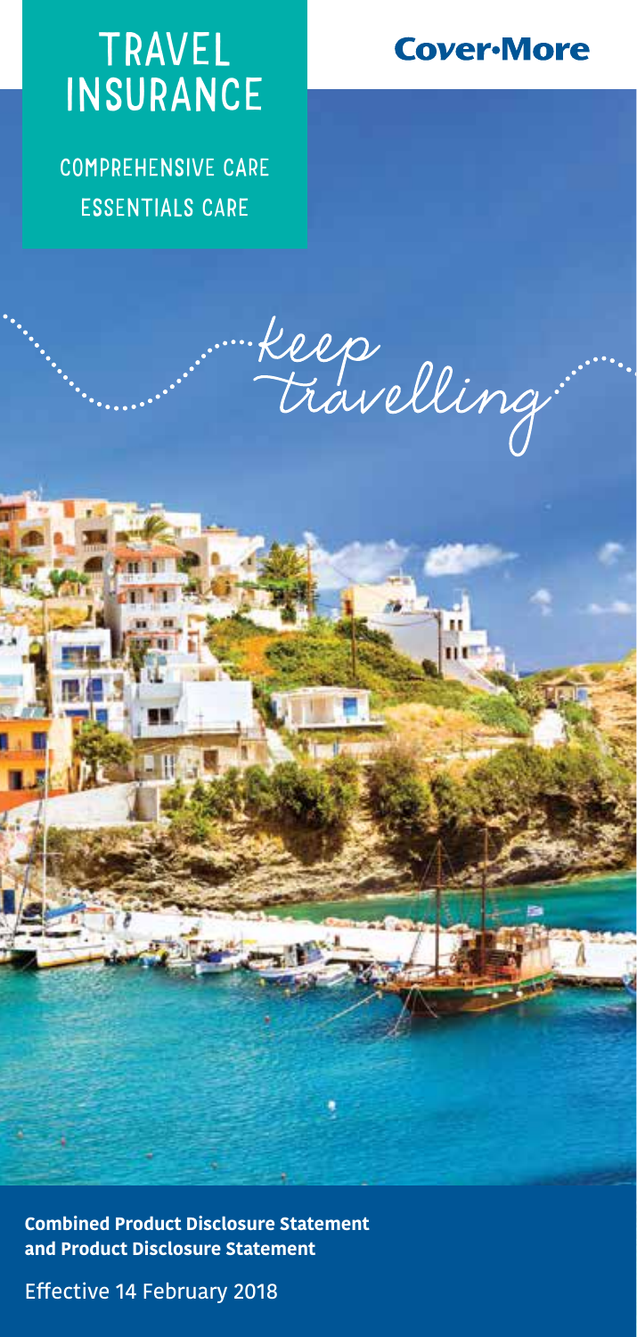# TRAVEL INSURANCE

**Cover-More**

COMPREHENSIVE CARE

ESSENTIALS CARE

*keep travelling*

**Combined Product Disclosure Statement and Product Disclosure Statement**

Effective 14 February 2018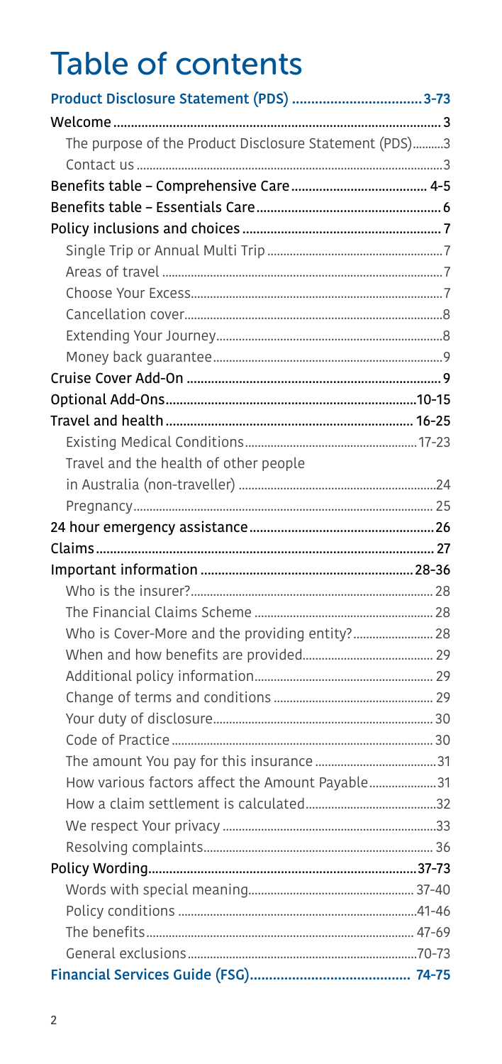# Table of contents

**Product Disclosure Statement (PDS) .................................. 3-73**

- **Welcome** ............................................................................ 3
  - The purpose of the Product Disclosure Statement (PDS).........3
  - Contact us ..............................................................................3
- **Benefits table – Comprehensive Care** ...................................... 4-5
- **Benefits table – Essentials Care** .............................................. 6
- **Policy inclusions and choices** .................................................. 7
  - Single Trip or Annual Multi Trip ..............................................7
  - Areas of travel .......................................................................7
  - Choose Your Excess................................................................7
  - Cancellation cover..................................................................8
  - Extending Your Journey...........................................................8
  - Money back guarantee............................................................9
- **Cruise Cover Add-On** ................................................................ 9
- **Optional Add-Ons**....................................................................10-15
- **Travel and health** .................................................................. 16-25
  - Existing Medical Conditions................................................17-23
  - Travel and the health of other people in Australia (non-traveller) ..........................................................24
  - Pregnancy.............................................................................. 25
- **24 hour emergency assistance** ................................................26
- **Claims** ..................................................................................... 27
- **Important information** .......................................................... 28-36
  - Who is the insurer?................................................................ 28
  - The Financial Claims Scheme ................................................ 28
  - Who is Cover-More and the providing entity?......................... 28
  - When and how benefits are provided...................................... 29
  - Additional policy information.................................................. 29
  - Change of terms and conditions ............................................. 29
  - Your duty of disclosure........................................................... 30
  - Code of Practice .................................................................... 30
  - The amount You pay for this insurance ...................................31
  - How various factors affect the Amount Payable.......................31
  - How a claim settlement is calculated.......................................32
  - We respect Your privacy .........................................................33
  - Resolving complaints.............................................................. 36
- **Policy Wording**......................................................................37-73
  - Words with special meaning.............................................. 37-40
  - Policy conditions ................................................................41-46
  - The benefits ...................................................................... 47-69
  - General exclusions..............................................................70-73

**Financial Services Guide (FSG).......................................... 74-75**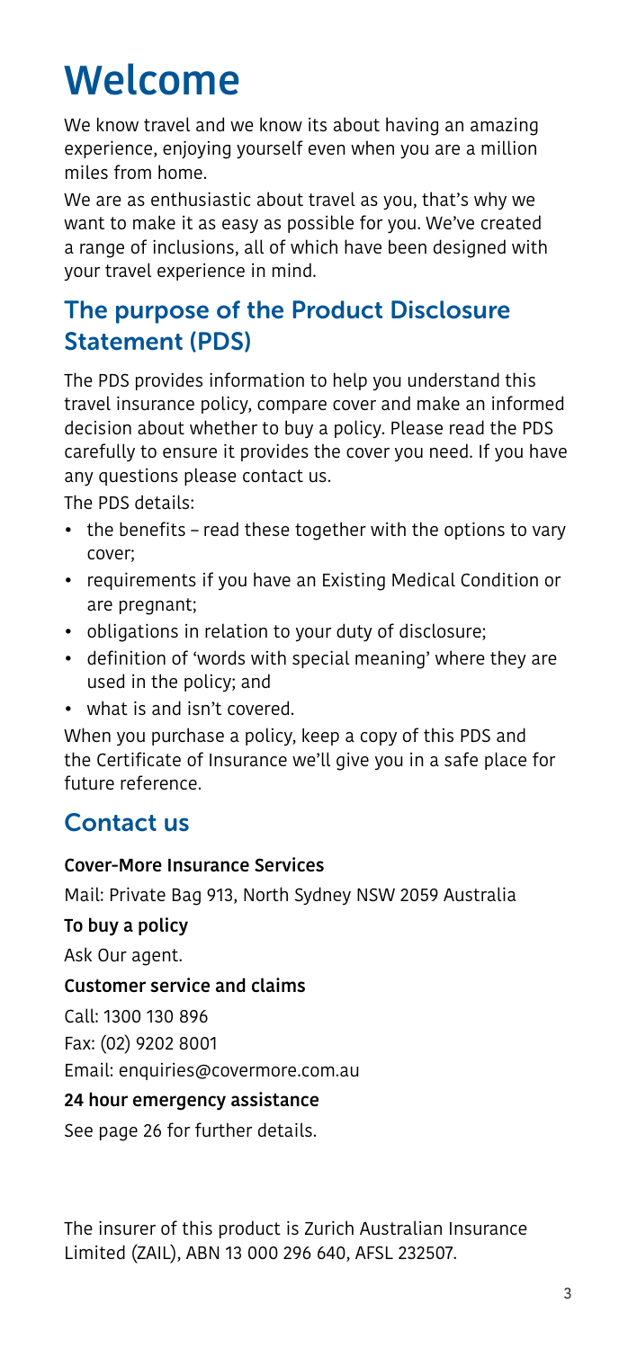# Welcome

We know travel and we know its about having an amazing experience, enjoying yourself even when you are a million miles from home.

We are as enthusiastic about travel as you, that's why we want to make it as easy as possible for you. We've created a range of inclusions, all of which have been designed with your travel experience in mind.

## The purpose of the Product Disclosure Statement (PDS)

The PDS provides information to help you understand this travel insurance policy, compare cover and make an informed decision about whether to buy a policy. Please read the PDS carefully to ensure it provides the cover you need. If you have any questions please contact us.

The PDS details:

- the benefits – read these together with the options to vary cover;
- requirements if you have an Existing Medical Condition or are pregnant;
- obligations in relation to your duty of disclosure;
- definition of 'words with special meaning' where they are used in the policy; and
- what is and isn't covered.

When you purchase a policy, keep a copy of this PDS and the Certificate of Insurance we'll give you in a safe place for future reference.

## Contact us

**Cover-More Insurance Services**

Mail: Private Bag 913, North Sydney NSW 2059 Australia

**To buy a policy**

Ask Our agent.

**Customer service and claims**

Call: 1300 130 896

Fax: (02) 9202 8001

Email: enquiries@covermore.com.au

**24 hour emergency assistance**

See page 26 for further details.

The insurer of this product is Zurich Australian Insurance Limited (ZAIL), ABN 13 000 296 640, AFSL 232507.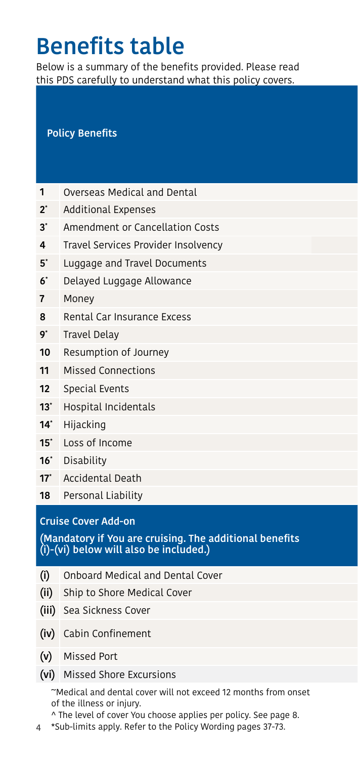# Benefits table

Below is a summary of the benefits provided. Please read this PDS carefully to understand what this policy covers.

| | Policy Benefits |
|---|---|
| 1 | Overseas Medical and Dental |
| 2* | Additional Expenses |
| 3* | Amendment or Cancellation Costs |
| 4 | Travel Services Provider Insolvency |
| 5* | Luggage and Travel Documents |
| 6* | Delayed Luggage Allowance |
| 7 | Money |
| 8 | Rental Car Insurance Excess |
| 9* | Travel Delay |
| 10 | Resumption of Journey |
| 11 | Missed Connections |
| 12 | Special Events |
| 13* | Hospital Incidentals |
| 14* | Hijacking |
| 15* | Loss of Income |
| 16* | Disability |
| 17* | Accidental Death |
| 18 | Personal Liability |
| | **Cruise Cover Add-on** (Mandatory if You are cruising. The additional benefits (i)-(vi) below will also be included.) |
| (i) | Onboard Medical and Dental Cover |
| (ii) | Ship to Shore Medical Cover |
| (iii) | Sea Sickness Cover |
| (iv) | Cabin Confinement |
| (v) | Missed Port |
| (vi) | Missed Shore Excursions |

~Medical and dental cover will not exceed 12 months from onset of the illness or injury.

^ The level of cover You choose applies per policy. See page 8.

*Sub-limits apply. Refer to the Policy Wording pages 37-73.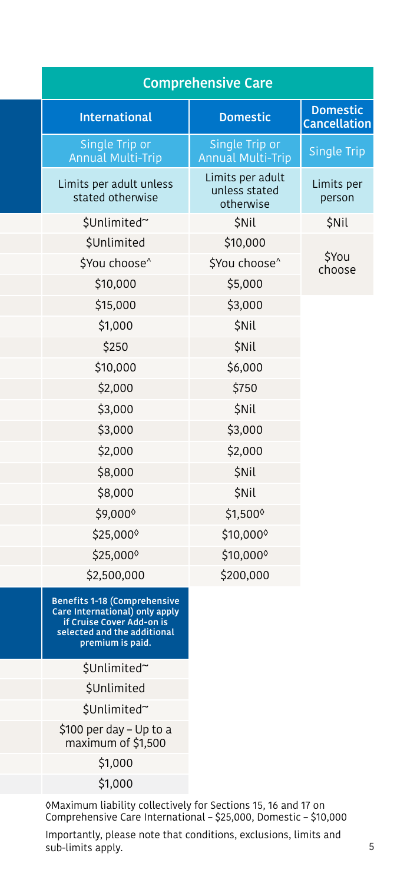| Comprehensive Care | | |
|---|---|---|
| International | Domestic | Domestic Cancellation |
| Single Trip or Annual Multi-Trip | Single Trip or Annual Multi-Trip | Single Trip |
| Limits per adult unless stated otherwise | Limits per adult unless stated otherwise | Limits per person |
| $Unlimited~ | $Nil | $Nil |
| $Unlimited | $10,000 | $You choose |
| $You choose^ | $You choose^ | |
| $10,000 | $5,000 | |
| $15,000 | $3,000 | |
| $1,000 | $Nil | |
| $250 | $Nil | |
| $10,000 | $6,000 | |
| $2,000 | $750 | |
| $3,000 | $Nil | |
| $3,000 | $3,000 | |
| $2,000 | $2,000 | |
| $8,000 | $Nil | |
| $8,000 | $Nil | |
| $9,000◊ | $1,500◊ | |
| $25,000◊ | $10,000◊ | |
| $25,000◊ | $10,000◊ | |
| $2,500,000 | $200,000 | |
| **Benefits 1-18 (Comprehensive Care International) only apply if Cruise Cover Add-on is selected and the additional premium is paid.** | | |
| $Unlimited~ | | |
| $Unlimited | | |
| $Unlimited~ | | |
| $100 per day – Up to a maximum of $1,500 | | |
| $1,000 | | |
| $1,000 | | |

◊Maximum liability collectively for Sections 15, 16 and 17 on Comprehensive Care International – $25,000, Domestic – $10,000

Importantly, please note that conditions, exclusions, limits and sub-limits apply.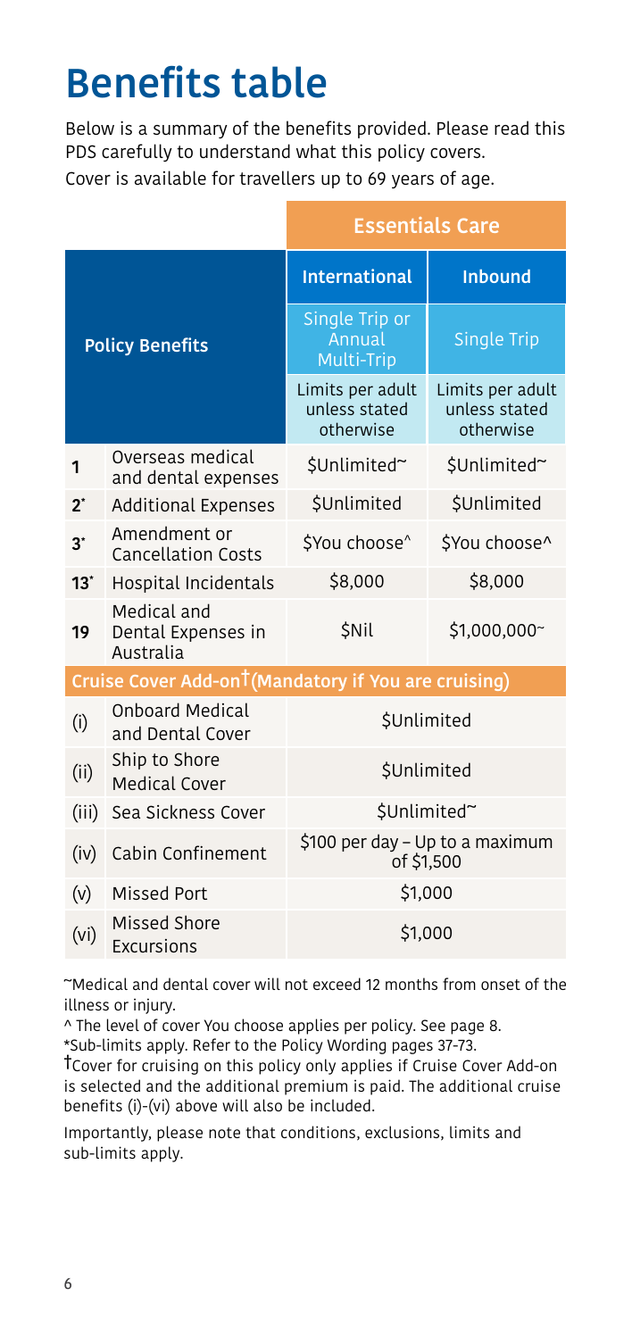# Benefits table

Below is a summary of the benefits provided. Please read this PDS carefully to understand what this policy covers.

Cover is available for travellers up to 69 years of age.

| | | Essentials Care | |
|---|---|---|---|
| Policy Benefits | | International | Inbound |
| | | Single Trip or Annual Multi-Trip | Single Trip |
| | | Limits per adult unless stated otherwise | Limits per adult unless stated otherwise |
| 1 | Overseas medical and dental expenses | $Unlimited~ | $Unlimited~ |
| 2* | Additional Expenses | $Unlimited | $Unlimited |
| 3* | Amendment or Cancellation Costs | $You choose^ | $You choose^ |
| 13* | Hospital Incidentals | $8,000 | $8,000 |
| 19 | Medical and Dental Expenses in Australia | $Nil | $1,000,000~ |
| **Cruise Cover Add-on† (Mandatory if You are cruising)** | | | |
| (i) | Onboard Medical and Dental Cover | $Unlimited | |
| (ii) | Ship to Shore Medical Cover | $Unlimited | |
| (iii) | Sea Sickness Cover | $Unlimited~ | |
| (iv) | Cabin Confinement | $100 per day – Up to a maximum of $1,500 | |
| (v) | Missed Port | $1,000 | |
| (vi) | Missed Shore Excursions | $1,000 | |

~Medical and dental cover will not exceed 12 months from onset of the illness or injury.

^ The level of cover You choose applies per policy. See page 8.

*Sub-limits apply. Refer to the Policy Wording pages 37-73.

†Cover for cruising on this policy only applies if Cruise Cover Add-on is selected and the additional premium is paid. The additional cruise benefits (i)-(vi) above will also be included.

Importantly, please note that conditions, exclusions, limits and sub-limits apply.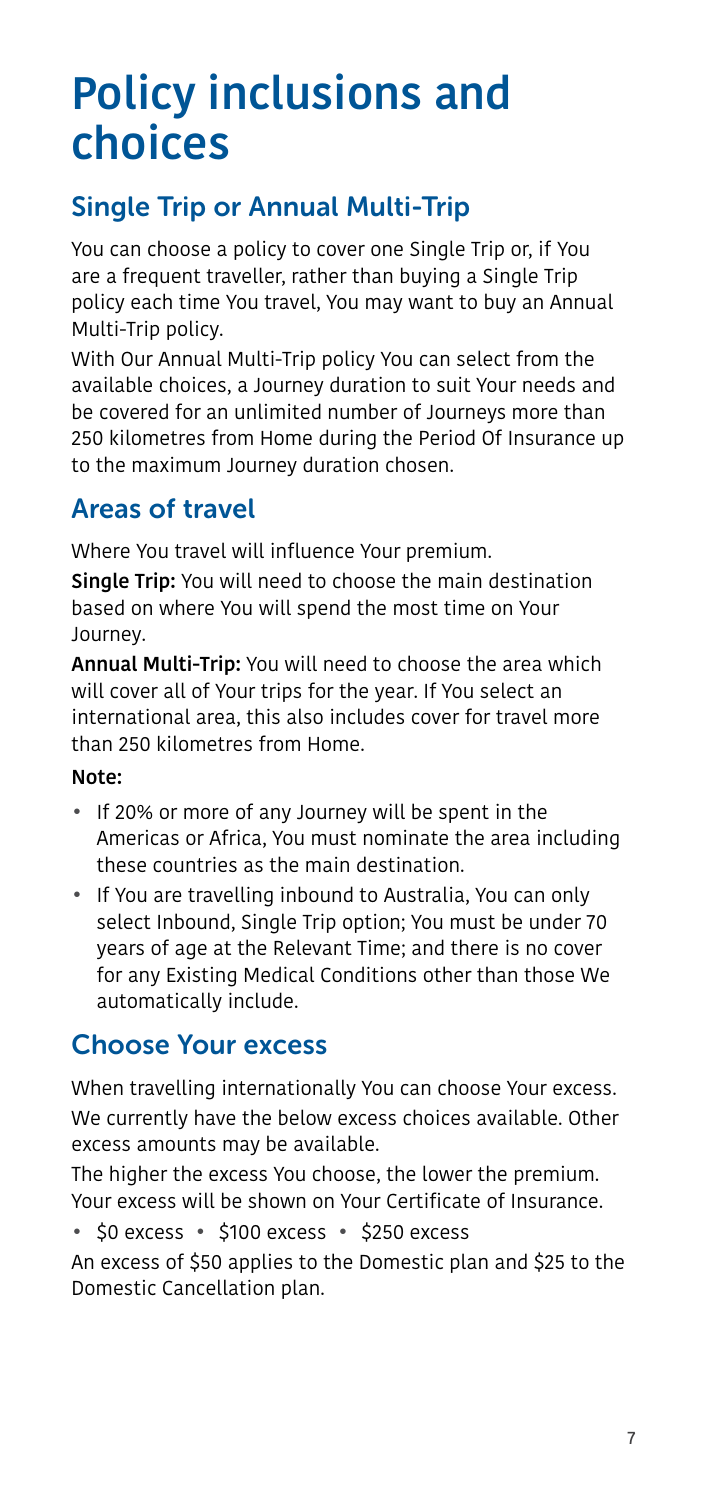# Policy inclusions and choices

## Single Trip or Annual Multi-Trip

You can choose a policy to cover one Single Trip or, if You are a frequent traveller, rather than buying a Single Trip policy each time You travel, You may want to buy an Annual Multi-Trip policy.

With Our Annual Multi-Trip policy You can select from the available choices, a Journey duration to suit Your needs and be covered for an unlimited number of Journeys more than 250 kilometres from Home during the Period Of Insurance up to the maximum Journey duration chosen.

## Areas of travel

Where You travel will influence Your premium.

**Single Trip:** You will need to choose the main destination based on where You will spend the most time on Your Journey.

**Annual Multi-Trip:** You will need to choose the area which will cover all of Your trips for the year. If You select an international area, this also includes cover for travel more than 250 kilometres from Home.

**Note:**

- If 20% or more of any Journey will be spent in the Americas or Africa, You must nominate the area including these countries as the main destination.
- If You are travelling inbound to Australia, You can only select Inbound, Single Trip option; You must be under 70 years of age at the Relevant Time; and there is no cover for any Existing Medical Conditions other than those We automatically include.

## Choose Your excess

When travelling internationally You can choose Your excess. We currently have the below excess choices available. Other excess amounts may be available.

The higher the excess You choose, the lower the premium. Your excess will be shown on Your Certificate of Insurance.

- $0 excess • $100 excess • $250 excess

An excess of $50 applies to the Domestic plan and $25 to the Domestic Cancellation plan.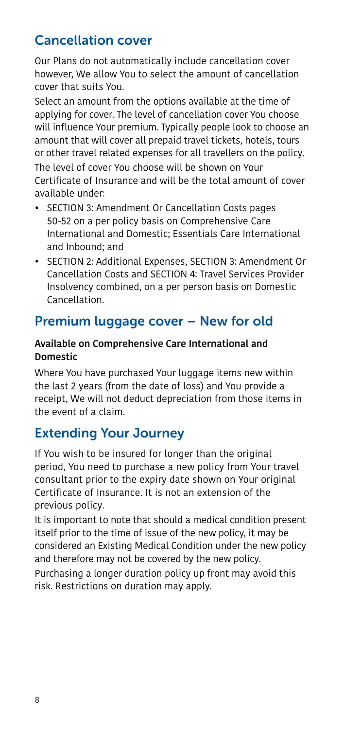## Cancellation cover

Our Plans do not automatically include cancellation cover however, We allow You to select the amount of cancellation cover that suits You.

Select an amount from the options available at the time of applying for cover. The level of cancellation cover You choose will influence Your premium. Typically people look to choose an amount that will cover all prepaid travel tickets, hotels, tours or other travel related expenses for all travellers on the policy.

The level of cover You choose will be shown on Your Certificate of Insurance and will be the total amount of cover available under:

- SECTION 3: Amendment Or Cancellation Costs pages 50-52 on a per policy basis on Comprehensive Care International and Domestic; Essentials Care International and Inbound; and
- SECTION 2: Additional Expenses, SECTION 3: Amendment Or Cancellation Costs and SECTION 4: Travel Services Provider Insolvency combined, on a per person basis on Domestic Cancellation.

## Premium luggage cover – New for old

**Available on Comprehensive Care International and Domestic**

Where You have purchased Your luggage items new within the last 2 years (from the date of loss) and You provide a receipt, We will not deduct depreciation from those items in the event of a claim.

## Extending Your Journey

If You wish to be insured for longer than the original period, You need to purchase a new policy from Your travel consultant prior to the expiry date shown on Your original Certificate of Insurance. It is not an extension of the previous policy.

It is important to note that should a medical condition present itself prior to the time of issue of the new policy, it may be considered an Existing Medical Condition under the new policy and therefore may not be covered by the new policy.

Purchasing a longer duration policy up front may avoid this risk. Restrictions on duration may apply.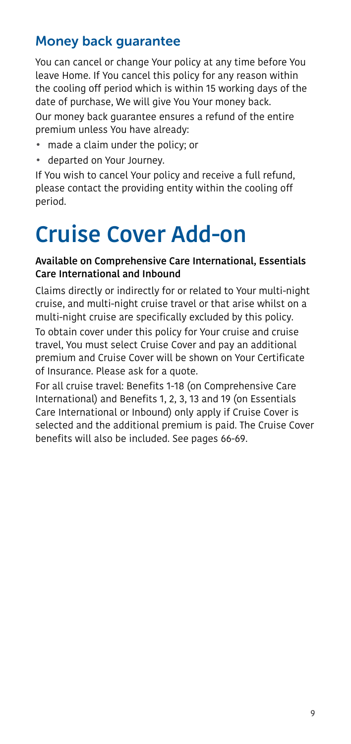## Money back guarantee

You can cancel or change Your policy at any time before You leave Home. If You cancel this policy for any reason within the cooling off period which is within 15 working days of the date of purchase, We will give You Your money back.

Our money back guarantee ensures a refund of the entire premium unless You have already:

- made a claim under the policy; or
- departed on Your Journey.

If You wish to cancel Your policy and receive a full refund, please contact the providing entity within the cooling off period.

# Cruise Cover Add-on

**Available on Comprehensive Care International, Essentials Care International and Inbound**

Claims directly or indirectly for or related to Your multi-night cruise, and multi-night cruise travel or that arise whilst on a multi-night cruise are specifically excluded by this policy.

To obtain cover under this policy for Your cruise and cruise travel, You must select Cruise Cover and pay an additional premium and Cruise Cover will be shown on Your Certificate of Insurance. Please ask for a quote.

For all cruise travel: Benefits 1-18 (on Comprehensive Care International) and Benefits 1, 2, 3, 13 and 19 (on Essentials Care International or Inbound) only apply if Cruise Cover is selected and the additional premium is paid. The Cruise Cover benefits will also be included. See pages 66-69.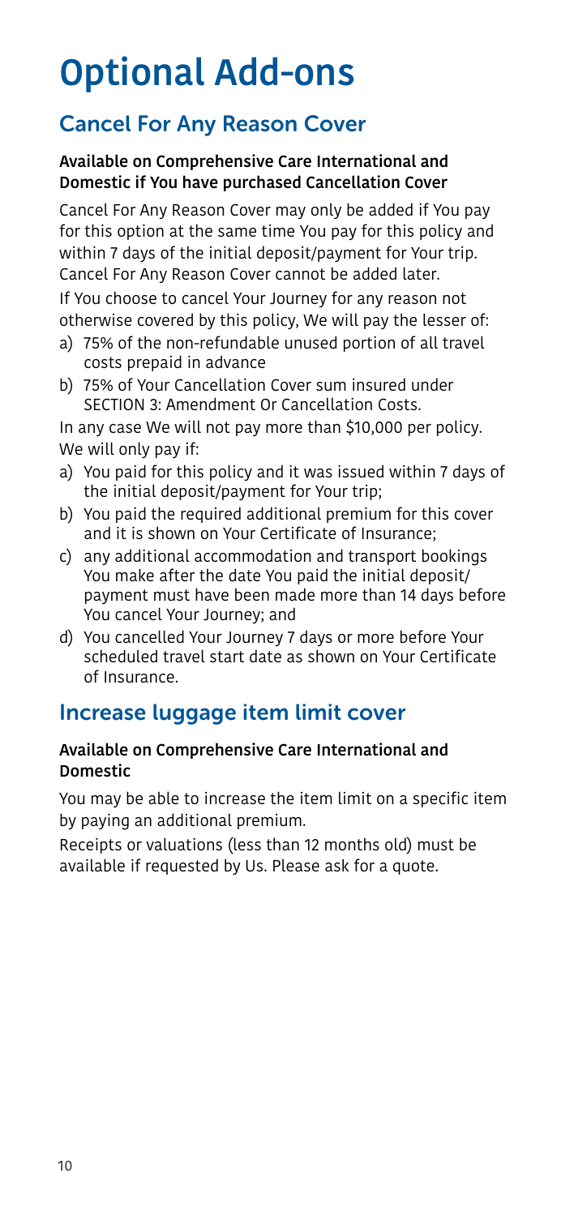# Optional Add-ons

## Cancel For Any Reason Cover

**Available on Comprehensive Care International and Domestic if You have purchased Cancellation Cover**

Cancel For Any Reason Cover may only be added if You pay for this option at the same time You pay for this policy and within 7 days of the initial deposit/payment for Your trip. Cancel For Any Reason Cover cannot be added later.

If You choose to cancel Your Journey for any reason not otherwise covered by this policy, We will pay the lesser of:

a) 75% of the non-refundable unused portion of all travel costs prepaid in advance
b) 75% of Your Cancellation Cover sum insured under SECTION 3: Amendment Or Cancellation Costs.

In any case We will not pay more than $10,000 per policy.

We will only pay if:

a) You paid for this policy and it was issued within 7 days of the initial deposit/payment for Your trip;
b) You paid the required additional premium for this cover and it is shown on Your Certificate of Insurance;
c) any additional accommodation and transport bookings You make after the date You paid the initial deposit/payment must have been made more than 14 days before You cancel Your Journey; and
d) You cancelled Your Journey 7 days or more before Your scheduled travel start date as shown on Your Certificate of Insurance.

## Increase luggage item limit cover

**Available on Comprehensive Care International and Domestic**

You may be able to increase the item limit on a specific item by paying an additional premium.

Receipts or valuations (less than 12 months old) must be available if requested by Us. Please ask for a quote.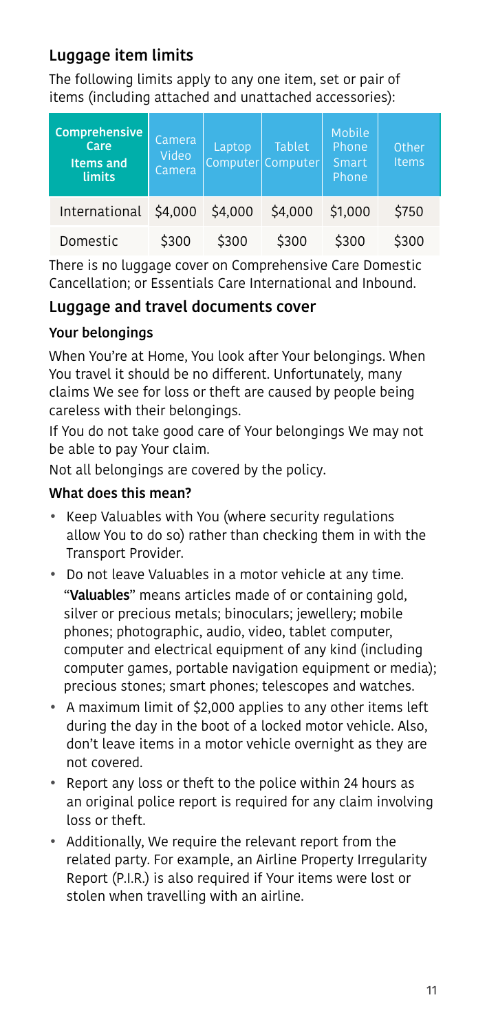## Luggage item limits

The following limits apply to any one item, set or pair of items (including attached and unattached accessories):

| Comprehensive Care Items and limits | Camera Video Camera | Laptop Computer | Tablet Computer | Mobile Phone Smart Phone | Other Items |
|---|---|---|---|---|---|
| International | $4,000 | $4,000 | $4,000 | $1,000 | $750 |
| Domestic | $300 | $300 | $300 | $300 | $300 |

There is no luggage cover on Comprehensive Care Domestic Cancellation; or Essentials Care International and Inbound.

## Luggage and travel documents cover

### Your belongings

When You're at Home, You look after Your belongings. When You travel it should be no different. Unfortunately, many claims We see for loss or theft are caused by people being careless with their belongings.

If You do not take good care of Your belongings We may not be able to pay Your claim.

Not all belongings are covered by the policy.

### What does this mean?

- Keep Valuables with You (where security regulations allow You to do so) rather than checking them in with the Transport Provider.
- Do not leave Valuables in a motor vehicle at any time.
  "**Valuables**" means articles made of or containing gold, silver or precious metals; binoculars; jewellery; mobile phones; photographic, audio, video, tablet computer, computer and electrical equipment of any kind (including computer games, portable navigation equipment or media); precious stones; smart phones; telescopes and watches.
- A maximum limit of $2,000 applies to any other items left during the day in the boot of a locked motor vehicle. Also, don't leave items in a motor vehicle overnight as they are not covered.
- Report any loss or theft to the police within 24 hours as an original police report is required for any claim involving loss or theft.
- Additionally, We require the relevant report from the related party. For example, an Airline Property Irregularity Report (P.I.R.) is also required if Your items were lost or stolen when travelling with an airline.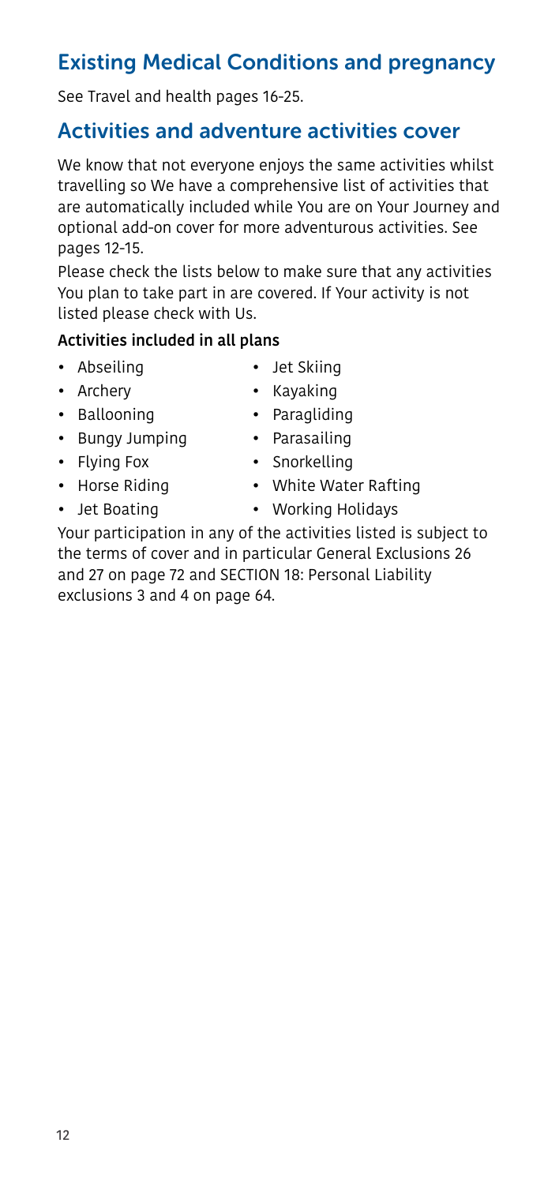## Existing Medical Conditions and pregnancy

See Travel and health pages 16-25.

## Activities and adventure activities cover

We know that not everyone enjoys the same activities whilst travelling so We have a comprehensive list of activities that are automatically included while You are on Your Journey and optional add-on cover for more adventurous activities. See pages 12-15.

Please check the lists below to make sure that any activities You plan to take part in are covered. If Your activity is not listed please check with Us.

**Activities included in all plans**

- Abseiling
- Archery
- Ballooning
- Bungy Jumping
- Flying Fox
- Horse Riding
- Jet Boating
- Jet Skiing
- Kayaking
- Paragliding
- Parasailing
- Snorkelling
- White Water Rafting
- Working Holidays

Your participation in any of the activities listed is subject to the terms of cover and in particular General Exclusions 26 and 27 on page 72 and SECTION 18: Personal Liability exclusions 3 and 4 on page 64.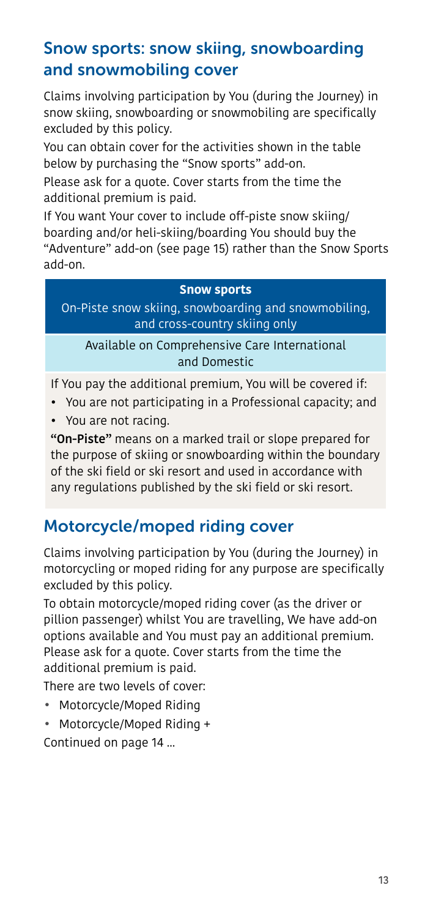## Snow sports: snow skiing, snowboarding and snowmobiling cover

Claims involving participation by You (during the Journey) in snow skiing, snowboarding or snowmobiling are specifically excluded by this policy.

You can obtain cover for the activities shown in the table below by purchasing the "Snow sports" add-on.

Please ask for a quote. Cover starts from the time the additional premium is paid.

If You want Your cover to include off-piste snow skiing/boarding and/or heli-skiing/boarding You should buy the "Adventure" add-on (see page 15) rather than the Snow Sports add-on.

| **Snow sports** |
|---|
| On-Piste snow skiing, snowboarding and snowmobiling, and cross-country skiing only |
| Available on Comprehensive Care International and Domestic |
| If You pay the additional premium, You will be covered if:<br>• You are not participating in a Professional capacity; and<br>• You are not racing.<br>**"On-Piste"** means on a marked trail or slope prepared for the purpose of skiing or snowboarding within the boundary of the ski field or ski resort and used in accordance with any regulations published by the ski field or ski resort. |

## Motorcycle/moped riding cover

Claims involving participation by You (during the Journey) in motorcycling or moped riding for any purpose are specifically excluded by this policy.

To obtain motorcycle/moped riding cover (as the driver or pillion passenger) whilst You are travelling, We have add-on options available and You must pay an additional premium. Please ask for a quote. Cover starts from the time the additional premium is paid.

There are two levels of cover:

- Motorcycle/Moped Riding
- Motorcycle/Moped Riding +

Continued on page 14 ...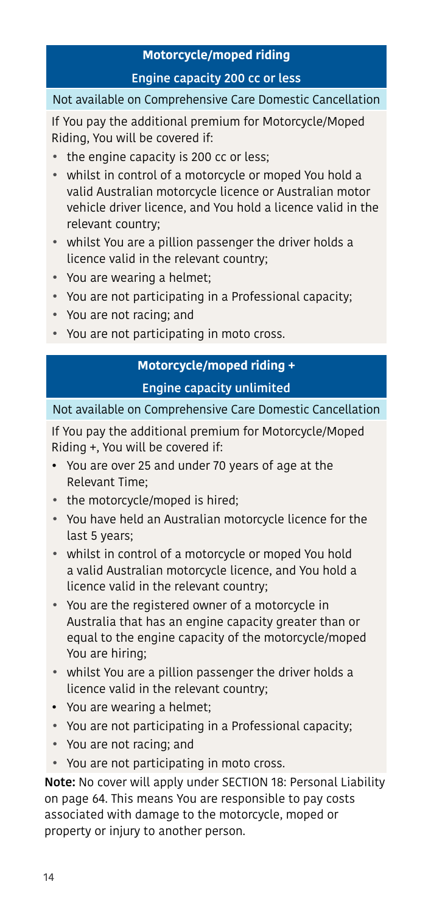## Motorcycle/moped riding

### Engine capacity 200 cc or less

Not available on Comprehensive Care Domestic Cancellation

If You pay the additional premium for Motorcycle/Moped Riding, You will be covered if:

- the engine capacity is 200 cc or less;
- whilst in control of a motorcycle or moped You hold a valid Australian motorcycle licence or Australian motor vehicle driver licence, and You hold a licence valid in the relevant country;
- whilst You are a pillion passenger the driver holds a licence valid in the relevant country;
- You are wearing a helmet;
- You are not participating in a Professional capacity;
- You are not racing; and
- You are not participating in moto cross.

## Motorcycle/moped riding +

### Engine capacity unlimited

Not available on Comprehensive Care Domestic Cancellation

If You pay the additional premium for Motorcycle/Moped Riding +, You will be covered if:

- You are over 25 and under 70 years of age at the Relevant Time;
- the motorcycle/moped is hired;
- You have held an Australian motorcycle licence for the last 5 years;
- whilst in control of a motorcycle or moped You hold a valid Australian motorcycle licence, and You hold a licence valid in the relevant country;
- You are the registered owner of a motorcycle in Australia that has an engine capacity greater than or equal to the engine capacity of the motorcycle/moped You are hiring;
- whilst You are a pillion passenger the driver holds a licence valid in the relevant country;
- You are wearing a helmet;
- You are not participating in a Professional capacity;
- You are not racing; and
- You are not participating in moto cross.

**Note:** No cover will apply under SECTION 18: Personal Liability on page 64. This means You are responsible to pay costs associated with damage to the motorcycle, moped or property or injury to another person.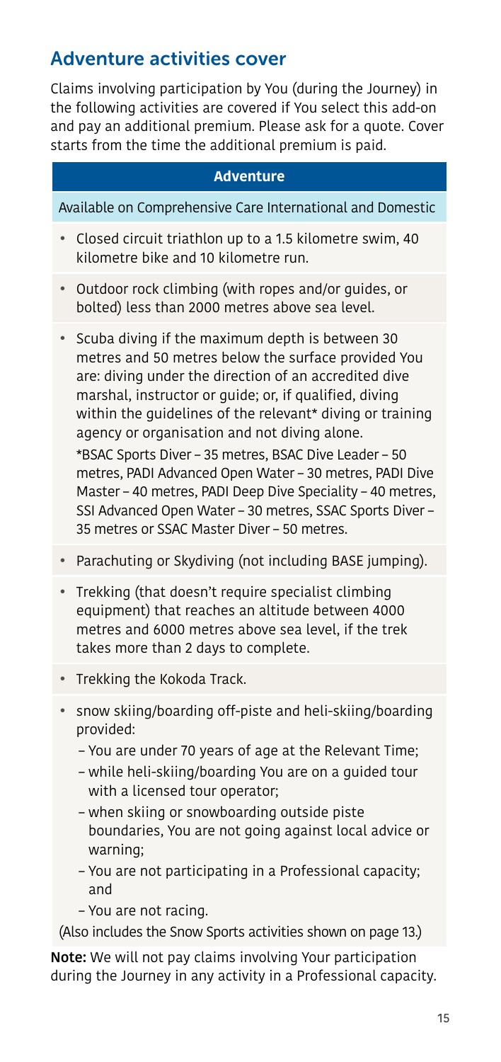## Adventure activities cover

Claims involving participation by You (during the Journey) in the following activities are covered if You select this add-on and pay an additional premium. Please ask for a quote. Cover starts from the time the additional premium is paid.

| **Adventure** |
|---|
| Available on Comprehensive Care International and Domestic |
| • Closed circuit triathlon up to a 1.5 kilometre swim, 40 kilometre bike and 10 kilometre run. |
| • Outdoor rock climbing (with ropes and/or guides, or bolted) less than 2000 metres above sea level. |
| • Scuba diving if the maximum depth is between 30 metres and 50 metres below the surface provided You are: diving under the direction of an accredited dive marshal, instructor or guide; or, if qualified, diving within the guidelines of the relevant* diving or training agency or organisation and not diving alone. *BSAC Sports Diver – 35 metres, BSAC Dive Leader – 50 metres, PADI Advanced Open Water – 30 metres, PADI Dive Master – 40 metres, PADI Deep Dive Speciality – 40 metres, SSI Advanced Open Water – 30 metres, SSAC Sports Diver – 35 metres or SSAC Master Diver – 50 metres. |
| • Parachuting or Skydiving (not including BASE jumping). |
| • Trekking (that doesn't require specialist climbing equipment) that reaches an altitude between 4000 metres and 6000 metres above sea level, if the trek takes more than 2 days to complete. |
| • Trekking the Kokoda Track. |
| • snow skiing/boarding off-piste and heli-skiing/boarding provided: – You are under 70 years of age at the Relevant Time; – while heli-skiing/boarding You are on a guided tour with a licensed tour operator; – when skiing or snowboarding outside piste boundaries, You are not going against local advice or warning; – You are not participating in a Professional capacity; and – You are not racing. (Also includes the Snow Sports activities shown on page 13.) |

**Note:** We will not pay claims involving Your participation during the Journey in any activity in a Professional capacity.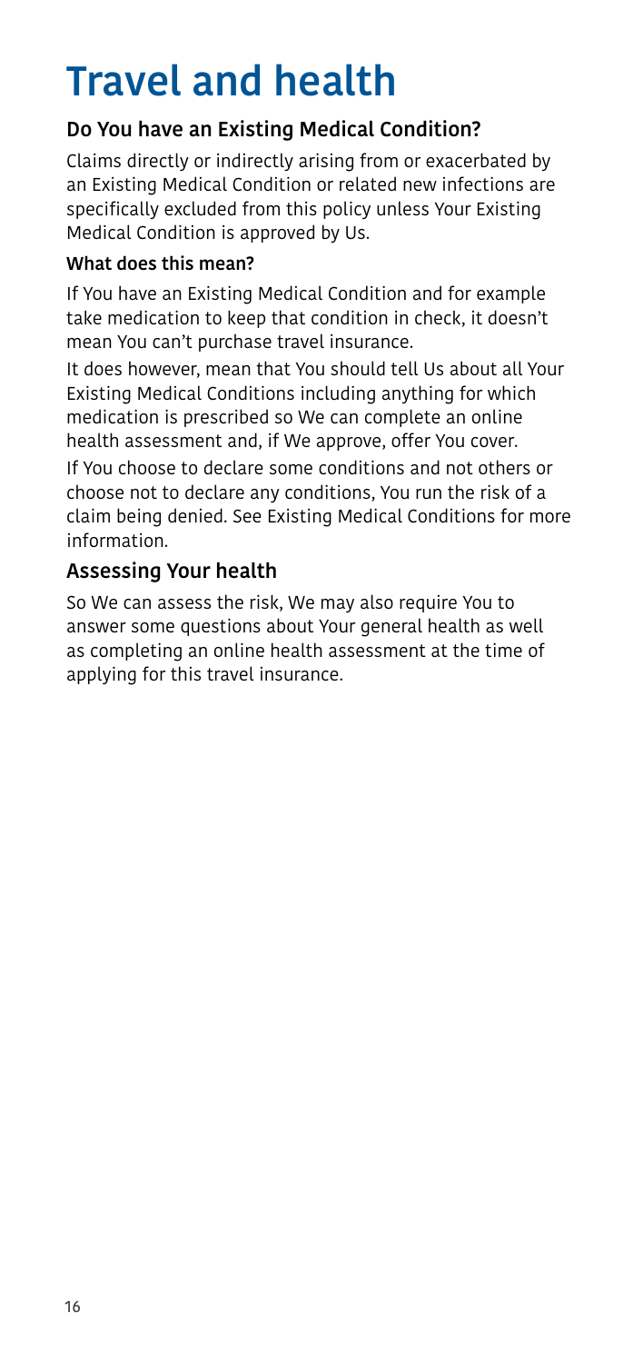# Travel and health

## Do You have an Existing Medical Condition?

Claims directly or indirectly arising from or exacerbated by an Existing Medical Condition or related new infections are specifically excluded from this policy unless Your Existing Medical Condition is approved by Us.

### What does this mean?

If You have an Existing Medical Condition and for example take medication to keep that condition in check, it doesn't mean You can't purchase travel insurance.

It does however, mean that You should tell Us about all Your Existing Medical Conditions including anything for which medication is prescribed so We can complete an online health assessment and, if We approve, offer You cover.

If You choose to declare some conditions and not others or choose not to declare any conditions, You run the risk of a claim being denied. See Existing Medical Conditions for more information.

## Assessing Your health

So We can assess the risk, We may also require You to answer some questions about Your general health as well as completing an online health assessment at the time of applying for this travel insurance.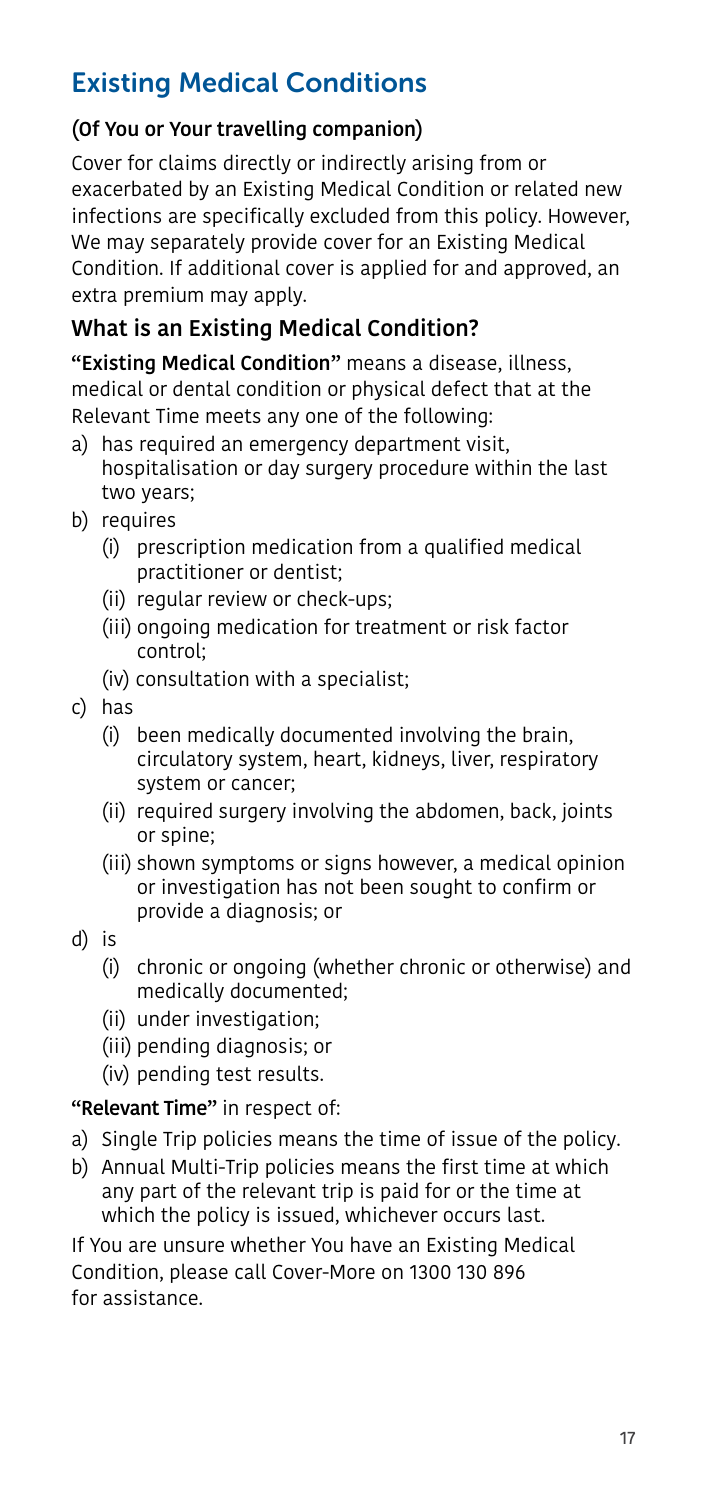## Existing Medical Conditions

### (Of You or Your travelling companion)

Cover for claims directly or indirectly arising from or exacerbated by an Existing Medical Condition or related new infections are specifically excluded from this policy. However, We may separately provide cover for an Existing Medical Condition. If additional cover is applied for and approved, an extra premium may apply.

### What is an Existing Medical Condition?

**"Existing Medical Condition"** means a disease, illness, medical or dental condition or physical defect that at the Relevant Time meets any one of the following:

a) has required an emergency department visit, hospitalisation or day surgery procedure within the last two years;

b) requires
   - (i) prescription medication from a qualified medical practitioner or dentist;
   - (ii) regular review or check-ups;
   - (iii) ongoing medication for treatment or risk factor control;
   - (iv) consultation with a specialist;

c) has
   - (i) been medically documented involving the brain, circulatory system, heart, kidneys, liver, respiratory system or cancer;
   - (ii) required surgery involving the abdomen, back, joints or spine;
   - (iii) shown symptoms or signs however, a medical opinion or investigation has not been sought to confirm or provide a diagnosis; or

d) is
   - (i) chronic or ongoing (whether chronic or otherwise) and medically documented;
   - (ii) under investigation;
   - (iii) pending diagnosis; or
   - (iv) pending test results.

**"Relevant Time"** in respect of:

a) Single Trip policies means the time of issue of the policy.

b) Annual Multi-Trip policies means the first time at which any part of the relevant trip is paid for or the time at which the policy is issued, whichever occurs last.

If You are unsure whether You have an Existing Medical Condition, please call Cover-More on 1300 130 896 for assistance.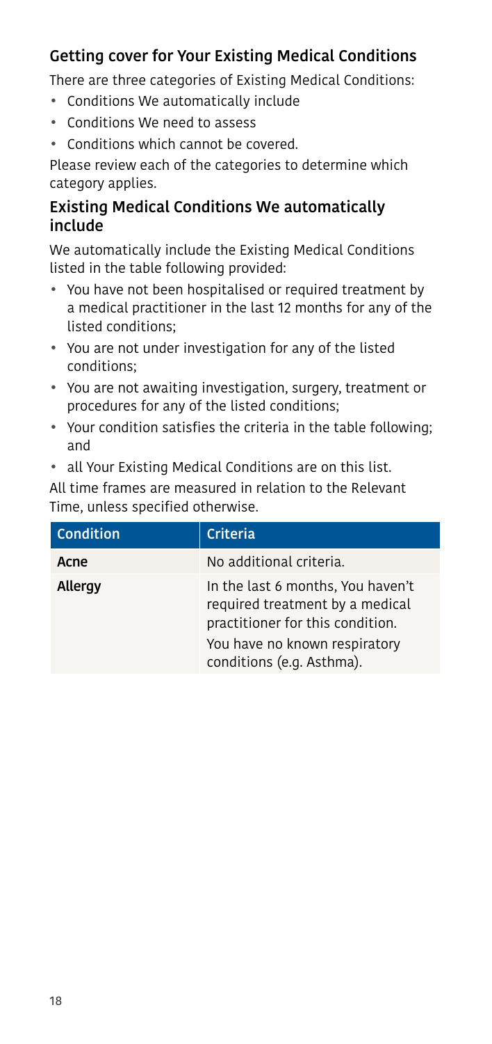## Getting cover for Your Existing Medical Conditions

There are three categories of Existing Medical Conditions:

- Conditions We automatically include
- Conditions We need to assess
- Conditions which cannot be covered.

Please review each of the categories to determine which category applies.

### Existing Medical Conditions We automatically include

We automatically include the Existing Medical Conditions listed in the table following provided:

- You have not been hospitalised or required treatment by a medical practitioner in the last 12 months for any of the listed conditions;
- You are not under investigation for any of the listed conditions;
- You are not awaiting investigation, surgery, treatment or procedures for any of the listed conditions;
- Your condition satisfies the criteria in the table following; and
- all Your Existing Medical Conditions are on this list.

All time frames are measured in relation to the Relevant Time, unless specified otherwise.

| Condition | Criteria |
| --- | --- |
| **Acne** | No additional criteria. |
| **Allergy** | In the last 6 months, You haven't required treatment by a medical practitioner for this condition. You have no known respiratory conditions (e.g. Asthma). |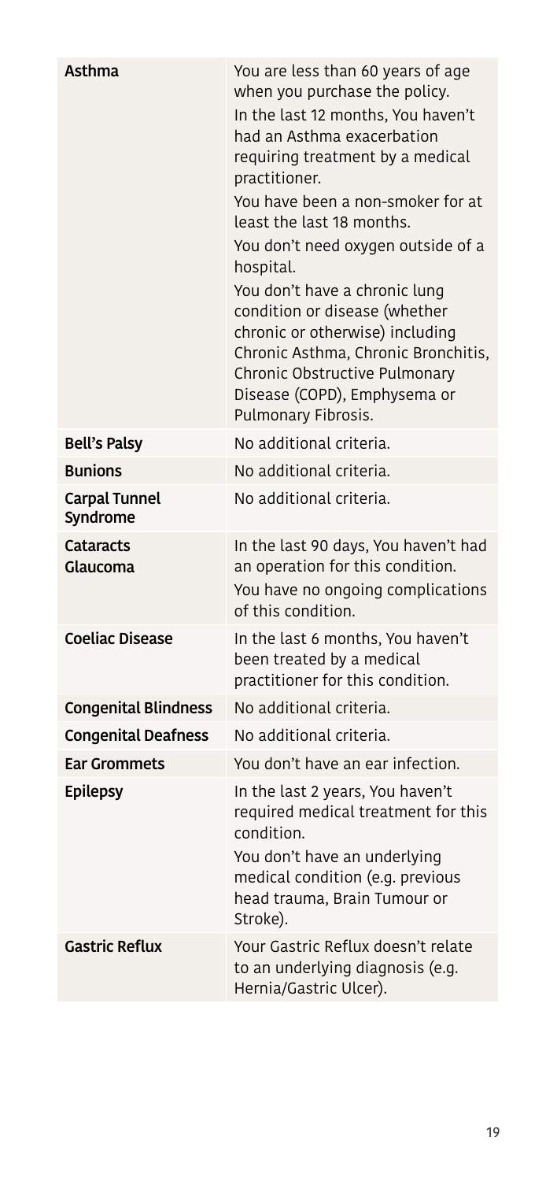| Condition | Criteria |
|---|---|
| **Asthma** | You are less than 60 years of age when you purchase the policy.<br>In the last 12 months, You haven't had an Asthma exacerbation requiring treatment by a medical practitioner.<br>You have been a non-smoker for at least the last 18 months.<br>You don't need oxygen outside of a hospital.<br>You don't have a chronic lung condition or disease (whether chronic or otherwise) including Chronic Asthma, Chronic Bronchitis, Chronic Obstructive Pulmonary Disease (COPD), Emphysema or Pulmonary Fibrosis. |
| **Bell's Palsy** | No additional criteria. |
| **Bunions** | No additional criteria. |
| **Carpal Tunnel Syndrome** | No additional criteria. |
| **Cataracts**<br>**Glaucoma** | In the last 90 days, You haven't had an operation for this condition.<br>You have no ongoing complications of this condition. |
| **Coeliac Disease** | In the last 6 months, You haven't been treated by a medical practitioner for this condition. |
| **Congenital Blindness** | No additional criteria. |
| **Congenital Deafness** | No additional criteria. |
| **Ear Grommets** | You don't have an ear infection. |
| **Epilepsy** | In the last 2 years, You haven't required medical treatment for this condition.<br>You don't have an underlying medical condition (e.g. previous head trauma, Brain Tumour or Stroke). |
| **Gastric Reflux** | Your Gastric Reflux doesn't relate to an underlying diagnosis (e.g. Hernia/Gastric Ulcer). |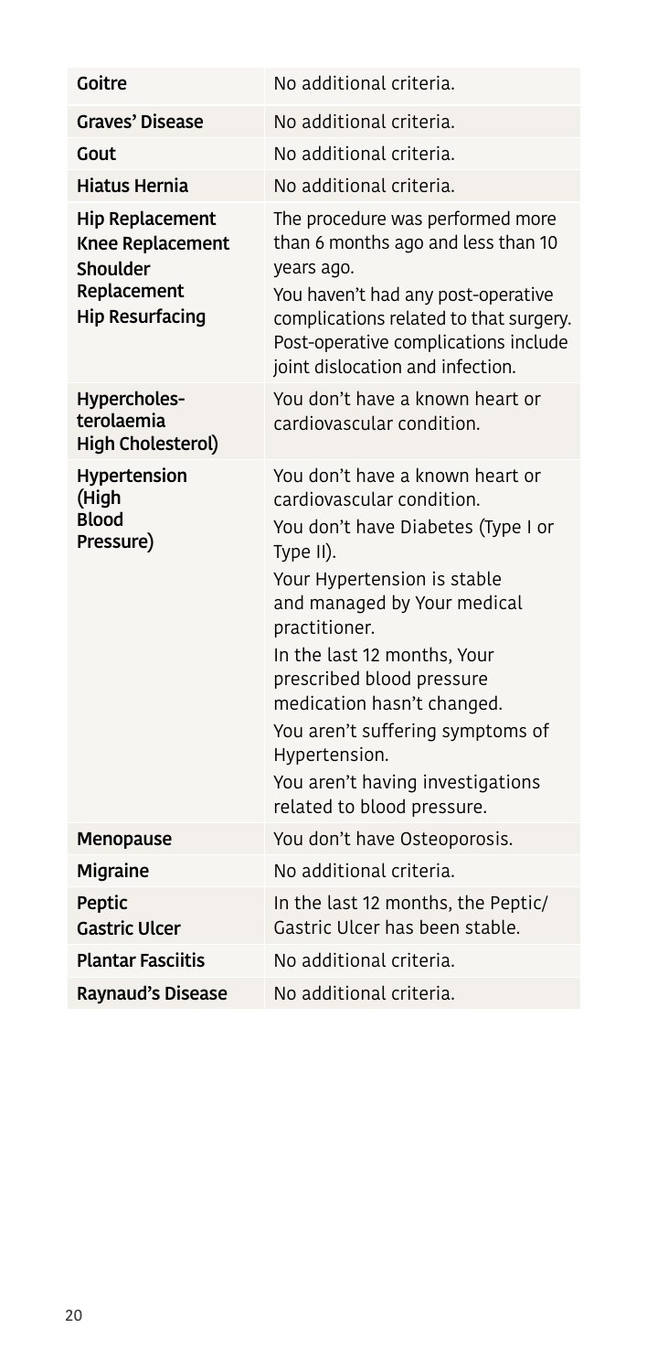| | |
|---|---|
| **Goitre** | No additional criteria. |
| **Graves' Disease** | No additional criteria. |
| **Gout** | No additional criteria. |
| **Hiatus Hernia** | No additional criteria. |
| **Hip Replacement**<br>**Knee Replacement**<br>**Shoulder Replacement**<br>**Hip Resurfacing** | The procedure was performed more than 6 months ago and less than 10 years ago.<br>You haven't had any post-operative complications related to that surgery. Post-operative complications include joint dislocation and infection. |
| **Hypercholesterolaemia High Cholesterol)** | You don't have a known heart or cardiovascular condition. |
| **Hypertension (High Blood Pressure)** | You don't have a known heart or cardiovascular condition.<br>You don't have Diabetes (Type I or Type II).<br>Your Hypertension is stable and managed by Your medical practitioner.<br>In the last 12 months, Your prescribed blood pressure medication hasn't changed.<br>You aren't suffering symptoms of Hypertension.<br>You aren't having investigations related to blood pressure. |
| **Menopause** | You don't have Osteoporosis. |
| **Migraine** | No additional criteria. |
| **Peptic Gastric Ulcer** | In the last 12 months, the Peptic/Gastric Ulcer has been stable. |
| **Plantar Fasciitis** | No additional criteria. |
| **Raynaud's Disease** | No additional criteria. |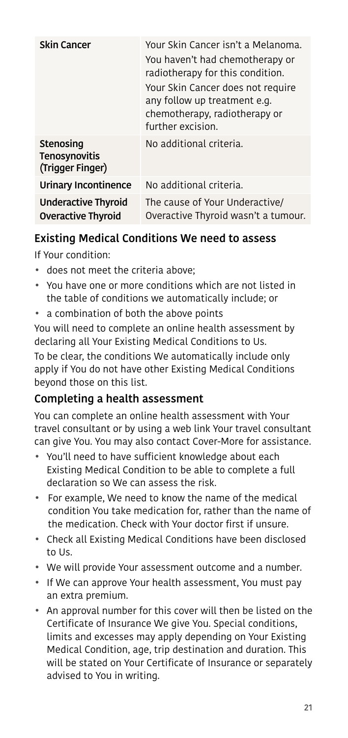| **Skin Cancer** | Your Skin Cancer isn't a Melanoma. You haven't had chemotherapy or radiotherapy for this condition. Your Skin Cancer does not require any follow up treatment e.g. chemotherapy, radiotherapy or further excision. |
|---|---|
| **Stenosing Tenosynovitis (Trigger Finger)** | No additional criteria. |
| **Urinary Incontinence** | No additional criteria. |
| **Underactive Thyroid Overactive Thyroid** | The cause of Your Underactive/ Overactive Thyroid wasn't a tumour. |

## Existing Medical Conditions We need to assess

If Your condition:

- does not meet the criteria above;
- You have one or more conditions which are not listed in the table of conditions we automatically include; or
- a combination of both the above points

You will need to complete an online health assessment by declaring all Your Existing Medical Conditions to Us.

To be clear, the conditions We automatically include only apply if You do not have other Existing Medical Conditions beyond those on this list.

## Completing a health assessment

You can complete an online health assessment with Your travel consultant or by using a web link Your travel consultant can give You. You may also contact Cover-More for assistance.

- You'll need to have sufficient knowledge about each Existing Medical Condition to be able to complete a full declaration so We can assess the risk.
- For example, We need to know the name of the medical condition You take medication for, rather than the name of the medication. Check with Your doctor first if unsure.
- Check all Existing Medical Conditions have been disclosed to Us.
- We will provide Your assessment outcome and a number.
- If We can approve Your health assessment, You must pay an extra premium.
- An approval number for this cover will then be listed on the Certificate of Insurance We give You. Special conditions, limits and excesses may apply depending on Your Existing Medical Condition, age, trip destination and duration. This will be stated on Your Certificate of Insurance or separately advised to You in writing.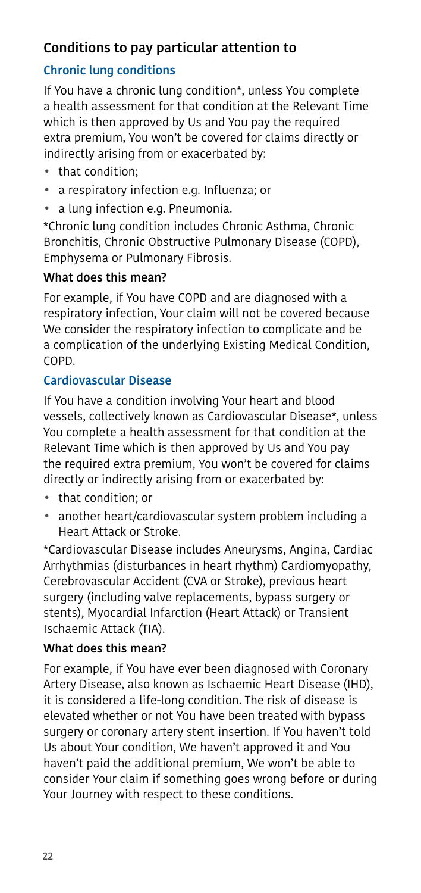## Conditions to pay particular attention to

### Chronic lung conditions

If You have a chronic lung condition*, unless You complete a health assessment for that condition at the Relevant Time which is then approved by Us and You pay the required extra premium, You won't be covered for claims directly or indirectly arising from or exacerbated by:

- that condition;
- a respiratory infection e.g. Influenza; or
- a lung infection e.g. Pneumonia.

*Chronic lung condition includes Chronic Asthma, Chronic Bronchitis, Chronic Obstructive Pulmonary Disease (COPD), Emphysema or Pulmonary Fibrosis.

#### What does this mean?

For example, if You have COPD and are diagnosed with a respiratory infection, Your claim will not be covered because We consider the respiratory infection to complicate and be a complication of the underlying Existing Medical Condition, COPD.

### Cardiovascular Disease

If You have a condition involving Your heart and blood vessels, collectively known as Cardiovascular Disease*, unless You complete a health assessment for that condition at the Relevant Time which is then approved by Us and You pay the required extra premium, You won't be covered for claims directly or indirectly arising from or exacerbated by:

- that condition; or
- another heart/cardiovascular system problem including a Heart Attack or Stroke.

*Cardiovascular Disease includes Aneurysms, Angina, Cardiac Arrhythmias (disturbances in heart rhythm) Cardiomyopathy, Cerebrovascular Accident (CVA or Stroke), previous heart surgery (including valve replacements, bypass surgery or stents), Myocardial Infarction (Heart Attack) or Transient Ischaemic Attack (TIA).

#### What does this mean?

For example, if You have ever been diagnosed with Coronary Artery Disease, also known as Ischaemic Heart Disease (IHD), it is considered a life-long condition. The risk of disease is elevated whether or not You have been treated with bypass surgery or coronary artery stent insertion. If You haven't told Us about Your condition, We haven't approved it and You haven't paid the additional premium, We won't be able to consider Your claim if something goes wrong before or during Your Journey with respect to these conditions.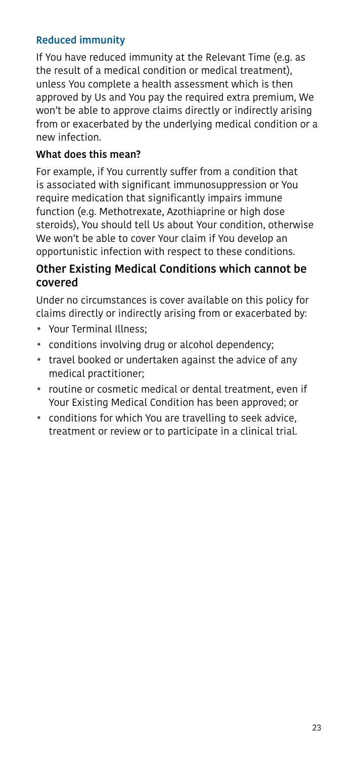### Reduced immunity

If You have reduced immunity at the Relevant Time (e.g. as the result of a medical condition or medical treatment), unless You complete a health assessment which is then approved by Us and You pay the required extra premium, We won't be able to approve claims directly or indirectly arising from or exacerbated by the underlying medical condition or a new infection.

#### What does this mean?

For example, if You currently suffer from a condition that is associated with significant immunosuppression or You require medication that significantly impairs immune function (e.g. Methotrexate, Azothiaprine or high dose steroids), You should tell Us about Your condition, otherwise We won't be able to cover Your claim if You develop an opportunistic infection with respect to these conditions.

## Other Existing Medical Conditions which cannot be covered

Under no circumstances is cover available on this policy for claims directly or indirectly arising from or exacerbated by:

- Your Terminal Illness;
- conditions involving drug or alcohol dependency;
- travel booked or undertaken against the advice of any medical practitioner;
- routine or cosmetic medical or dental treatment, even if Your Existing Medical Condition has been approved; or
- conditions for which You are travelling to seek advice, treatment or review or to participate in a clinical trial.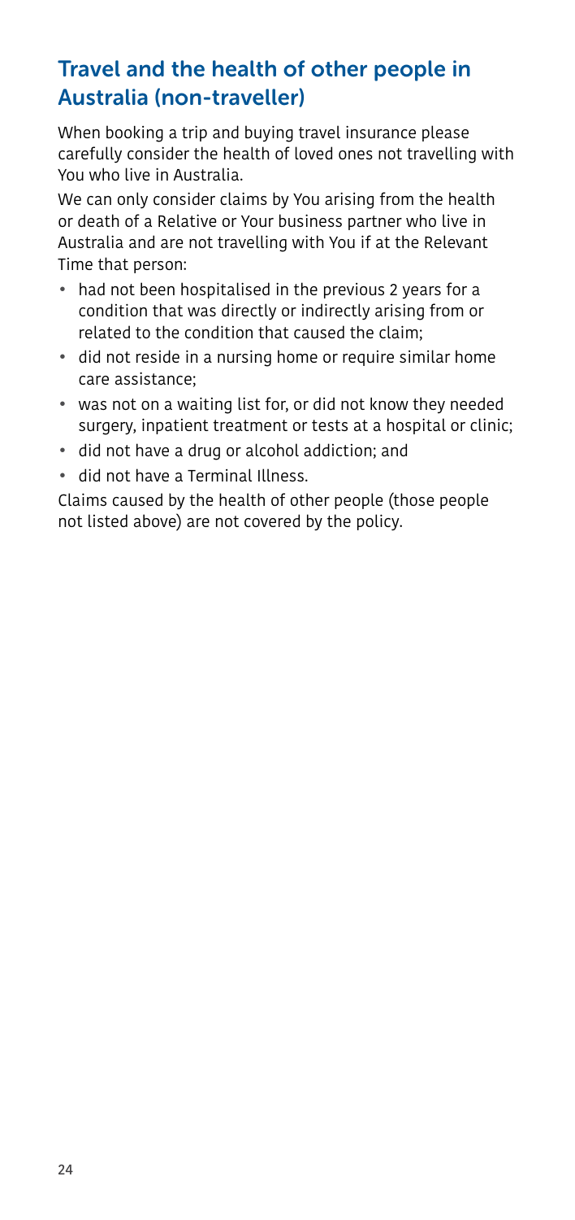## Travel and the health of other people in Australia (non-traveller)

When booking a trip and buying travel insurance please carefully consider the health of loved ones not travelling with You who live in Australia.

We can only consider claims by You arising from the health or death of a Relative or Your business partner who live in Australia and are not travelling with You if at the Relevant Time that person:

- had not been hospitalised in the previous 2 years for a condition that was directly or indirectly arising from or related to the condition that caused the claim;
- did not reside in a nursing home or require similar home care assistance;
- was not on a waiting list for, or did not know they needed surgery, inpatient treatment or tests at a hospital or clinic;
- did not have a drug or alcohol addiction; and
- did not have a Terminal Illness.

Claims caused by the health of other people (those people not listed above) are not covered by the policy.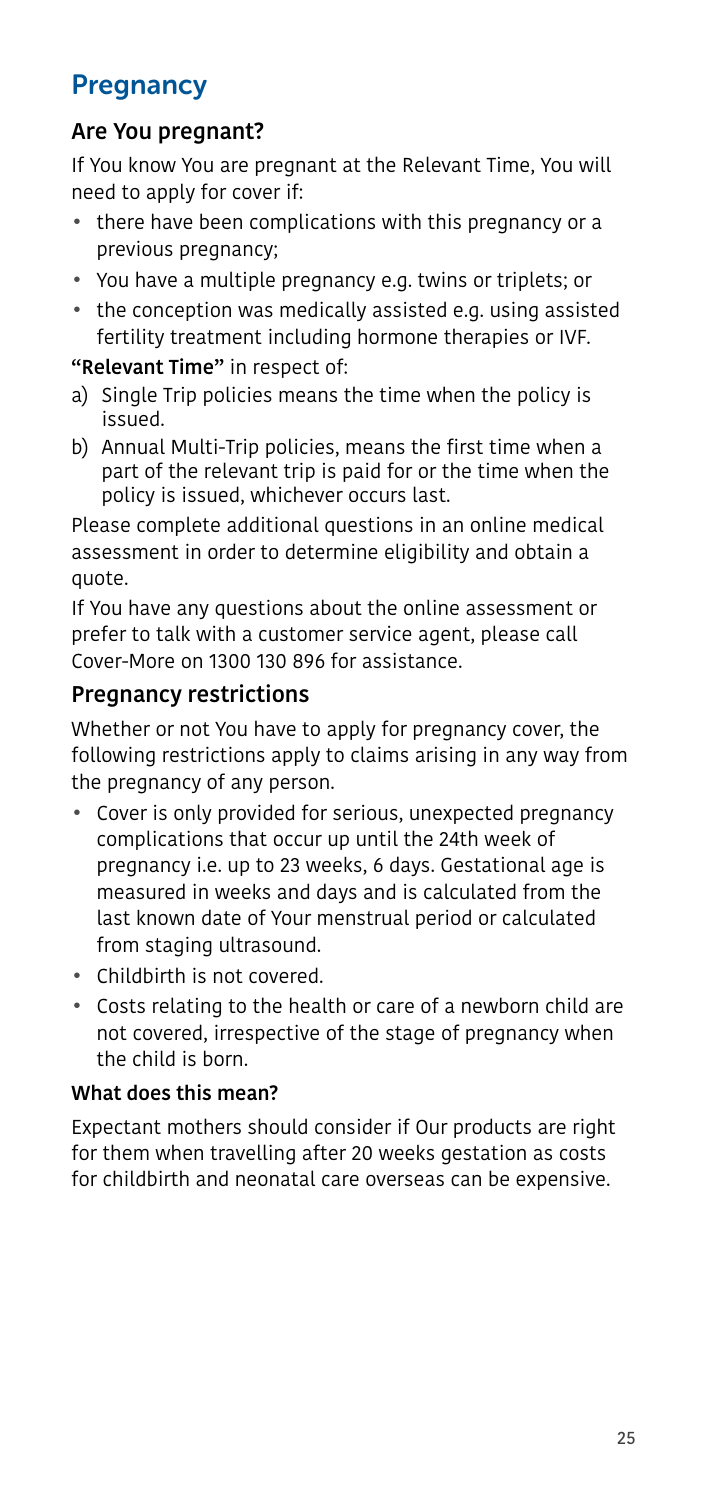## Pregnancy

### Are You pregnant?

If You know You are pregnant at the Relevant Time, You will need to apply for cover if:

- there have been complications with this pregnancy or a previous pregnancy;
- You have a multiple pregnancy e.g. twins or triplets; or
- the conception was medically assisted e.g. using assisted fertility treatment including hormone therapies or IVF.

**"Relevant Time"** in respect of:

a) Single Trip policies means the time when the policy is issued.

b) Annual Multi-Trip policies, means the first time when a part of the relevant trip is paid for or the time when the policy is issued, whichever occurs last.

Please complete additional questions in an online medical assessment in order to determine eligibility and obtain a quote.

If You have any questions about the online assessment or prefer to talk with a customer service agent, please call Cover-More on 1300 130 896 for assistance.

### Pregnancy restrictions

Whether or not You have to apply for pregnancy cover, the following restrictions apply to claims arising in any way from the pregnancy of any person.

- Cover is only provided for serious, unexpected pregnancy complications that occur up until the 24th week of pregnancy i.e. up to 23 weeks, 6 days. Gestational age is measured in weeks and days and is calculated from the last known date of Your menstrual period or calculated from staging ultrasound.
- Childbirth is not covered.
- Costs relating to the health or care of a newborn child are not covered, irrespective of the stage of pregnancy when the child is born.

#### What does this mean?

Expectant mothers should consider if Our products are right for them when travelling after 20 weeks gestation as costs for childbirth and neonatal care overseas can be expensive.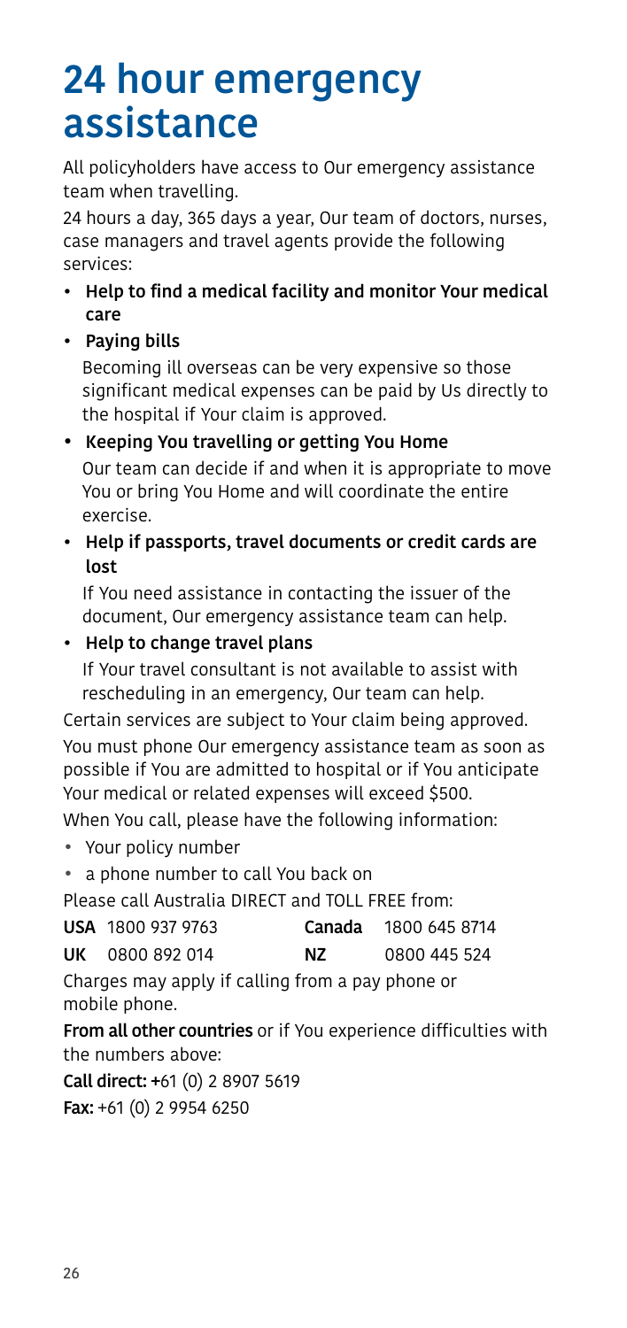# 24 hour emergency assistance

All policyholders have access to Our emergency assistance team when travelling.

24 hours a day, 365 days a year, Our team of doctors, nurses, case managers and travel agents provide the following services:

- **Help to find a medical facility and monitor Your medical care**
- **Paying bills**

  Becoming ill overseas can be very expensive so those significant medical expenses can be paid by Us directly to the hospital if Your claim is approved.
- **Keeping You travelling or getting You Home**

  Our team can decide if and when it is appropriate to move You or bring You Home and will coordinate the entire exercise.
- **Help if passports, travel documents or credit cards are lost**

  If You need assistance in contacting the issuer of the document, Our emergency assistance team can help.
- **Help to change travel plans**

  If Your travel consultant is not available to assist with rescheduling in an emergency, Our team can help.

Certain services are subject to Your claim being approved.

You must phone Our emergency assistance team as soon as possible if You are admitted to hospital or if You anticipate Your medical or related expenses will exceed $500.

When You call, please have the following information:

- Your policy number
- a phone number to call You back on

Please call Australia DIRECT and TOLL FREE from:

| | | | |
|---|---|---|---|
| **USA** | 1800 937 9763 | **Canada** | 1800 645 8714 |
| **UK** | 0800 892 014 | **NZ** | 0800 445 524 |

Charges may apply if calling from a pay phone or mobile phone.

**From all other countries** or if You experience difficulties with the numbers above:

**Call direct:** +61 (0) 2 8907 5619

**Fax:** +61 (0) 2 9954 6250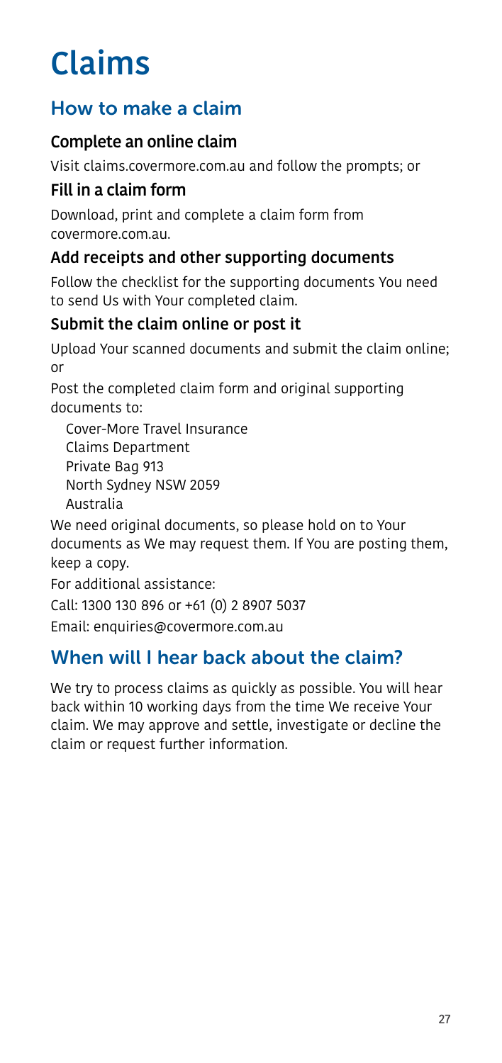# Claims

## How to make a claim

### Complete an online claim

Visit claims.covermore.com.au and follow the prompts; or

### Fill in a claim form

Download, print and complete a claim form from covermore.com.au.

### Add receipts and other supporting documents

Follow the checklist for the supporting documents You need to send Us with Your completed claim.

### Submit the claim online or post it

Upload Your scanned documents and submit the claim online; or

Post the completed claim form and original supporting documents to:

Cover-More Travel Insurance
Claims Department
Private Bag 913
North Sydney NSW 2059
Australia

We need original documents, so please hold on to Your documents as We may request them. If You are posting them, keep a copy.

For additional assistance:

Call: 1300 130 896 or +61 (0) 2 8907 5037

Email: enquiries@covermore.com.au

## When will I hear back about the claim?

We try to process claims as quickly as possible. You will hear back within 10 working days from the time We receive Your claim. We may approve and settle, investigate or decline the claim or request further information.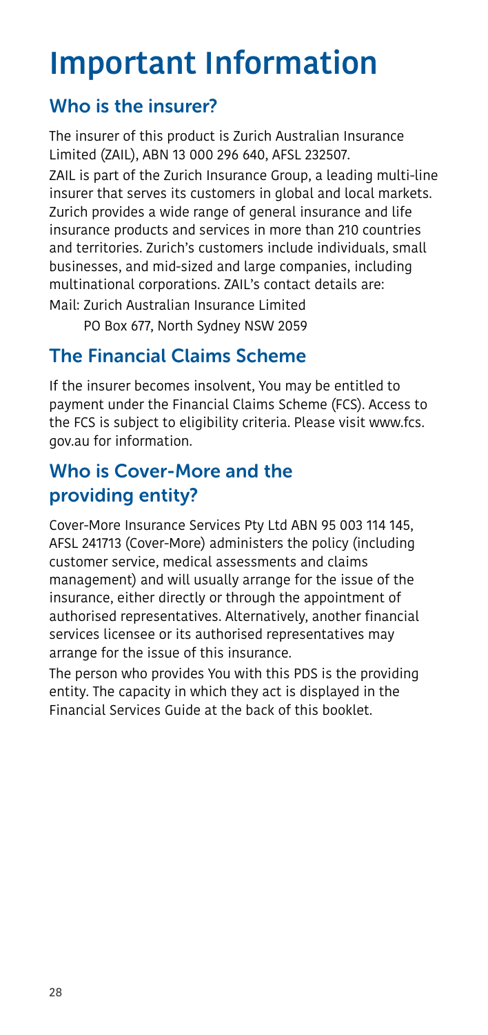# Important Information

## Who is the insurer?

The insurer of this product is Zurich Australian Insurance Limited (ZAIL), ABN 13 000 296 640, AFSL 232507.

ZAIL is part of the Zurich Insurance Group, a leading multi-line insurer that serves its customers in global and local markets. Zurich provides a wide range of general insurance and life insurance products and services in more than 210 countries and territories. Zurich's customers include individuals, small businesses, and mid-sized and large companies, including multinational corporations. ZAIL's contact details are:

Mail: Zurich Australian Insurance Limited
PO Box 677, North Sydney NSW 2059

## The Financial Claims Scheme

If the insurer becomes insolvent, You may be entitled to payment under the Financial Claims Scheme (FCS). Access to the FCS is subject to eligibility criteria. Please visit www.fcs.gov.au for information.

## Who is Cover-More and the providing entity?

Cover-More Insurance Services Pty Ltd ABN 95 003 114 145, AFSL 241713 (Cover-More) administers the policy (including customer service, medical assessments and claims management) and will usually arrange for the issue of the insurance, either directly or through the appointment of authorised representatives. Alternatively, another financial services licensee or its authorised representatives may arrange for the issue of this insurance.

The person who provides You with this PDS is the providing entity. The capacity in which they act is displayed in the Financial Services Guide at the back of this booklet.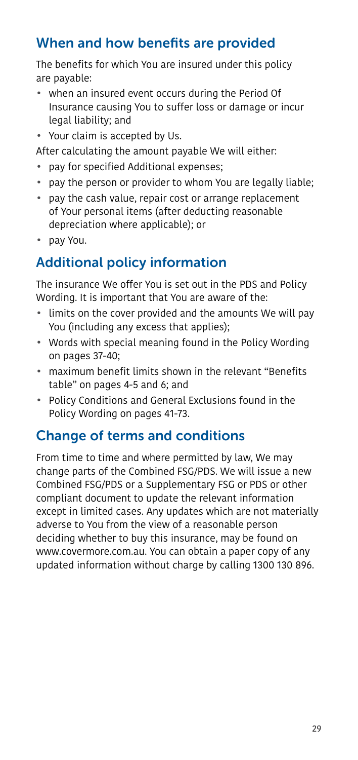## When and how benefits are provided

The benefits for which You are insured under this policy are payable:

- when an insured event occurs during the Period Of Insurance causing You to suffer loss or damage or incur legal liability; and
- Your claim is accepted by Us.

After calculating the amount payable We will either:

- pay for specified Additional expenses;
- pay the person or provider to whom You are legally liable;
- pay the cash value, repair cost or arrange replacement of Your personal items (after deducting reasonable depreciation where applicable); or
- pay You.

## Additional policy information

The insurance We offer You is set out in the PDS and Policy Wording. It is important that You are aware of the:

- limits on the cover provided and the amounts We will pay You (including any excess that applies);
- Words with special meaning found in the Policy Wording on pages 37-40;
- maximum benefit limits shown in the relevant "Benefits table" on pages 4-5 and 6; and
- Policy Conditions and General Exclusions found in the Policy Wording on pages 41-73.

## Change of terms and conditions

From time to time and where permitted by law, We may change parts of the Combined FSG/PDS. We will issue a new Combined FSG/PDS or a Supplementary FSG or PDS or other compliant document to update the relevant information except in limited cases. Any updates which are not materially adverse to You from the view of a reasonable person deciding whether to buy this insurance, may be found on www.covermore.com.au. You can obtain a paper copy of any updated information without charge by calling 1300 130 896.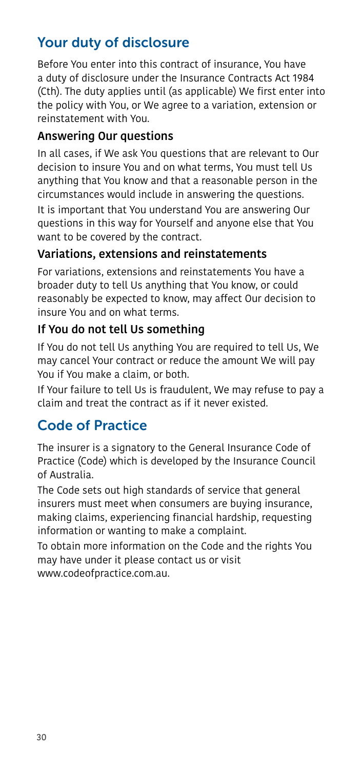## Your duty of disclosure

Before You enter into this contract of insurance, You have a duty of disclosure under the Insurance Contracts Act 1984 (Cth). The duty applies until (as applicable) We first enter into the policy with You, or We agree to a variation, extension or reinstatement with You.

### Answering Our questions

In all cases, if We ask You questions that are relevant to Our decision to insure You and on what terms, You must tell Us anything that You know and that a reasonable person in the circumstances would include in answering the questions.

It is important that You understand You are answering Our questions in this way for Yourself and anyone else that You want to be covered by the contract.

### Variations, extensions and reinstatements

For variations, extensions and reinstatements You have a broader duty to tell Us anything that You know, or could reasonably be expected to know, may affect Our decision to insure You and on what terms.

### If You do not tell Us something

If You do not tell Us anything You are required to tell Us, We may cancel Your contract or reduce the amount We will pay You if You make a claim, or both.

If Your failure to tell Us is fraudulent, We may refuse to pay a claim and treat the contract as if it never existed.

## Code of Practice

The insurer is a signatory to the General Insurance Code of Practice (Code) which is developed by the Insurance Council of Australia.

The Code sets out high standards of service that general insurers must meet when consumers are buying insurance, making claims, experiencing financial hardship, requesting information or wanting to make a complaint.

To obtain more information on the Code and the rights You may have under it please contact us or visit www.codeofpractice.com.au.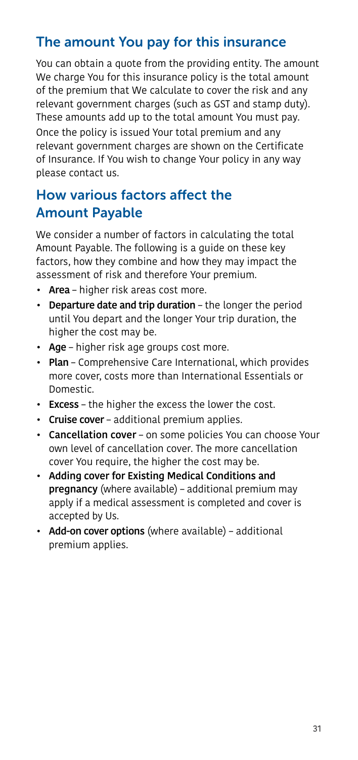## The amount You pay for this insurance

You can obtain a quote from the providing entity. The amount We charge You for this insurance policy is the total amount of the premium that We calculate to cover the risk and any relevant government charges (such as GST and stamp duty). These amounts add up to the total amount You must pay.

Once the policy is issued Your total premium and any relevant government charges are shown on the Certificate of Insurance. If You wish to change Your policy in any way please contact us.

## How various factors affect the Amount Payable

We consider a number of factors in calculating the total Amount Payable. The following is a guide on these key factors, how they combine and how they may impact the assessment of risk and therefore Your premium.

- **Area** – higher risk areas cost more.
- **Departure date and trip duration** – the longer the period until You depart and the longer Your trip duration, the higher the cost may be.
- **Age** – higher risk age groups cost more.
- **Plan** – Comprehensive Care International, which provides more cover, costs more than International Essentials or Domestic.
- **Excess** – the higher the excess the lower the cost.
- **Cruise cover** – additional premium applies.
- **Cancellation cover** – on some policies You can choose Your own level of cancellation cover. The more cancellation cover You require, the higher the cost may be.
- **Adding cover for Existing Medical Conditions and pregnancy** (where available) – additional premium may apply if a medical assessment is completed and cover is accepted by Us.
- **Add-on cover options** (where available) – additional premium applies.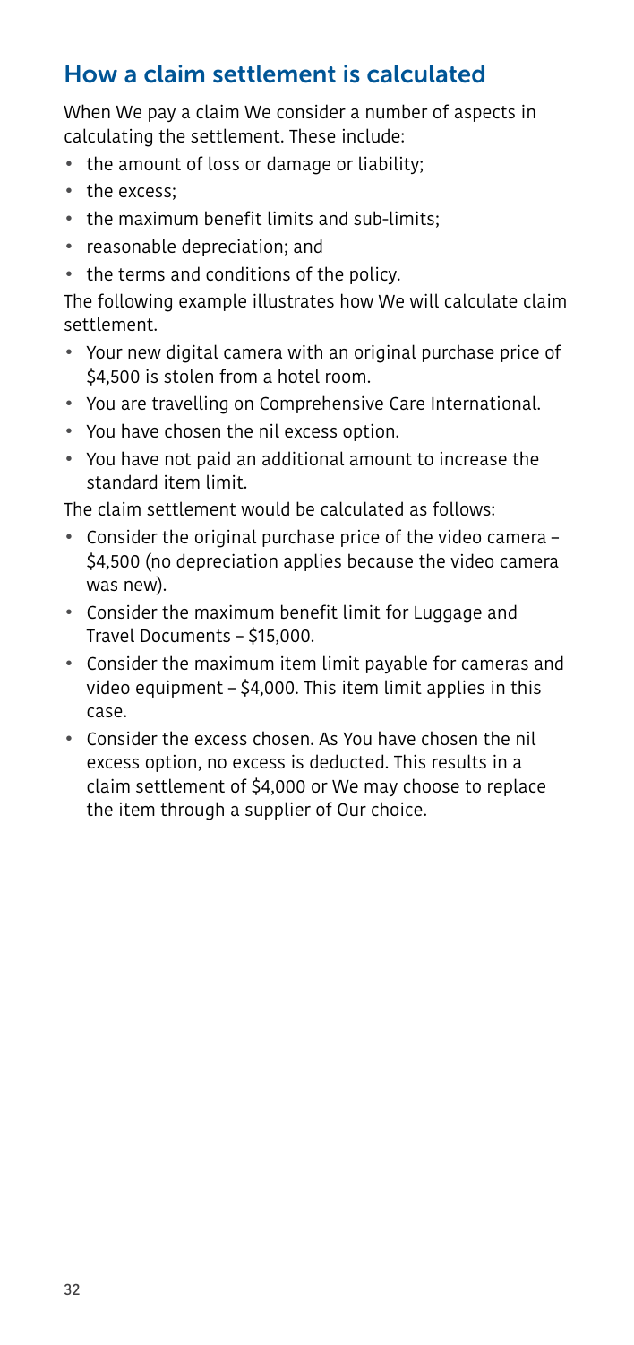## How a claim settlement is calculated

When We pay a claim We consider a number of aspects in calculating the settlement. These include:

- the amount of loss or damage or liability;
- the excess;
- the maximum benefit limits and sub-limits;
- reasonable depreciation; and
- the terms and conditions of the policy.

The following example illustrates how We will calculate claim settlement.

- Your new digital camera with an original purchase price of $4,500 is stolen from a hotel room.
- You are travelling on Comprehensive Care International.
- You have chosen the nil excess option.
- You have not paid an additional amount to increase the standard item limit.

The claim settlement would be calculated as follows:

- Consider the original purchase price of the video camera – $4,500 (no depreciation applies because the video camera was new).
- Consider the maximum benefit limit for Luggage and Travel Documents – $15,000.
- Consider the maximum item limit payable for cameras and video equipment – $4,000. This item limit applies in this case.
- Consider the excess chosen. As You have chosen the nil excess option, no excess is deducted. This results in a claim settlement of $4,000 or We may choose to replace the item through a supplier of Our choice.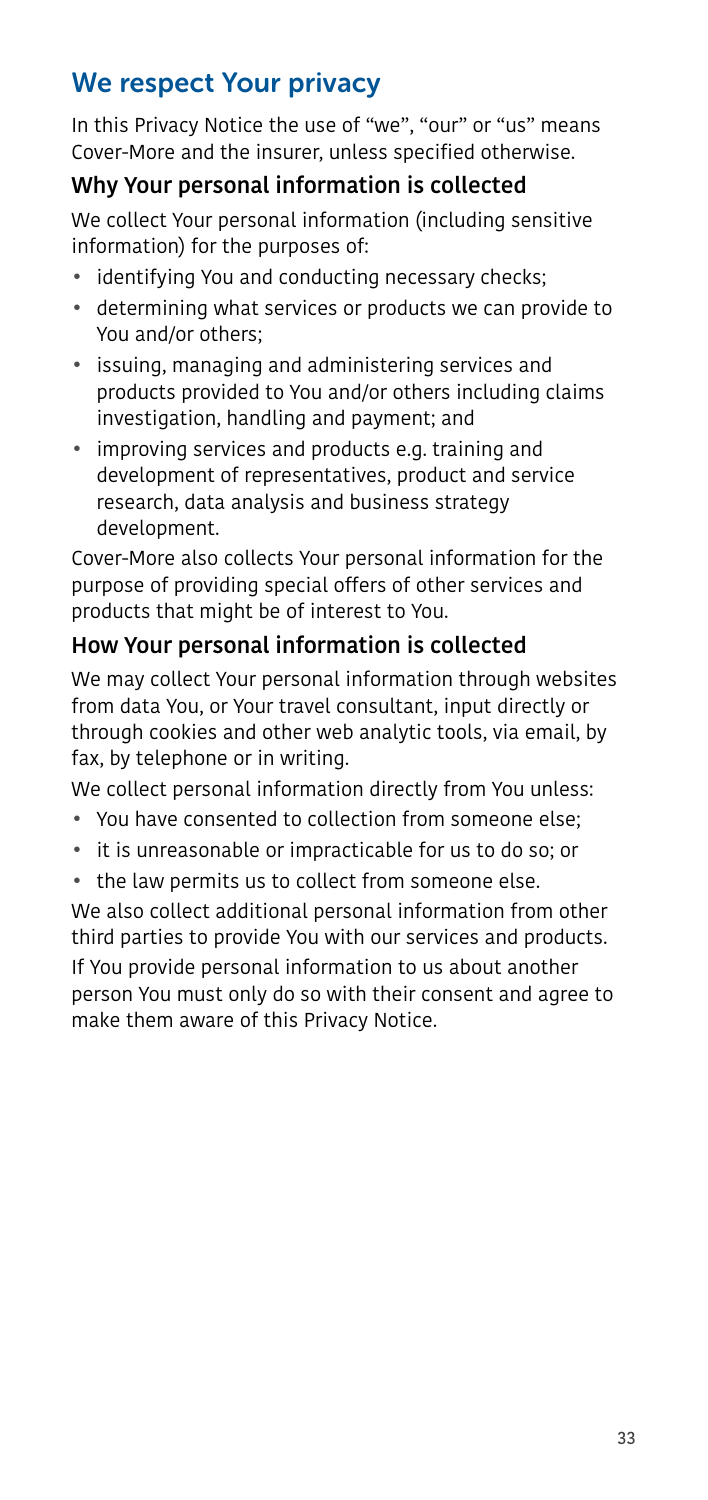## We respect Your privacy

In this Privacy Notice the use of "we", "our" or "us" means Cover-More and the insurer, unless specified otherwise.

### Why Your personal information is collected

We collect Your personal information (including sensitive information) for the purposes of:

- identifying You and conducting necessary checks;
- determining what services or products we can provide to You and/or others;
- issuing, managing and administering services and products provided to You and/or others including claims investigation, handling and payment; and
- improving services and products e.g. training and development of representatives, product and service research, data analysis and business strategy development.

Cover-More also collects Your personal information for the purpose of providing special offers of other services and products that might be of interest to You.

### How Your personal information is collected

We may collect Your personal information through websites from data You, or Your travel consultant, input directly or through cookies and other web analytic tools, via email, by fax, by telephone or in writing.

We collect personal information directly from You unless:

- You have consented to collection from someone else;
- it is unreasonable or impracticable for us to do so; or
- the law permits us to collect from someone else.

We also collect additional personal information from other third parties to provide You with our services and products.

If You provide personal information to us about another person You must only do so with their consent and agree to make them aware of this Privacy Notice.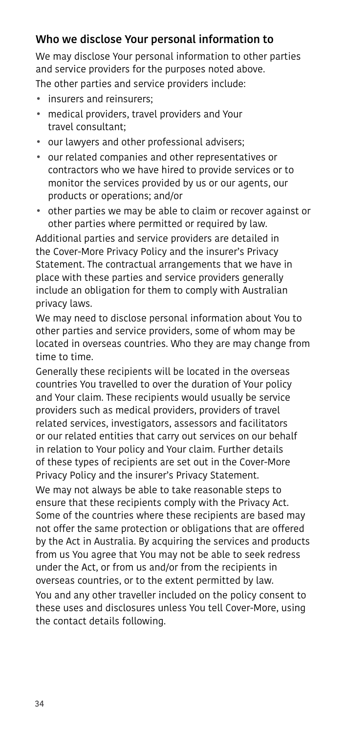## Who we disclose Your personal information to

We may disclose Your personal information to other parties and service providers for the purposes noted above.

The other parties and service providers include:

- insurers and reinsurers;
- medical providers, travel providers and Your travel consultant;
- our lawyers and other professional advisers;
- our related companies and other representatives or contractors who we have hired to provide services or to monitor the services provided by us or our agents, our products or operations; and/or
- other parties we may be able to claim or recover against or other parties where permitted or required by law.

Additional parties and service providers are detailed in the Cover-More Privacy Policy and the insurer's Privacy Statement. The contractual arrangements that we have in place with these parties and service providers generally include an obligation for them to comply with Australian privacy laws.

We may need to disclose personal information about You to other parties and service providers, some of whom may be located in overseas countries. Who they are may change from time to time.

Generally these recipients will be located in the overseas countries You travelled to over the duration of Your policy and Your claim. These recipients would usually be service providers such as medical providers, providers of travel related services, investigators, assessors and facilitators or our related entities that carry out services on our behalf in relation to Your policy and Your claim. Further details of these types of recipients are set out in the Cover-More Privacy Policy and the insurer's Privacy Statement.

We may not always be able to take reasonable steps to ensure that these recipients comply with the Privacy Act. Some of the countries where these recipients are based may not offer the same protection or obligations that are offered by the Act in Australia. By acquiring the services and products from us You agree that You may not be able to seek redress under the Act, or from us and/or from the recipients in overseas countries, or to the extent permitted by law.

You and any other traveller included on the policy consent to these uses and disclosures unless You tell Cover-More, using the contact details following.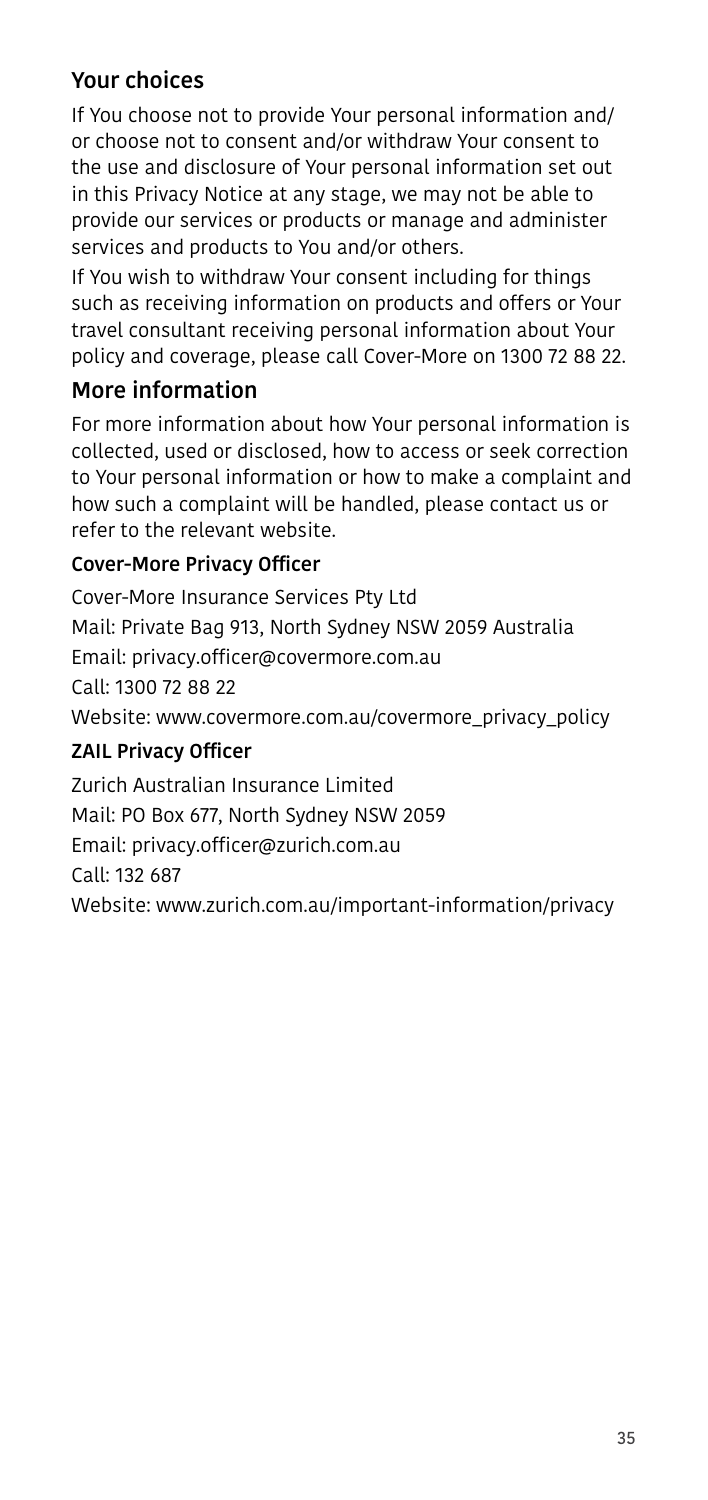## Your choices

If You choose not to provide Your personal information and/or choose not to consent and/or withdraw Your consent to the use and disclosure of Your personal information set out in this Privacy Notice at any stage, we may not be able to provide our services or products or manage and administer services and products to You and/or others.

If You wish to withdraw Your consent including for things such as receiving information on products and offers or Your travel consultant receiving personal information about Your policy and coverage, please call Cover-More on 1300 72 88 22.

## More information

For more information about how Your personal information is collected, used or disclosed, how to access or seek correction to Your personal information or how to make a complaint and how such a complaint will be handled, please contact us or refer to the relevant website.

### Cover-More Privacy Officer

Cover-More Insurance Services Pty Ltd
Mail: Private Bag 913, North Sydney NSW 2059 Australia
Email: privacy.officer@covermore.com.au
Call: 1300 72 88 22
Website: www.covermore.com.au/covermore_privacy_policy

### ZAIL Privacy Officer

Zurich Australian Insurance Limited
Mail: PO Box 677, North Sydney NSW 2059
Email: privacy.officer@zurich.com.au
Call: 132 687
Website: www.zurich.com.au/important-information/privacy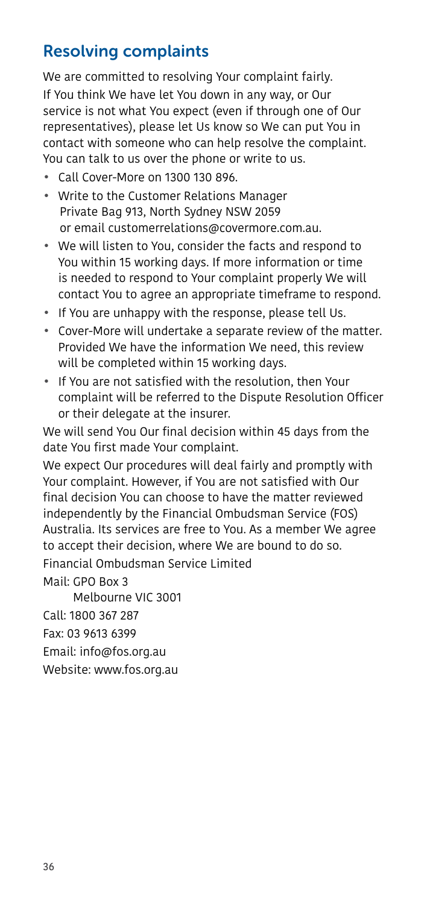## Resolving complaints

We are committed to resolving Your complaint fairly.

If You think We have let You down in any way, or Our service is not what You expect (even if through one of Our representatives), please let Us know so We can put You in contact with someone who can help resolve the complaint. You can talk to us over the phone or write to us.

- Call Cover-More on 1300 130 896.
- Write to the Customer Relations Manager
  Private Bag 913, North Sydney NSW 2059
  or email customerrelations@covermore.com.au.
- We will listen to You, consider the facts and respond to You within 15 working days. If more information or time is needed to respond to Your complaint properly We will contact You to agree an appropriate timeframe to respond.
- If You are unhappy with the response, please tell Us.
- Cover-More will undertake a separate review of the matter. Provided We have the information We need, this review will be completed within 15 working days.
- If You are not satisfied with the resolution, then Your complaint will be referred to the Dispute Resolution Officer or their delegate at the insurer.

We will send You Our final decision within 45 days from the date You first made Your complaint.

We expect Our procedures will deal fairly and promptly with Your complaint. However, if You are not satisfied with Our final decision You can choose to have the matter reviewed independently by the Financial Ombudsman Service (FOS) Australia. Its services are free to You. As a member We agree to accept their decision, where We are bound to do so.

Financial Ombudsman Service Limited

Mail: GPO Box 3
Melbourne VIC 3001

Call: 1800 367 287

Fax: 03 9613 6399

Email: info@fos.org.au

Website: www.fos.org.au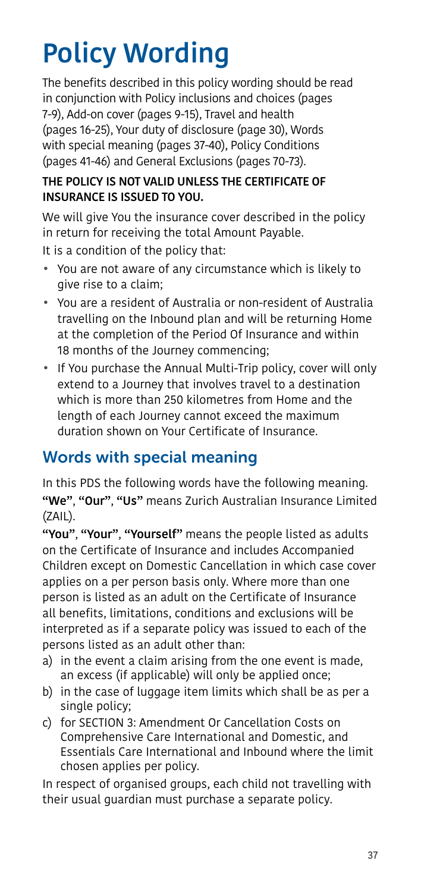# Policy Wording

The benefits described in this policy wording should be read in conjunction with Policy inclusions and choices (pages 7-9), Add-on cover (pages 9-15), Travel and health (pages 16-25), Your duty of disclosure (page 30), Words with special meaning (pages 37-40), Policy Conditions (pages 41-46) and General Exclusions (pages 70-73).

**THE POLICY IS NOT VALID UNLESS THE CERTIFICATE OF INSURANCE IS ISSUED TO YOU.**

We will give You the insurance cover described in the policy in return for receiving the total Amount Payable.

It is a condition of the policy that:

- You are not aware of any circumstance which is likely to give rise to a claim;
- You are a resident of Australia or non-resident of Australia travelling on the Inbound plan and will be returning Home at the completion of the Period Of Insurance and within 18 months of the Journey commencing;
- If You purchase the Annual Multi-Trip policy, cover will only extend to a Journey that involves travel to a destination which is more than 250 kilometres from Home and the length of each Journey cannot exceed the maximum duration shown on Your Certificate of Insurance.

## Words with special meaning

In this PDS the following words have the following meaning.

**"We"**, **"Our"**, **"Us"** means Zurich Australian Insurance Limited (ZAIL).

**"You"**, **"Your"**, **"Yourself"** means the people listed as adults on the Certificate of Insurance and includes Accompanied Children except on Domestic Cancellation in which case cover applies on a per person basis only. Where more than one person is listed as an adult on the Certificate of Insurance all benefits, limitations, conditions and exclusions will be interpreted as if a separate policy was issued to each of the persons listed as an adult other than:

a) in the event a claim arising from the one event is made, an excess (if applicable) will only be applied once;
b) in the case of luggage item limits which shall be as per a single policy;
c) for SECTION 3: Amendment Or Cancellation Costs on Comprehensive Care International and Domestic, and Essentials Care International and Inbound where the limit chosen applies per policy.

In respect of organised groups, each child not travelling with their usual guardian must purchase a separate policy.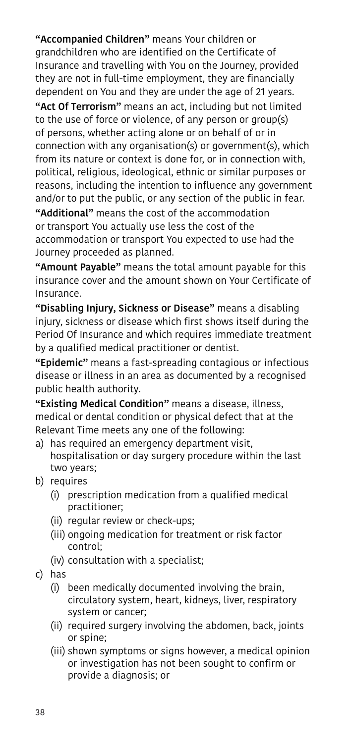**"Accompanied Children"** means Your children or grandchildren who are identified on the Certificate of Insurance and travelling with You on the Journey, provided they are not in full-time employment, they are financially dependent on You and they are under the age of 21 years.

**"Act Of Terrorism"** means an act, including but not limited to the use of force or violence, of any person or group(s) of persons, whether acting alone or on behalf of or in connection with any organisation(s) or government(s), which from its nature or context is done for, or in connection with, political, religious, ideological, ethnic or similar purposes or reasons, including the intention to influence any government and/or to put the public, or any section of the public in fear.

**"Additional"** means the cost of the accommodation or transport You actually use less the cost of the accommodation or transport You expected to use had the Journey proceeded as planned.

**"Amount Payable"** means the total amount payable for this insurance cover and the amount shown on Your Certificate of Insurance.

**"Disabling Injury, Sickness or Disease"** means a disabling injury, sickness or disease which first shows itself during the Period Of Insurance and which requires immediate treatment by a qualified medical practitioner or dentist.

**"Epidemic"** means a fast-spreading contagious or infectious disease or illness in an area as documented by a recognised public health authority.

**"Existing Medical Condition"** means a disease, illness, medical or dental condition or physical defect that at the Relevant Time meets any one of the following:

a) has required an emergency department visit, hospitalisation or day surgery procedure within the last two years;
b) requires
   (i) prescription medication from a qualified medical practitioner;
   (ii) regular review or check-ups;
   (iii) ongoing medication for treatment or risk factor control;
   (iv) consultation with a specialist;
c) has
   (i) been medically documented involving the brain, circulatory system, heart, kidneys, liver, respiratory system or cancer;
   (ii) required surgery involving the abdomen, back, joints or spine;
   (iii) shown symptoms or signs however, a medical opinion or investigation has not been sought to confirm or provide a diagnosis; or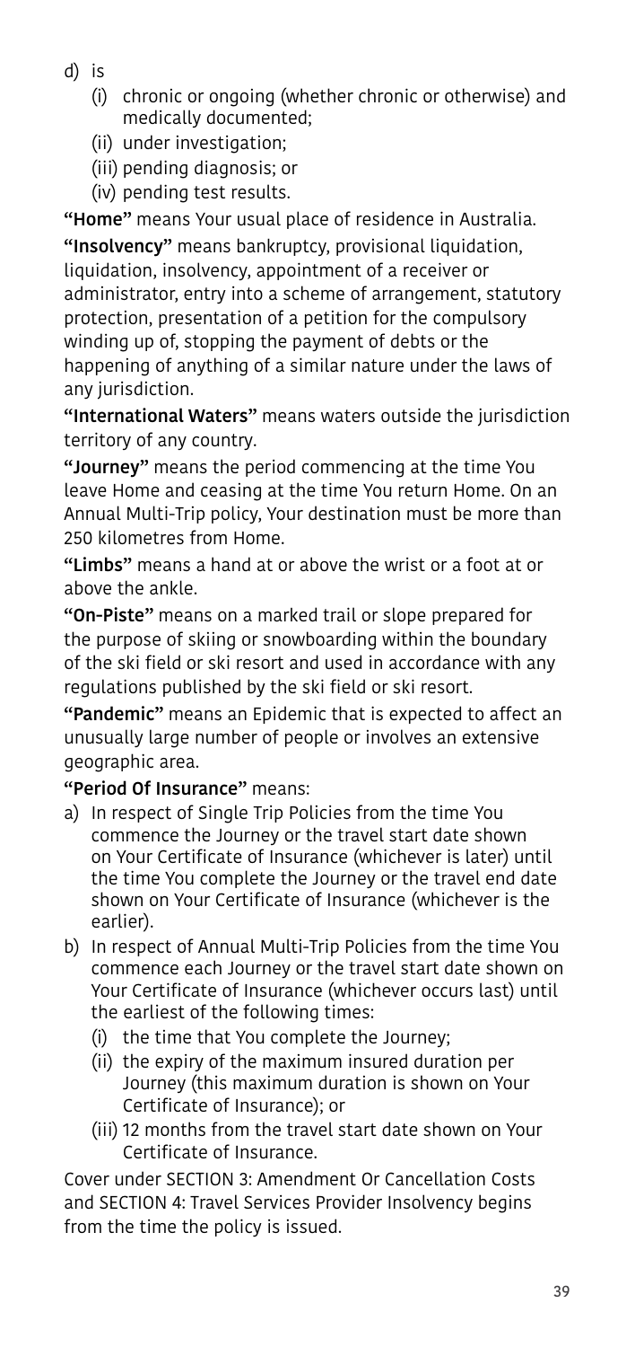d) is
   (i) chronic or ongoing (whether chronic or otherwise) and medically documented;
   (ii) under investigation;
   (iii) pending diagnosis; or
   (iv) pending test results.

**"Home"** means Your usual place of residence in Australia.

**"Insolvency"** means bankruptcy, provisional liquidation, liquidation, insolvency, appointment of a receiver or administrator, entry into a scheme of arrangement, statutory protection, presentation of a petition for the compulsory winding up of, stopping the payment of debts or the happening of anything of a similar nature under the laws of any jurisdiction.

**"International Waters"** means waters outside the jurisdiction territory of any country.

**"Journey"** means the period commencing at the time You leave Home and ceasing at the time You return Home. On an Annual Multi-Trip policy, Your destination must be more than 250 kilometres from Home.

**"Limbs"** means a hand at or above the wrist or a foot at or above the ankle.

**"On-Piste"** means on a marked trail or slope prepared for the purpose of skiing or snowboarding within the boundary of the ski field or ski resort and used in accordance with any regulations published by the ski field or ski resort.

**"Pandemic"** means an Epidemic that is expected to affect an unusually large number of people or involves an extensive geographic area.

**"Period Of Insurance"** means:

a) In respect of Single Trip Policies from the time You commence the Journey or the travel start date shown on Your Certificate of Insurance (whichever is later) until the time You complete the Journey or the travel end date shown on Your Certificate of Insurance (whichever is the earlier).
b) In respect of Annual Multi-Trip Policies from the time You commence each Journey or the travel start date shown on Your Certificate of Insurance (whichever occurs last) until the earliest of the following times:
   (i) the time that You complete the Journey;
   (ii) the expiry of the maximum insured duration per Journey (this maximum duration is shown on Your Certificate of Insurance); or
   (iii) 12 months from the travel start date shown on Your Certificate of Insurance.

Cover under SECTION 3: Amendment Or Cancellation Costs and SECTION 4: Travel Services Provider Insolvency begins from the time the policy is issued.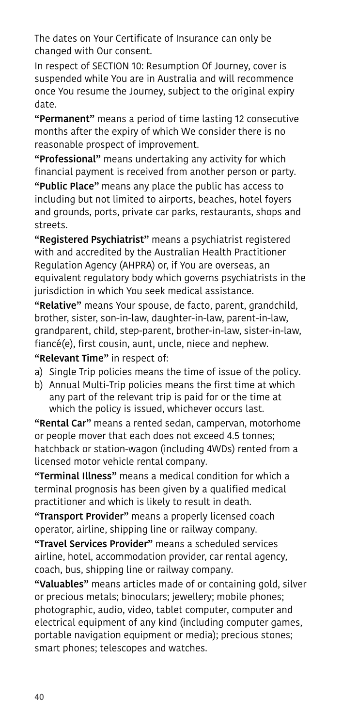The dates on Your Certificate of Insurance can only be changed with Our consent.

In respect of SECTION 10: Resumption Of Journey, cover is suspended while You are in Australia and will recommence once You resume the Journey, subject to the original expiry date.

**"Permanent"** means a period of time lasting 12 consecutive months after the expiry of which We consider there is no reasonable prospect of improvement.

**"Professional"** means undertaking any activity for which financial payment is received from another person or party.

**"Public Place"** means any place the public has access to including but not limited to airports, beaches, hotel foyers and grounds, ports, private car parks, restaurants, shops and streets.

**"Registered Psychiatrist"** means a psychiatrist registered with and accredited by the Australian Health Practitioner Regulation Agency (AHPRA) or, if You are overseas, an equivalent regulatory body which governs psychiatrists in the jurisdiction in which You seek medical assistance.

**"Relative"** means Your spouse, de facto, parent, grandchild, brother, sister, son-in-law, daughter-in-law, parent-in-law, grandparent, child, step-parent, brother-in-law, sister-in-law, fiancé(e), first cousin, aunt, uncle, niece and nephew.

**"Relevant Time"** in respect of:

a) Single Trip policies means the time of issue of the policy.
b) Annual Multi-Trip policies means the first time at which any part of the relevant trip is paid for or the time at which the policy is issued, whichever occurs last.

**"Rental Car"** means a rented sedan, campervan, motorhome or people mover that each does not exceed 4.5 tonnes; hatchback or station-wagon (including 4WDs) rented from a licensed motor vehicle rental company.

**"Terminal Illness"** means a medical condition for which a terminal prognosis has been given by a qualified medical practitioner and which is likely to result in death.

**"Transport Provider"** means a properly licensed coach operator, airline, shipping line or railway company.

**"Travel Services Provider"** means a scheduled services airline, hotel, accommodation provider, car rental agency, coach, bus, shipping line or railway company.

**"Valuables"** means articles made of or containing gold, silver or precious metals; binoculars; jewellery; mobile phones; photographic, audio, video, tablet computer, computer and electrical equipment of any kind (including computer games, portable navigation equipment or media); precious stones; smart phones; telescopes and watches.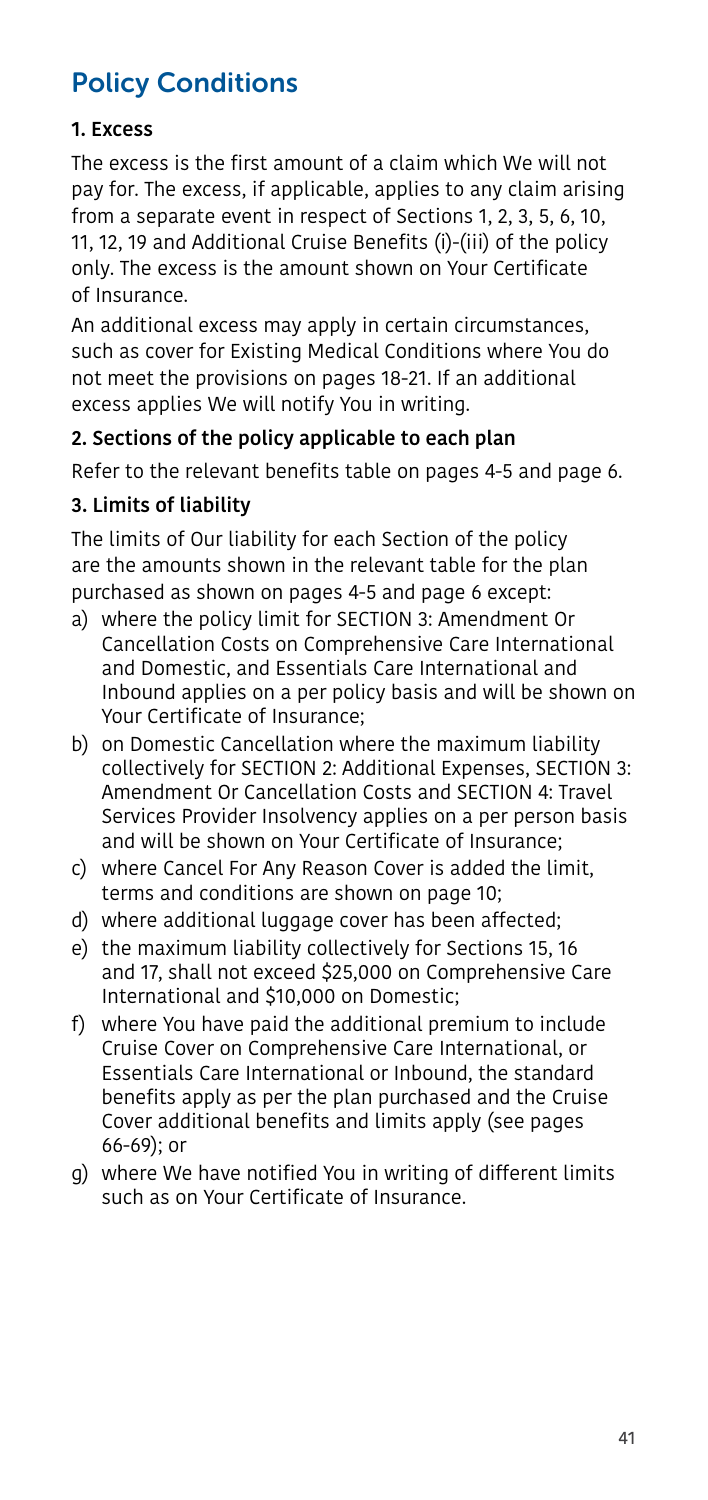# Policy Conditions

### 1. Excess

The excess is the first amount of a claim which We will not pay for. The excess, if applicable, applies to any claim arising from a separate event in respect of Sections 1, 2, 3, 5, 6, 10, 11, 12, 19 and Additional Cruise Benefits (i)-(iii) of the policy only. The excess is the amount shown on Your Certificate of Insurance.

An additional excess may apply in certain circumstances, such as cover for Existing Medical Conditions where You do not meet the provisions on pages 18-21. If an additional excess applies We will notify You in writing.

### 2. Sections of the policy applicable to each plan

Refer to the relevant benefits table on pages 4-5 and page 6.

### 3. Limits of liability

The limits of Our liability for each Section of the policy are the amounts shown in the relevant table for the plan purchased as shown on pages 4-5 and page 6 except:

a) where the policy limit for SECTION 3: Amendment Or Cancellation Costs on Comprehensive Care International and Domestic, and Essentials Care International and Inbound applies on a per policy basis and will be shown on Your Certificate of Insurance;
b) on Domestic Cancellation where the maximum liability collectively for SECTION 2: Additional Expenses, SECTION 3: Amendment Or Cancellation Costs and SECTION 4: Travel Services Provider Insolvency applies on a per person basis and will be shown on Your Certificate of Insurance;
c) where Cancel For Any Reason Cover is added the limit, terms and conditions are shown on page 10;
d) where additional luggage cover has been affected;
e) the maximum liability collectively for Sections 15, 16 and 17, shall not exceed $25,000 on Comprehensive Care International and $10,000 on Domestic;
f) where You have paid the additional premium to include Cruise Cover on Comprehensive Care International, or Essentials Care International or Inbound, the standard benefits apply as per the plan purchased and the Cruise Cover additional benefits and limits apply (see pages 66-69); or
g) where We have notified You in writing of different limits such as on Your Certificate of Insurance.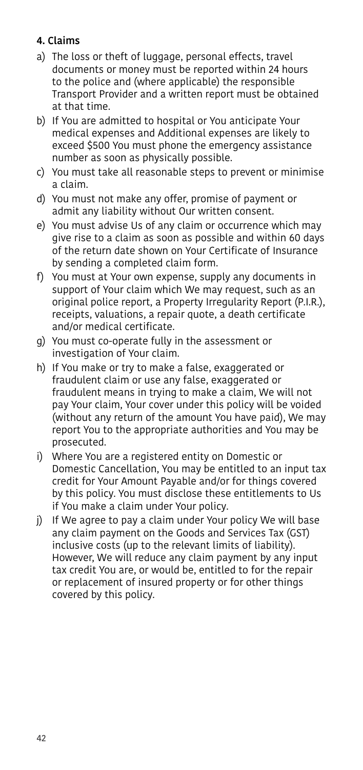## 4. Claims

a) The loss or theft of luggage, personal effects, travel documents or money must be reported within 24 hours to the police and (where applicable) the responsible Transport Provider and a written report must be obtained at that time.

b) If You are admitted to hospital or You anticipate Your medical expenses and Additional expenses are likely to exceed $500 You must phone the emergency assistance number as soon as physically possible.

c) You must take all reasonable steps to prevent or minimise a claim.

d) You must not make any offer, promise of payment or admit any liability without Our written consent.

e) You must advise Us of any claim or occurrence which may give rise to a claim as soon as possible and within 60 days of the return date shown on Your Certificate of Insurance by sending a completed claim form.

f) You must at Your own expense, supply any documents in support of Your claim which We may request, such as an original police report, a Property Irregularity Report (P.I.R.), receipts, valuations, a repair quote, a death certificate and/or medical certificate.

g) You must co-operate fully in the assessment or investigation of Your claim.

h) If You make or try to make a false, exaggerated or fraudulent claim or use any false, exaggerated or fraudulent means in trying to make a claim, We will not pay Your claim, Your cover under this policy will be voided (without any return of the amount You have paid), We may report You to the appropriate authorities and You may be prosecuted.

i) Where You are a registered entity on Domestic or Domestic Cancellation, You may be entitled to an input tax credit for Your Amount Payable and/or for things covered by this policy. You must disclose these entitlements to Us if You make a claim under Your policy.

j) If We agree to pay a claim under Your policy We will base any claim payment on the Goods and Services Tax (GST) inclusive costs (up to the relevant limits of liability). However, We will reduce any claim payment by any input tax credit You are, or would be, entitled to for the repair or replacement of insured property or for other things covered by this policy.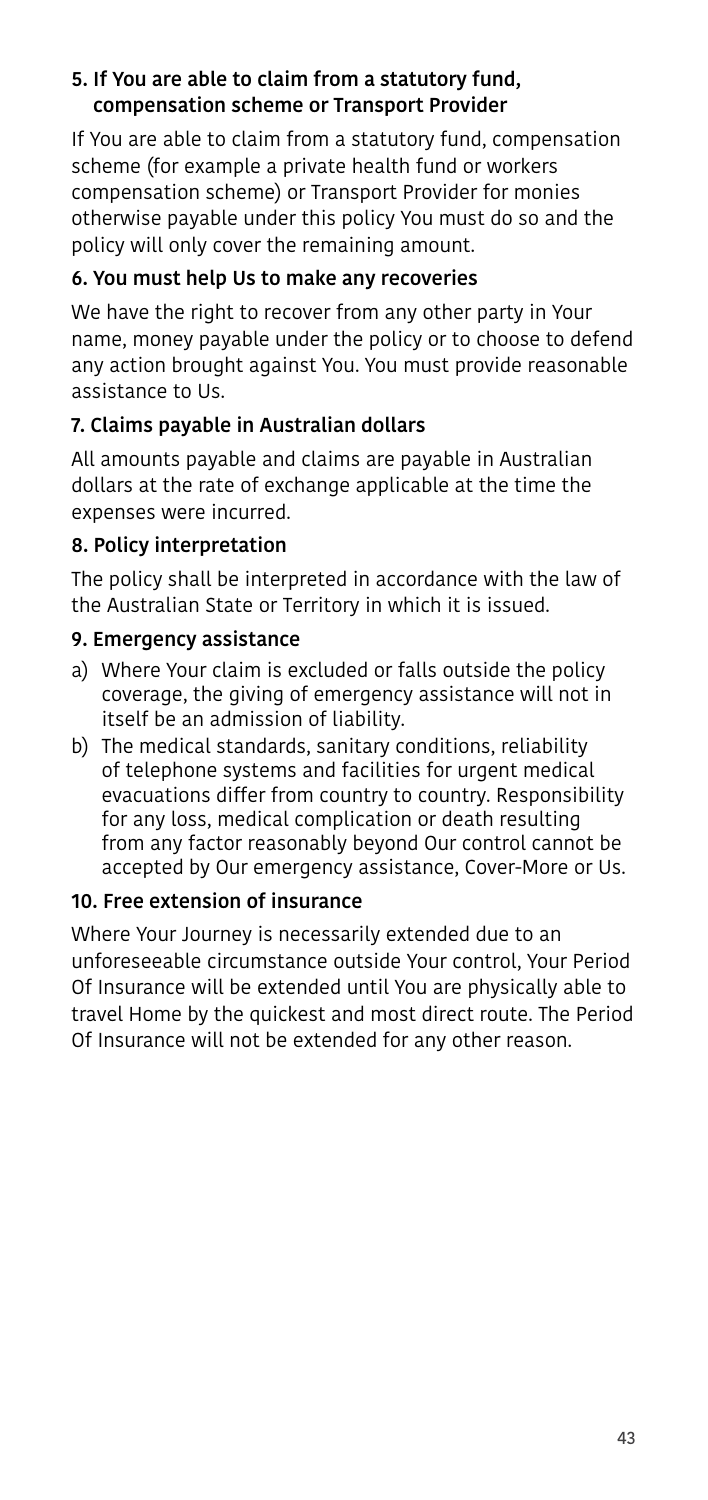#### 5. If You are able to claim from a statutory fund, compensation scheme or Transport Provider

If You are able to claim from a statutory fund, compensation scheme (for example a private health fund or workers compensation scheme) or Transport Provider for monies otherwise payable under this policy You must do so and the policy will only cover the remaining amount.

#### 6. You must help Us to make any recoveries

We have the right to recover from any other party in Your name, money payable under the policy or to choose to defend any action brought against You. You must provide reasonable assistance to Us.

#### 7. Claims payable in Australian dollars

All amounts payable and claims are payable in Australian dollars at the rate of exchange applicable at the time the expenses were incurred.

#### 8. Policy interpretation

The policy shall be interpreted in accordance with the law of the Australian State or Territory in which it is issued.

#### 9. Emergency assistance

a) Where Your claim is excluded or falls outside the policy coverage, the giving of emergency assistance will not in itself be an admission of liability.

b) The medical standards, sanitary conditions, reliability of telephone systems and facilities for urgent medical evacuations differ from country to country. Responsibility for any loss, medical complication or death resulting from any factor reasonably beyond Our control cannot be accepted by Our emergency assistance, Cover-More or Us.

#### 10. Free extension of insurance

Where Your Journey is necessarily extended due to an unforeseeable circumstance outside Your control, Your Period Of Insurance will be extended until You are physically able to travel Home by the quickest and most direct route. The Period Of Insurance will not be extended for any other reason.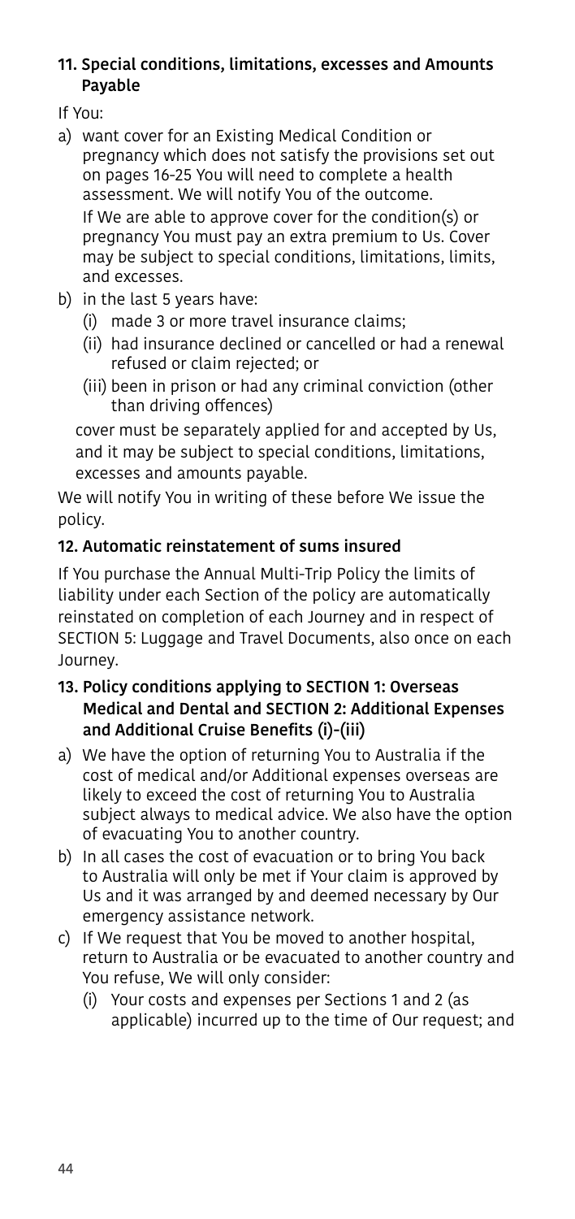### 11. Special conditions, limitations, excesses and Amounts Payable

If You:

a) want cover for an Existing Medical Condition or pregnancy which does not satisfy the provisions set out on pages 16-25 You will need to complete a health assessment. We will notify You of the outcome.

   If We are able to approve cover for the condition(s) or pregnancy You must pay an extra premium to Us. Cover may be subject to special conditions, limitations, limits, and excesses.

b) in the last 5 years have:
   (i) made 3 or more travel insurance claims;
   (ii) had insurance declined or cancelled or had a renewal refused or claim rejected; or
   (iii) been in prison or had any criminal conviction (other than driving offences)

   cover must be separately applied for and accepted by Us, and it may be subject to special conditions, limitations, excesses and amounts payable.

We will notify You in writing of these before We issue the policy.

### 12. Automatic reinstatement of sums insured

If You purchase the Annual Multi-Trip Policy the limits of liability under each Section of the policy are automatically reinstated on completion of each Journey and in respect of SECTION 5: Luggage and Travel Documents, also once on each Journey.

### 13. Policy conditions applying to SECTION 1: Overseas Medical and Dental and SECTION 2: Additional Expenses and Additional Cruise Benefits (i)-(iii)

a) We have the option of returning You to Australia if the cost of medical and/or Additional expenses overseas are likely to exceed the cost of returning You to Australia subject always to medical advice. We also have the option of evacuating You to another country.

b) In all cases the cost of evacuation or to bring You back to Australia will only be met if Your claim is approved by Us and it was arranged by and deemed necessary by Our emergency assistance network.

c) If We request that You be moved to another hospital, return to Australia or be evacuated to another country and You refuse, We will only consider:
   (i) Your costs and expenses per Sections 1 and 2 (as applicable) incurred up to the time of Our request; and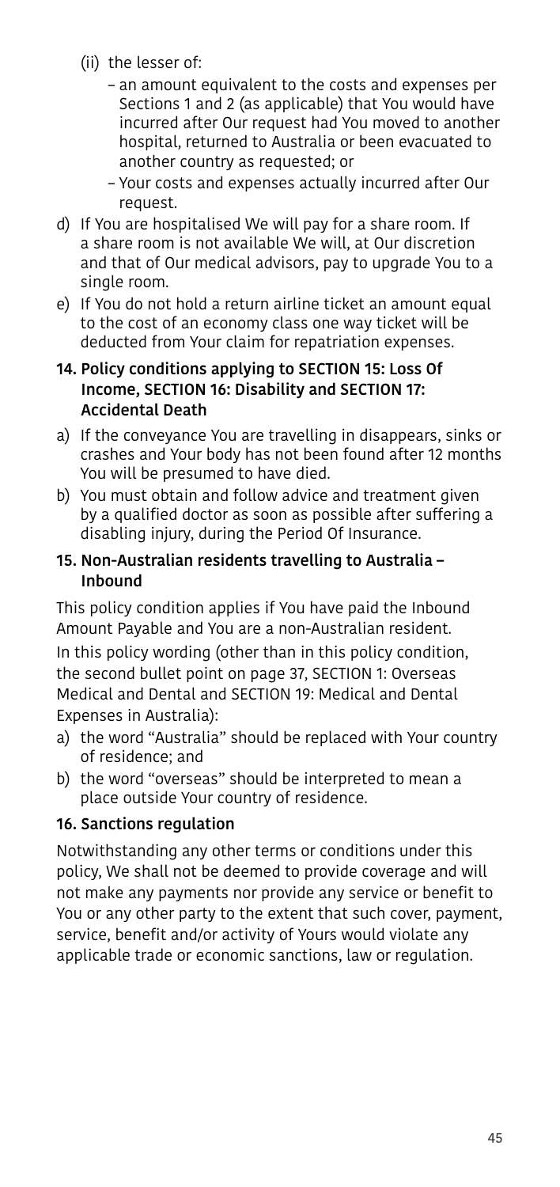(ii) the lesser of:
   - an amount equivalent to the costs and expenses per Sections 1 and 2 (as applicable) that You would have incurred after Our request had You moved to another hospital, returned to Australia or been evacuated to another country as requested; or
   - Your costs and expenses actually incurred after Our request.

d) If You are hospitalised We will pay for a share room. If a share room is not available We will, at Our discretion and that of Our medical advisors, pay to upgrade You to a single room.

e) If You do not hold a return airline ticket an amount equal to the cost of an economy class one way ticket will be deducted from Your claim for repatriation expenses.

### 14. Policy conditions applying to SECTION 15: Loss Of Income, SECTION 16: Disability and SECTION 17: Accidental Death

a) If the conveyance You are travelling in disappears, sinks or crashes and Your body has not been found after 12 months You will be presumed to have died.

b) You must obtain and follow advice and treatment given by a qualified doctor as soon as possible after suffering a disabling injury, during the Period Of Insurance.

### 15. Non-Australian residents travelling to Australia – Inbound

This policy condition applies if You have paid the Inbound Amount Payable and You are a non-Australian resident.

In this policy wording (other than in this policy condition, the second bullet point on page 37, SECTION 1: Overseas Medical and Dental and SECTION 19: Medical and Dental Expenses in Australia):

a) the word "Australia" should be replaced with Your country of residence; and

b) the word "overseas" should be interpreted to mean a place outside Your country of residence.

### 16. Sanctions regulation

Notwithstanding any other terms or conditions under this policy, We shall not be deemed to provide coverage and will not make any payments nor provide any service or benefit to You or any other party to the extent that such cover, payment, service, benefit and/or activity of Yours would violate any applicable trade or economic sanctions, law or regulation.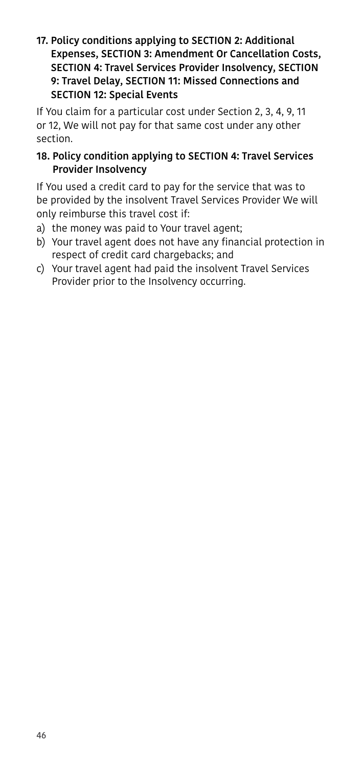### 17. Policy conditions applying to SECTION 2: Additional Expenses, SECTION 3: Amendment Or Cancellation Costs, SECTION 4: Travel Services Provider Insolvency, SECTION 9: Travel Delay, SECTION 11: Missed Connections and SECTION 12: Special Events

If You claim for a particular cost under Section 2, 3, 4, 9, 11 or 12, We will not pay for that same cost under any other section.

### 18. Policy condition applying to SECTION 4: Travel Services Provider Insolvency

If You used a credit card to pay for the service that was to be provided by the insolvent Travel Services Provider We will only reimburse this travel cost if:

a) the money was paid to Your travel agent;
b) Your travel agent does not have any financial protection in respect of credit card chargebacks; and
c) Your travel agent had paid the insolvent Travel Services Provider prior to the Insolvency occurring.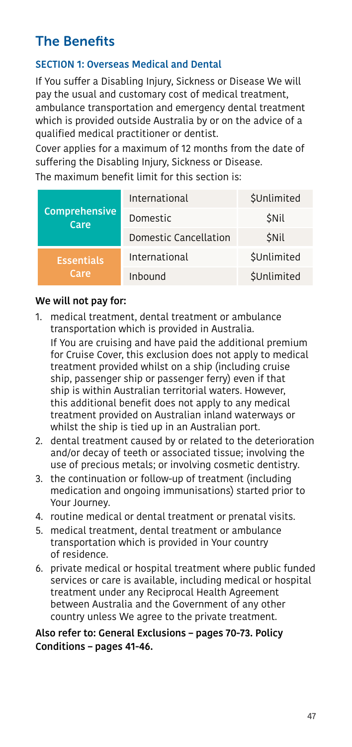## The Benefits

### SECTION 1: Overseas Medical and Dental

If You suffer a Disabling Injury, Sickness or Disease We will pay the usual and customary cost of medical treatment, ambulance transportation and emergency dental treatment which is provided outside Australia by or on the advice of a qualified medical practitioner or dentist.

Cover applies for a maximum of 12 months from the date of suffering the Disabling Injury, Sickness or Disease.

The maximum benefit limit for this section is:

| | | |
|---|---|---|
| **Comprehensive Care** | International | $Unlimited |
| | Domestic | $Nil |
| | Domestic Cancellation | $Nil |
| **Essentials Care** | International | $Unlimited |
| | Inbound | $Unlimited |

**We will not pay for:**

1. medical treatment, dental treatment or ambulance transportation which is provided in Australia.
   If You are cruising and have paid the additional premium for Cruise Cover, this exclusion does not apply to medical treatment provided whilst on a ship (including cruise ship, passenger ship or passenger ferry) even if that ship is within Australian territorial waters. However, this additional benefit does not apply to any medical treatment provided on Australian inland waterways or whilst the ship is tied up in an Australian port.
2. dental treatment caused by or related to the deterioration and/or decay of teeth or associated tissue; involving the use of precious metals; or involving cosmetic dentistry.
3. the continuation or follow-up of treatment (including medication and ongoing immunisations) started prior to Your Journey.
4. routine medical or dental treatment or prenatal visits.
5. medical treatment, dental treatment or ambulance transportation which is provided in Your country of residence.
6. private medical or hospital treatment where public funded services or care is available, including medical or hospital treatment under any Reciprocal Health Agreement between Australia and the Government of any other country unless We agree to the private treatment.

**Also refer to: General Exclusions – pages 70-73. Policy Conditions – pages 41-46.**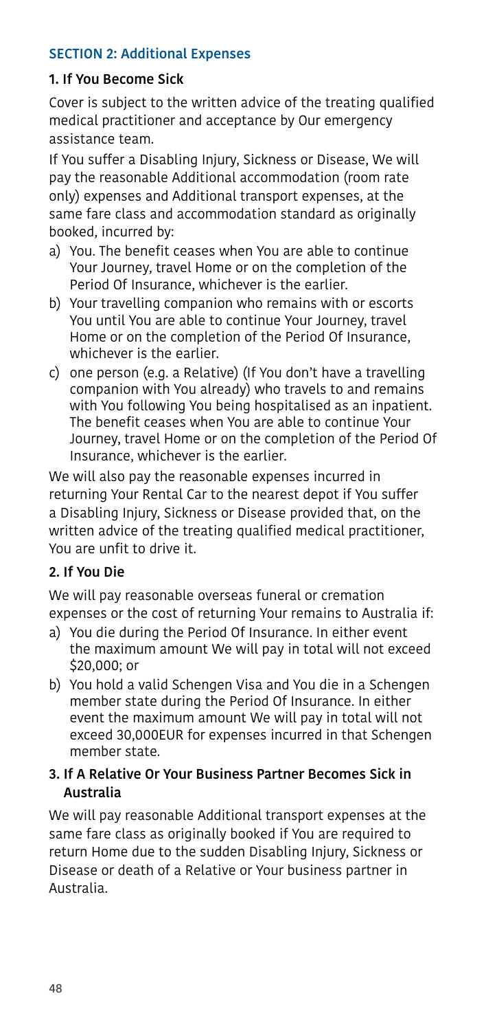## SECTION 2: Additional Expenses

### 1. If You Become Sick

Cover is subject to the written advice of the treating qualified medical practitioner and acceptance by Our emergency assistance team.

If You suffer a Disabling Injury, Sickness or Disease, We will pay the reasonable Additional accommodation (room rate only) expenses and Additional transport expenses, at the same fare class and accommodation standard as originally booked, incurred by:

a) You. The benefit ceases when You are able to continue Your Journey, travel Home or on the completion of the Period Of Insurance, whichever is the earlier.

b) Your travelling companion who remains with or escorts You until You are able to continue Your Journey, travel Home or on the completion of the Period Of Insurance, whichever is the earlier.

c) one person (e.g. a Relative) (If You don't have a travelling companion with You already) who travels to and remains with You following You being hospitalised as an inpatient. The benefit ceases when You are able to continue Your Journey, travel Home or on the completion of the Period Of Insurance, whichever is the earlier.

We will also pay the reasonable expenses incurred in returning Your Rental Car to the nearest depot if You suffer a Disabling Injury, Sickness or Disease provided that, on the written advice of the treating qualified medical practitioner, You are unfit to drive it.

### 2. If You Die

We will pay reasonable overseas funeral or cremation expenses or the cost of returning Your remains to Australia if:

a) You die during the Period Of Insurance. In either event the maximum amount We will pay in total will not exceed $20,000; or

b) You hold a valid Schengen Visa and You die in a Schengen member state during the Period Of Insurance. In either event the maximum amount We will pay in total will not exceed 30,000EUR for expenses incurred in that Schengen member state.

### 3. If A Relative Or Your Business Partner Becomes Sick in Australia

We will pay reasonable Additional transport expenses at the same fare class as originally booked if You are required to return Home due to the sudden Disabling Injury, Sickness or Disease or death of a Relative or Your business partner in Australia.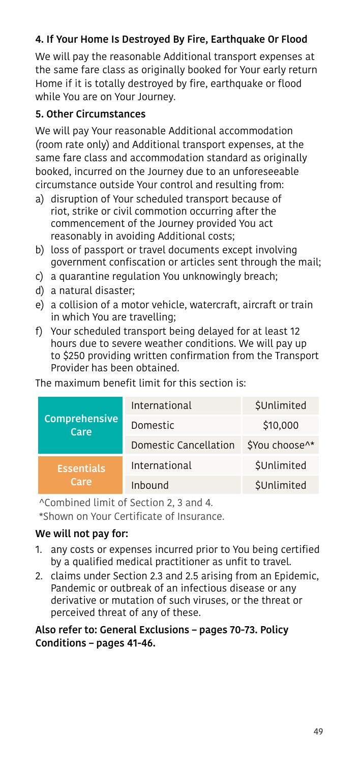### 4. If Your Home Is Destroyed By Fire, Earthquake Or Flood

We will pay the reasonable Additional transport expenses at the same fare class as originally booked for Your early return Home if it is totally destroyed by fire, earthquake or flood while You are on Your Journey.

### 5. Other Circumstances

We will pay Your reasonable Additional accommodation (room rate only) and Additional transport expenses, at the same fare class and accommodation standard as originally booked, incurred on the Journey due to an unforeseeable circumstance outside Your control and resulting from:

a) disruption of Your scheduled transport because of riot, strike or civil commotion occurring after the commencement of the Journey provided You act reasonably in avoiding Additional costs;
b) loss of passport or travel documents except involving government confiscation or articles sent through the mail;
c) a quarantine regulation You unknowingly breach;
d) a natural disaster;
e) a collision of a motor vehicle, watercraft, aircraft or train in which You are travelling;
f) Your scheduled transport being delayed for at least 12 hours due to severe weather conditions. We will pay up to $250 providing written confirmation from the Transport Provider has been obtained.

The maximum benefit limit for this section is:

| | | |
|---|---|---|
| Comprehensive Care | International | $Unlimited |
| | Domestic | $10,000 |
| | Domestic Cancellation | $You choose^* |
| Essentials Care | International | $Unlimited |
| | Inbound | $Unlimited |

^Combined limit of Section 2, 3 and 4.
*Shown on Your Certificate of Insurance.

**We will not pay for:**

1. any costs or expenses incurred prior to You being certified by a qualified medical practitioner as unfit to travel.
2. claims under Section 2.3 and 2.5 arising from an Epidemic, Pandemic or outbreak of an infectious disease or any derivative or mutation of such viruses, or the threat or perceived threat of any of these.

**Also refer to: General Exclusions – pages 70-73. Policy Conditions – pages 41-46.**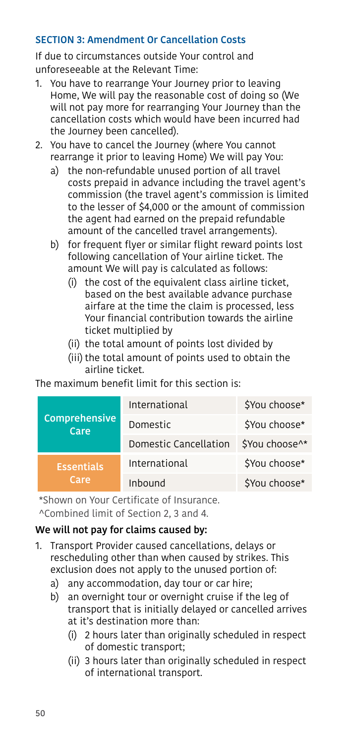### SECTION 3: Amendment Or Cancellation Costs

If due to circumstances outside Your control and unforeseeable at the Relevant Time:

1. You have to rearrange Your Journey prior to leaving Home, We will pay the reasonable cost of doing so (We will not pay more for rearranging Your Journey than the cancellation costs which would have been incurred had the Journey been cancelled).
2. You have to cancel the Journey (where You cannot rearrange it prior to leaving Home) We will pay You:
   a) the non-refundable unused portion of all travel costs prepaid in advance including the travel agent's commission (the travel agent's commission is limited to the lesser of $4,000 or the amount of commission the agent had earned on the prepaid refundable amount of the cancelled travel arrangements).
   b) for frequent flyer or similar flight reward points lost following cancellation of Your airline ticket. The amount We will pay is calculated as follows:
      (i) the cost of the equivalent class airline ticket, based on the best available advance purchase airfare at the time the claim is processed, less Your financial contribution towards the airline ticket multiplied by
      (ii) the total amount of points lost divided by
      (iii) the total amount of points used to obtain the airline ticket.

The maximum benefit limit for this section is:

| | | |
|---|---|---|
| **Comprehensive Care** | International | $You choose* |
| | Domestic | $You choose* |
| | Domestic Cancellation | $You choose^* |
| **Essentials Care** | International | $You choose* |
| | Inbound | $You choose* |

*Shown on Your Certificate of Insurance.
^Combined limit of Section 2, 3 and 4.

**We will not pay for claims caused by:**

1. Transport Provider caused cancellations, delays or rescheduling other than when caused by strikes. This exclusion does not apply to the unused portion of:
   a) any accommodation, day tour or car hire;
   b) an overnight tour or overnight cruise if the leg of transport that is initially delayed or cancelled arrives at it's destination more than:
      (i) 2 hours later than originally scheduled in respect of domestic transport;
      (ii) 3 hours later than originally scheduled in respect of international transport.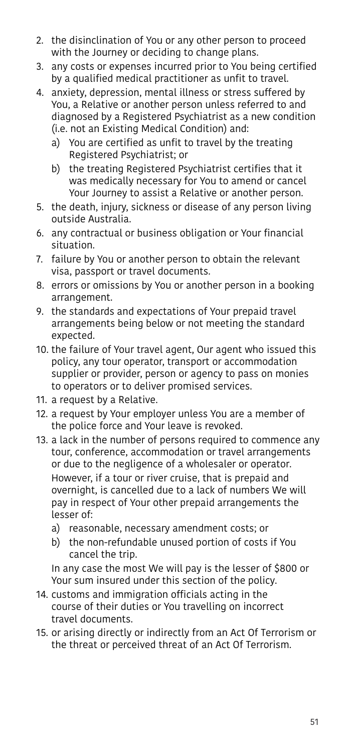2. the disinclination of You or any other person to proceed with the Journey or deciding to change plans.
3. any costs or expenses incurred prior to You being certified by a qualified medical practitioner as unfit to travel.
4. anxiety, depression, mental illness or stress suffered by You, a Relative or another person unless referred to and diagnosed by a Registered Psychiatrist as a new condition (i.e. not an Existing Medical Condition) and:
   a) You are certified as unfit to travel by the treating Registered Psychiatrist; or
   b) the treating Registered Psychiatrist certifies that it was medically necessary for You to amend or cancel Your Journey to assist a Relative or another person.
5. the death, injury, sickness or disease of any person living outside Australia.
6. any contractual or business obligation or Your financial situation.
7. failure by You or another person to obtain the relevant visa, passport or travel documents.
8. errors or omissions by You or another person in a booking arrangement.
9. the standards and expectations of Your prepaid travel arrangements being below or not meeting the standard expected.
10. the failure of Your travel agent, Our agent who issued this policy, any tour operator, transport or accommodation supplier or provider, person or agency to pass on monies to operators or to deliver promised services.
11. a request by a Relative.
12. a request by Your employer unless You are a member of the police force and Your leave is revoked.
13. a lack in the number of persons required to commence any tour, conference, accommodation or travel arrangements or due to the negligence of a wholesaler or operator.

    However, if a tour or river cruise, that is prepaid and overnight, is cancelled due to a lack of numbers We will pay in respect of Your other prepaid arrangements the lesser of:
    a) reasonable, necessary amendment costs; or
    b) the non-refundable unused portion of costs if You cancel the trip.

    In any case the most We will pay is the lesser of $800 or Your sum insured under this section of the policy.
14. customs and immigration officials acting in the course of their duties or You travelling on incorrect travel documents.
15. or arising directly or indirectly from an Act Of Terrorism or the threat or perceived threat of an Act Of Terrorism.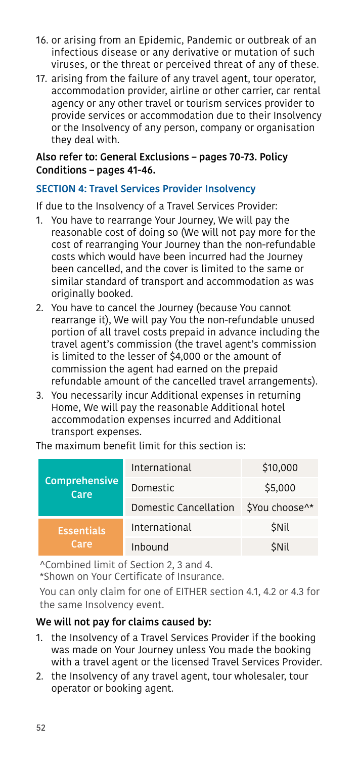16. or arising from an Epidemic, Pandemic or outbreak of an infectious disease or any derivative or mutation of such viruses, or the threat or perceived threat of any of these.
17. arising from the failure of any travel agent, tour operator, accommodation provider, airline or other carrier, car rental agency or any other travel or tourism services provider to provide services or accommodation due to their Insolvency or the Insolvency of any person, company or organisation they deal with.

**Also refer to: General Exclusions – pages 70-73. Policy Conditions – pages 41-46.**

### SECTION 4: Travel Services Provider Insolvency

If due to the Insolvency of a Travel Services Provider:

1. You have to rearrange Your Journey, We will pay the reasonable cost of doing so (We will not pay more for the cost of rearranging Your Journey than the non-refundable costs which would have been incurred had the Journey been cancelled, and the cover is limited to the same or similar standard of transport and accommodation as was originally booked.
2. You have to cancel the Journey (because You cannot rearrange it), We will pay You the non-refundable unused portion of all travel costs prepaid in advance including the travel agent's commission (the travel agent's commission is limited to the lesser of $4,000 or the amount of commission the agent had earned on the prepaid refundable amount of the cancelled travel arrangements).
3. You necessarily incur Additional expenses in returning Home, We will pay the reasonable Additional hotel accommodation expenses incurred and Additional transport expenses.

The maximum benefit limit for this section is:

| | | |
|---|---|---|
| **Comprehensive Care** | International | $10,000 |
| | Domestic | $5,000 |
| | Domestic Cancellation | $You choose^* |
| **Essentials Care** | International | $Nil |
| | Inbound | $Nil |

^Combined limit of Section 2, 3 and 4.
*Shown on Your Certificate of Insurance.

You can only claim for one of EITHER section 4.1, 4.2 or 4.3 for the same Insolvency event.

**We will not pay for claims caused by:**

1. the Insolvency of a Travel Services Provider if the booking was made on Your Journey unless You made the booking with a travel agent or the licensed Travel Services Provider.
2. the Insolvency of any travel agent, tour wholesaler, tour operator or booking agent.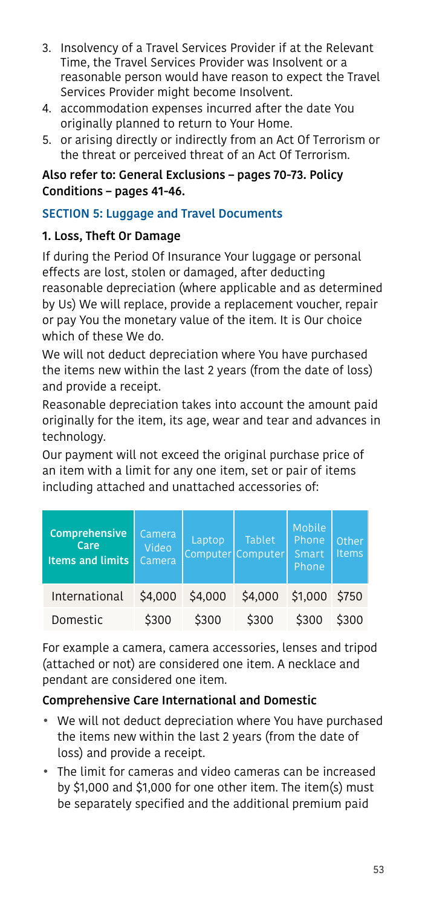3. Insolvency of a Travel Services Provider if at the Relevant Time, the Travel Services Provider was Insolvent or a reasonable person would have reason to expect the Travel Services Provider might become Insolvent.
4. accommodation expenses incurred after the date You originally planned to return to Your Home.
5. or arising directly or indirectly from an Act Of Terrorism or the threat or perceived threat of an Act Of Terrorism.

**Also refer to: General Exclusions – pages 70-73. Policy Conditions – pages 41-46.**

## SECTION 5: Luggage and Travel Documents

### 1. Loss, Theft Or Damage

If during the Period Of Insurance Your luggage or personal effects are lost, stolen or damaged, after deducting reasonable depreciation (where applicable and as determined by Us) We will replace, provide a replacement voucher, repair or pay You the monetary value of the item. It is Our choice which of these We do.

We will not deduct depreciation where You have purchased the items new within the last 2 years (from the date of loss) and provide a receipt.

Reasonable depreciation takes into account the amount paid originally for the item, its age, wear and tear and advances in technology.

Our payment will not exceed the original purchase price of an item with a limit for any one item, set or pair of items including attached and unattached accessories of:

| Comprehensive Care Items and limits | Camera Video Camera | Laptop Computer | Tablet Computer | Mobile Phone Smart Phone | Other Items |
|---|---|---|---|---|---|
| International | $4,000 | $4,000 | $4,000 | $1,000 | $750 |
| Domestic | $300 | $300 | $300 | $300 | $300 |

For example a camera, camera accessories, lenses and tripod (attached or not) are considered one item. A necklace and pendant are considered one item.

### Comprehensive Care International and Domestic

- We will not deduct depreciation where You have purchased the items new within the last 2 years (from the date of loss) and provide a receipt.
- The limit for cameras and video cameras can be increased by $1,000 and $1,000 for one other item. The item(s) must be separately specified and the additional premium paid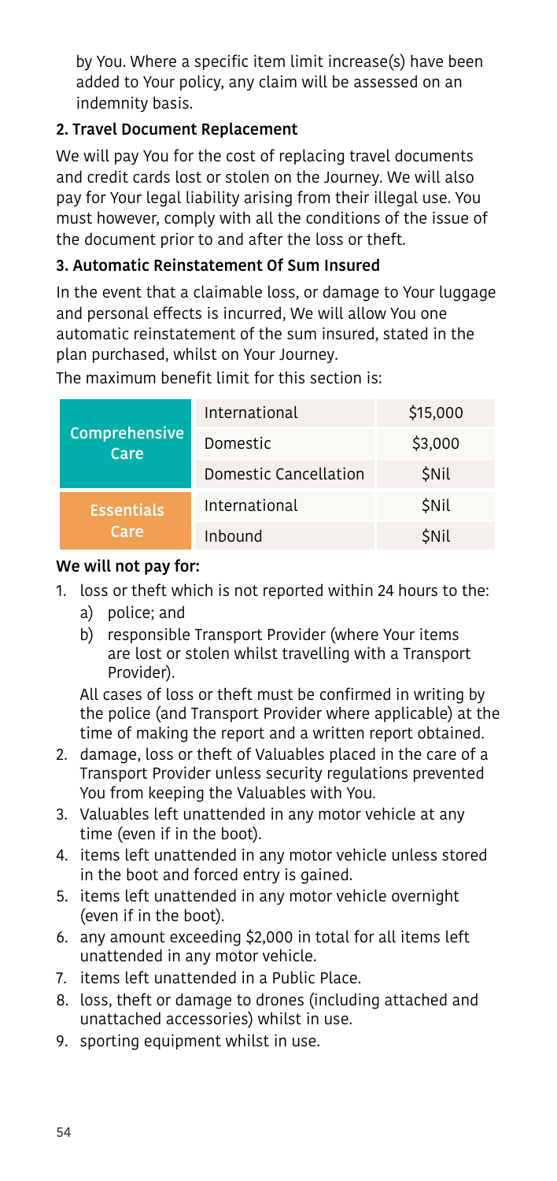by You. Where a specific item limit increase(s) have been added to Your policy, any claim will be assessed on an indemnity basis.

### 2. Travel Document Replacement

We will pay You for the cost of replacing travel documents and credit cards lost or stolen on the Journey. We will also pay for Your legal liability arising from their illegal use. You must however, comply with all the conditions of the issue of the document prior to and after the loss or theft.

### 3. Automatic Reinstatement Of Sum Insured

In the event that a claimable loss, or damage to Your luggage and personal effects is incurred, We will allow You one automatic reinstatement of the sum insured, stated in the plan purchased, whilst on Your Journey.

The maximum benefit limit for this section is:

| | | |
|---|---|---|
| **Comprehensive Care** | International | $15,000 |
| | Domestic | $3,000 |
| | Domestic Cancellation | $Nil |
| **Essentials Care** | International | $Nil |
| | Inbound | $Nil |

**We will not pay for:**

1. loss or theft which is not reported within 24 hours to the:
   a) police; and
   b) responsible Transport Provider (where Your items are lost or stolen whilst travelling with a Transport Provider).

   All cases of loss or theft must be confirmed in writing by the police (and Transport Provider where applicable) at the time of making the report and a written report obtained.
2. damage, loss or theft of Valuables placed in the care of a Transport Provider unless security regulations prevented You from keeping the Valuables with You.
3. Valuables left unattended in any motor vehicle at any time (even if in the boot).
4. items left unattended in any motor vehicle unless stored in the boot and forced entry is gained.
5. items left unattended in any motor vehicle overnight (even if in the boot).
6. any amount exceeding $2,000 in total for all items left unattended in any motor vehicle.
7. items left unattended in a Public Place.
8. loss, theft or damage to drones (including attached and unattached accessories) whilst in use.
9. sporting equipment whilst in use.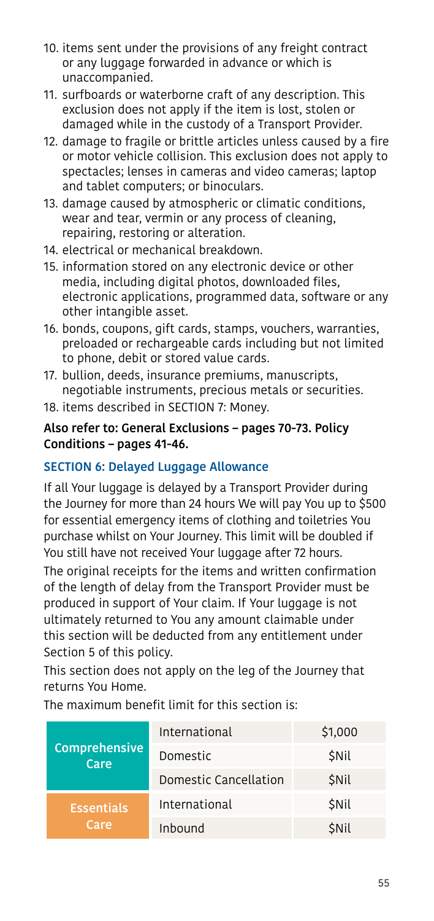10. items sent under the provisions of any freight contract or any luggage forwarded in advance or which is unaccompanied.
11. surfboards or waterborne craft of any description. This exclusion does not apply if the item is lost, stolen or damaged while in the custody of a Transport Provider.
12. damage to fragile or brittle articles unless caused by a fire or motor vehicle collision. This exclusion does not apply to spectacles; lenses in cameras and video cameras; laptop and tablet computers; or binoculars.
13. damage caused by atmospheric or climatic conditions, wear and tear, vermin or any process of cleaning, repairing, restoring or alteration.
14. electrical or mechanical breakdown.
15. information stored on any electronic device or other media, including digital photos, downloaded files, electronic applications, programmed data, software or any other intangible asset.
16. bonds, coupons, gift cards, stamps, vouchers, warranties, preloaded or rechargeable cards including but not limited to phone, debit or stored value cards.
17. bullion, deeds, insurance premiums, manuscripts, negotiable instruments, precious metals or securities.
18. items described in SECTION 7: Money.

**Also refer to: General Exclusions – pages 70-73. Policy Conditions – pages 41-46.**

### SECTION 6: Delayed Luggage Allowance

If all Your luggage is delayed by a Transport Provider during the Journey for more than 24 hours We will pay You up to $500 for essential emergency items of clothing and toiletries You purchase whilst on Your Journey. This limit will be doubled if You still have not received Your luggage after 72 hours.

The original receipts for the items and written confirmation of the length of delay from the Transport Provider must be produced in support of Your claim. If Your luggage is not ultimately returned to You any amount claimable under this section will be deducted from any entitlement under Section 5 of this policy.

This section does not apply on the leg of the Journey that returns You Home.

The maximum benefit limit for this section is:

| | | |
|---|---|---|
| **Comprehensive Care** | International | $1,000 |
| | Domestic | $Nil |
| | Domestic Cancellation | $Nil |
| **Essentials Care** | International | $Nil |
| | Inbound | $Nil |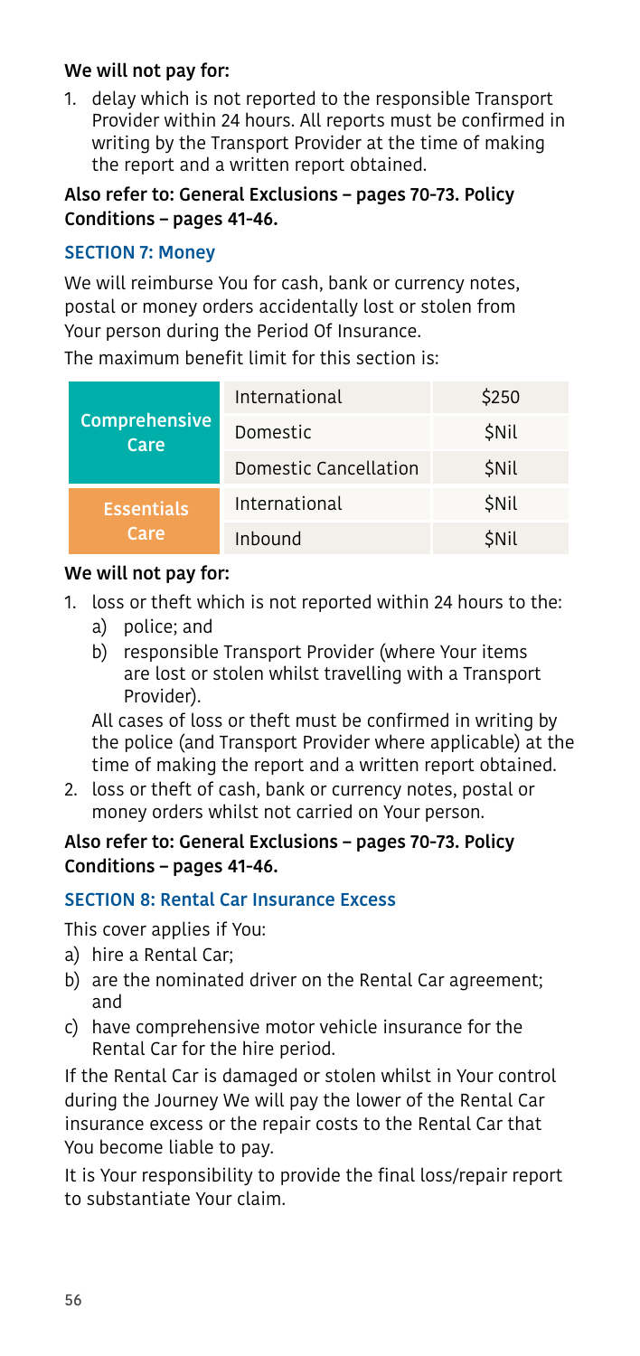**We will not pay for:**

1. delay which is not reported to the responsible Transport Provider within 24 hours. All reports must be confirmed in writing by the Transport Provider at the time of making the report and a written report obtained.

**Also refer to: General Exclusions – pages 70-73. Policy Conditions – pages 41-46.**

### SECTION 7: Money

We will reimburse You for cash, bank or currency notes, postal or money orders accidentally lost or stolen from Your person during the Period Of Insurance.

The maximum benefit limit for this section is:

| | | |
|---|---|---|
| **Comprehensive Care** | International | $250 |
| | Domestic | $Nil |
| | Domestic Cancellation | $Nil |
| **Essentials Care** | International | $Nil |
| | Inbound | $Nil |

**We will not pay for:**

1. loss or theft which is not reported within 24 hours to the:
   a) police; and
   b) responsible Transport Provider (where Your items are lost or stolen whilst travelling with a Transport Provider).

   All cases of loss or theft must be confirmed in writing by the police (and Transport Provider where applicable) at the time of making the report and a written report obtained.
2. loss or theft of cash, bank or currency notes, postal or money orders whilst not carried on Your person.

**Also refer to: General Exclusions – pages 70-73. Policy Conditions – pages 41-46.**

### SECTION 8: Rental Car Insurance Excess

This cover applies if You:

a) hire a Rental Car;
b) are the nominated driver on the Rental Car agreement; and
c) have comprehensive motor vehicle insurance for the Rental Car for the hire period.

If the Rental Car is damaged or stolen whilst in Your control during the Journey We will pay the lower of the Rental Car insurance excess or the repair costs to the Rental Car that You become liable to pay.

It is Your responsibility to provide the final loss/repair report to substantiate Your claim.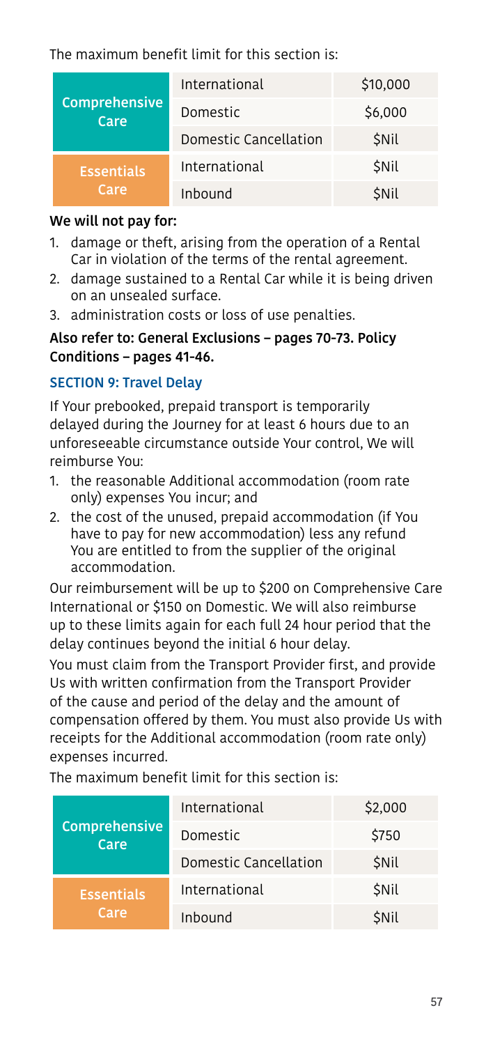The maximum benefit limit for this section is:

| | | |
|---|---|---|
| Comprehensive Care | International | $10,000 |
| | Domestic | $6,000 |
| | Domestic Cancellation | $Nil |
| Essentials Care | International | $Nil |
| | Inbound | $Nil |

**We will not pay for:**

1. damage or theft, arising from the operation of a Rental Car in violation of the terms of the rental agreement.
2. damage sustained to a Rental Car while it is being driven on an unsealed surface.
3. administration costs or loss of use penalties.

**Also refer to: General Exclusions – pages 70-73. Policy Conditions – pages 41-46.**

### SECTION 9: Travel Delay

If Your prebooked, prepaid transport is temporarily delayed during the Journey for at least 6 hours due to an unforeseeable circumstance outside Your control, We will reimburse You:

1. the reasonable Additional accommodation (room rate only) expenses You incur; and
2. the cost of the unused, prepaid accommodation (if You have to pay for new accommodation) less any refund You are entitled to from the supplier of the original accommodation.

Our reimbursement will be up to $200 on Comprehensive Care International or $150 on Domestic. We will also reimburse up to these limits again for each full 24 hour period that the delay continues beyond the initial 6 hour delay.

You must claim from the Transport Provider first, and provide Us with written confirmation from the Transport Provider of the cause and period of the delay and the amount of compensation offered by them. You must also provide Us with receipts for the Additional accommodation (room rate only) expenses incurred.

The maximum benefit limit for this section is:

| | | |
|---|---|---|
| Comprehensive Care | International | $2,000 |
| | Domestic | $750 |
| | Domestic Cancellation | $Nil |
| Essentials Care | International | $Nil |
| | Inbound | $Nil |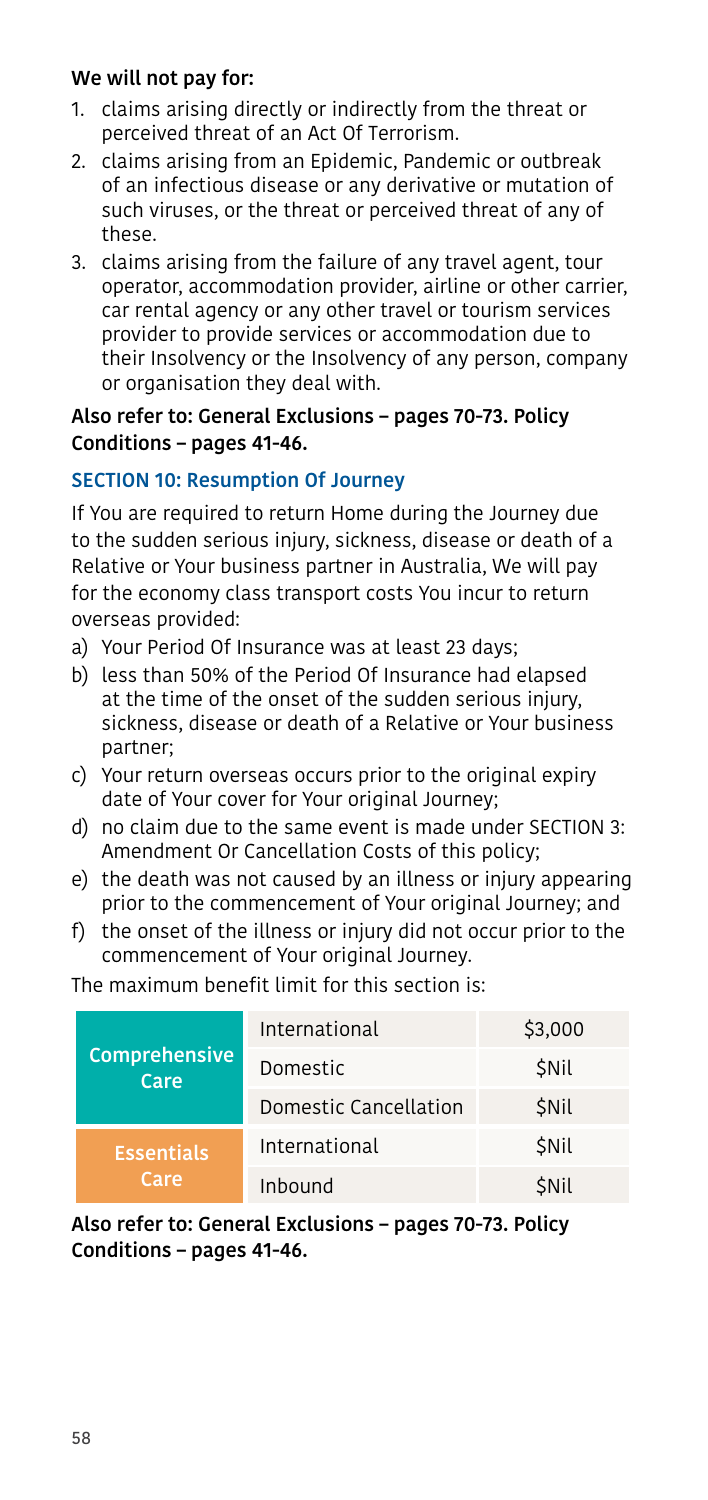**We will not pay for:**

1. claims arising directly or indirectly from the threat or perceived threat of an Act Of Terrorism.
2. claims arising from an Epidemic, Pandemic or outbreak of an infectious disease or any derivative or mutation of such viruses, or the threat or perceived threat of any of these.
3. claims arising from the failure of any travel agent, tour operator, accommodation provider, airline or other carrier, car rental agency or any other travel or tourism services provider to provide services or accommodation due to their Insolvency or the Insolvency of any person, company or organisation they deal with.

**Also refer to: General Exclusions – pages 70-73. Policy Conditions – pages 41-46.**

### SECTION 10: Resumption Of Journey

If You are required to return Home during the Journey due to the sudden serious injury, sickness, disease or death of a Relative or Your business partner in Australia, We will pay for the economy class transport costs You incur to return overseas provided:

a) Your Period Of Insurance was at least 23 days;
b) less than 50% of the Period Of Insurance had elapsed at the time of the onset of the sudden serious injury, sickness, disease or death of a Relative or Your business partner;
c) Your return overseas occurs prior to the original expiry date of Your cover for Your original Journey;
d) no claim due to the same event is made under SECTION 3: Amendment Or Cancellation Costs of this policy;
e) the death was not caused by an illness or injury appearing prior to the commencement of Your original Journey; and
f) the onset of the illness or injury did not occur prior to the commencement of Your original Journey.

The maximum benefit limit for this section is:

| | | |
|---|---|---|
| **Comprehensive Care** | International | $3,000 |
| | Domestic | $Nil |
| | Domestic Cancellation | $Nil |
| **Essentials Care** | International | $Nil |
| | Inbound | $Nil |

**Also refer to: General Exclusions – pages 70-73. Policy Conditions – pages 41-46.**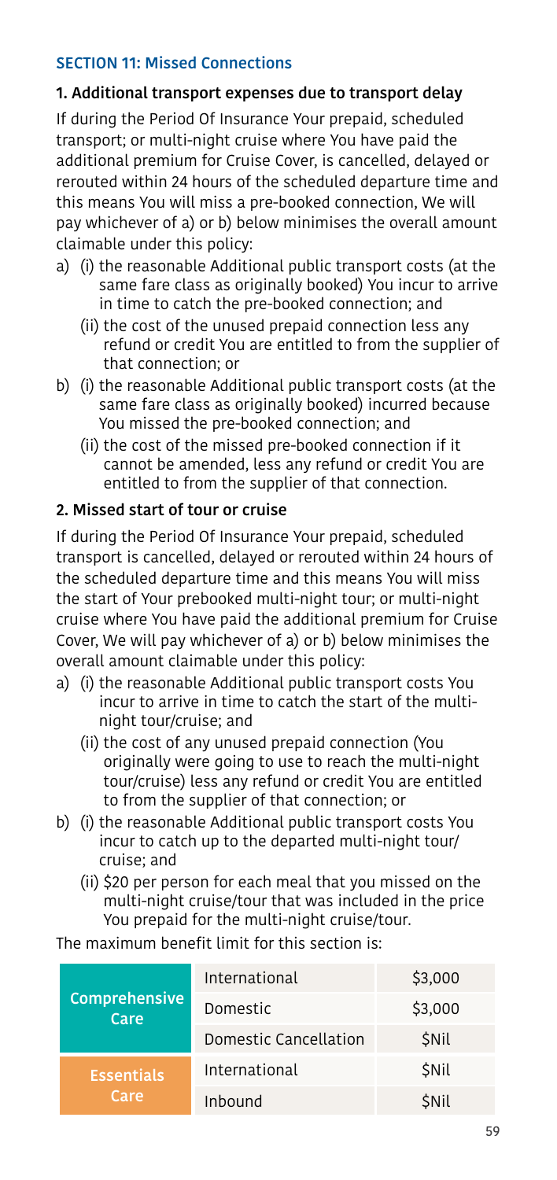## SECTION 11: Missed Connections

### 1. Additional transport expenses due to transport delay

If during the Period Of Insurance Your prepaid, scheduled transport; or multi-night cruise where You have paid the additional premium for Cruise Cover, is cancelled, delayed or rerouted within 24 hours of the scheduled departure time and this means You will miss a pre-booked connection, We will pay whichever of a) or b) below minimises the overall amount claimable under this policy:

a) (i) the reasonable Additional public transport costs (at the same fare class as originally booked) You incur to arrive in time to catch the pre-booked connection; and

   (ii) the cost of the unused prepaid connection less any refund or credit You are entitled to from the supplier of that connection; or

b) (i) the reasonable Additional public transport costs (at the same fare class as originally booked) incurred because You missed the pre-booked connection; and

   (ii) the cost of the missed pre-booked connection if it cannot be amended, less any refund or credit You are entitled to from the supplier of that connection.

### 2. Missed start of tour or cruise

If during the Period Of Insurance Your prepaid, scheduled transport is cancelled, delayed or rerouted within 24 hours of the scheduled departure time and this means You will miss the start of Your prebooked multi-night tour; or multi-night cruise where You have paid the additional premium for Cruise Cover, We will pay whichever of a) or b) below minimises the overall amount claimable under this policy:

a) (i) the reasonable Additional public transport costs You incur to arrive in time to catch the start of the multi-night tour/cruise; and

   (ii) the cost of any unused prepaid connection (You originally were going to use to reach the multi-night tour/cruise) less any refund or credit You are entitled to from the supplier of that connection; or

b) (i) the reasonable Additional public transport costs You incur to catch up to the departed multi-night tour/cruise; and

   (ii) $20 per person for each meal that you missed on the multi-night cruise/tour that was included in the price You prepaid for the multi-night cruise/tour.

The maximum benefit limit for this section is:

| | | |
|---|---|---|
| **Comprehensive Care** | International | $3,000 |
| | Domestic | $3,000 |
| | Domestic Cancellation | $Nil |
| **Essentials Care** | International | $Nil |
| | Inbound | $Nil |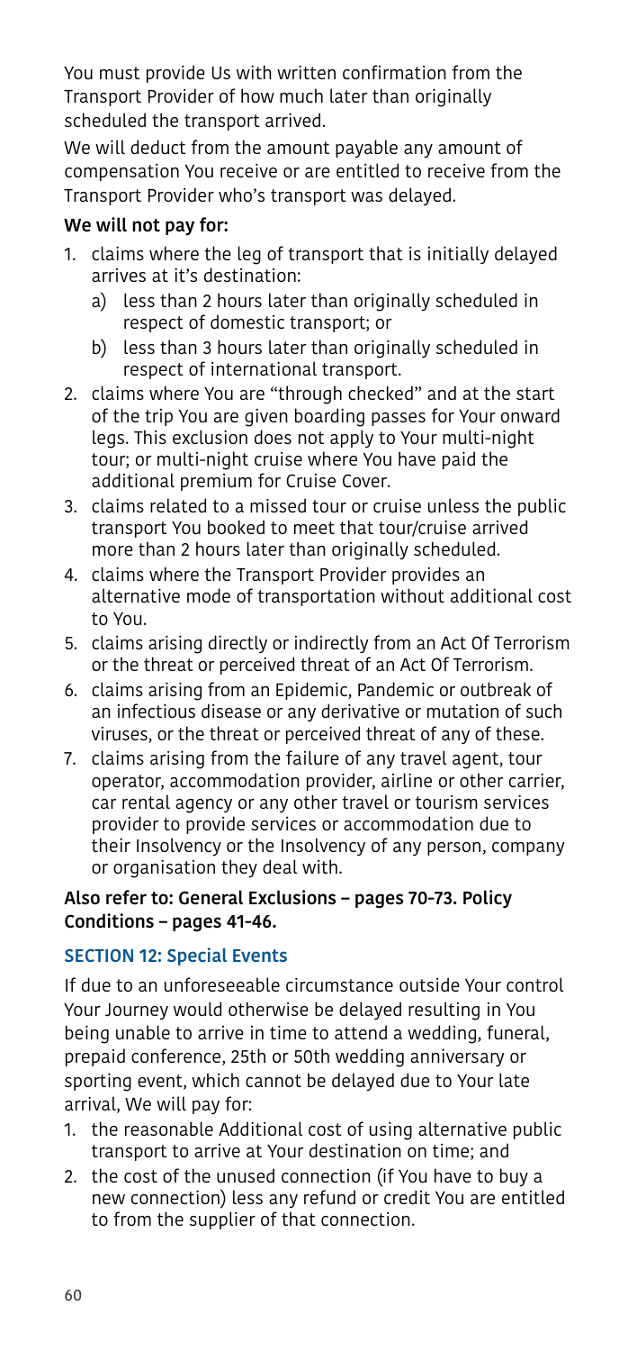You must provide Us with written confirmation from the Transport Provider of how much later than originally scheduled the transport arrived.

We will deduct from the amount payable any amount of compensation You receive or are entitled to receive from the Transport Provider who's transport was delayed.

**We will not pay for:**

1. claims where the leg of transport that is initially delayed arrives at it's destination:
   a) less than 2 hours later than originally scheduled in respect of domestic transport; or
   b) less than 3 hours later than originally scheduled in respect of international transport.
2. claims where You are "through checked" and at the start of the trip You are given boarding passes for Your onward legs. This exclusion does not apply to Your multi-night tour; or multi-night cruise where You have paid the additional premium for Cruise Cover.
3. claims related to a missed tour or cruise unless the public transport You booked to meet that tour/cruise arrived more than 2 hours later than originally scheduled.
4. claims where the Transport Provider provides an alternative mode of transportation without additional cost to You.
5. claims arising directly or indirectly from an Act Of Terrorism or the threat or perceived threat of an Act Of Terrorism.
6. claims arising from an Epidemic, Pandemic or outbreak of an infectious disease or any derivative or mutation of such viruses, or the threat or perceived threat of any of these.
7. claims arising from the failure of any travel agent, tour operator, accommodation provider, airline or other carrier, car rental agency or any other travel or tourism services provider to provide services or accommodation due to their Insolvency or the Insolvency of any person, company or organisation they deal with.

**Also refer to: General Exclusions – pages 70-73. Policy Conditions – pages 41-46.**

## SECTION 12: Special Events

If due to an unforeseeable circumstance outside Your control Your Journey would otherwise be delayed resulting in You being unable to arrive in time to attend a wedding, funeral, prepaid conference, 25th or 50th wedding anniversary or sporting event, which cannot be delayed due to Your late arrival, We will pay for:

1. the reasonable Additional cost of using alternative public transport to arrive at Your destination on time; and
2. the cost of the unused connection (if You have to buy a new connection) less any refund or credit You are entitled to from the supplier of that connection.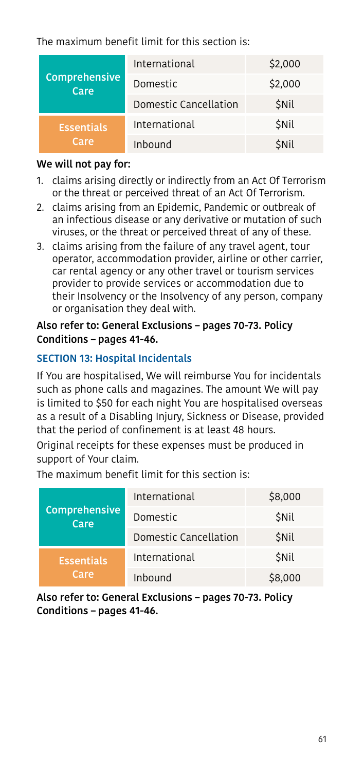The maximum benefit limit for this section is:

| | | |
|---|---|---|
| **Comprehensive Care** | International | $2,000 |
| | Domestic | $2,000 |
| | Domestic Cancellation | $Nil |
| **Essentials Care** | International | $Nil |
| | Inbound | $Nil |

**We will not pay for:**

1. claims arising directly or indirectly from an Act Of Terrorism or the threat or perceived threat of an Act Of Terrorism.
2. claims arising from an Epidemic, Pandemic or outbreak of an infectious disease or any derivative or mutation of such viruses, or the threat or perceived threat of any of these.
3. claims arising from the failure of any travel agent, tour operator, accommodation provider, airline or other carrier, car rental agency or any other travel or tourism services provider to provide services or accommodation due to their Insolvency or the Insolvency of any person, company or organisation they deal with.

**Also refer to: General Exclusions – pages 70-73. Policy Conditions – pages 41-46.**

## SECTION 13: Hospital Incidentals

If You are hospitalised, We will reimburse You for incidentals such as phone calls and magazines. The amount We will pay is limited to $50 for each night You are hospitalised overseas as a result of a Disabling Injury, Sickness or Disease, provided that the period of confinement is at least 48 hours.

Original receipts for these expenses must be produced in support of Your claim.

The maximum benefit limit for this section is:

| | | |
|---|---|---|
| **Comprehensive Care** | International | $8,000 |
| | Domestic | $Nil |
| | Domestic Cancellation | $Nil |
| **Essentials Care** | International | $Nil |
| | Inbound | $8,000 |

**Also refer to: General Exclusions – pages 70-73. Policy Conditions – pages 41-46.**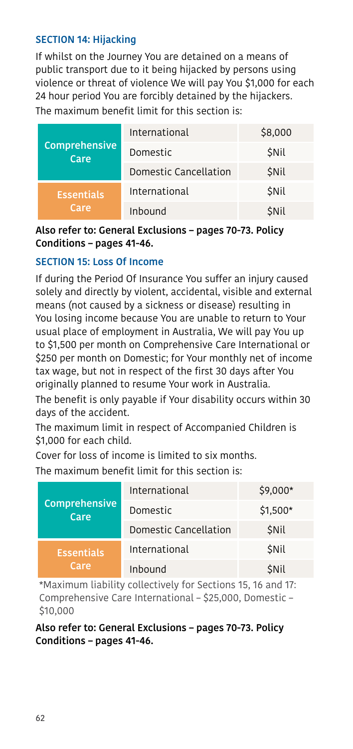### SECTION 14: Hijacking

If whilst on the Journey You are detained on a means of public transport due to it being hijacked by persons using violence or threat of violence We will pay You $1,000 for each 24 hour period You are forcibly detained by the hijackers.

The maximum benefit limit for this section is:

| | | |
|---|---|---|
| Comprehensive Care | International | $8,000 |
| | Domestic | $Nil |
| | Domestic Cancellation | $Nil |
| Essentials Care | International | $Nil |
| | Inbound | $Nil |

**Also refer to: General Exclusions – pages 70-73. Policy Conditions – pages 41-46.**

### SECTION 15: Loss Of Income

If during the Period Of Insurance You suffer an injury caused solely and directly by violent, accidental, visible and external means (not caused by a sickness or disease) resulting in You losing income because You are unable to return to Your usual place of employment in Australia, We will pay You up to $1,500 per month on Comprehensive Care International or $250 per month on Domestic; for Your monthly net of income tax wage, but not in respect of the first 30 days after You originally planned to resume Your work in Australia.

The benefit is only payable if Your disability occurs within 30 days of the accident.

The maximum limit in respect of Accompanied Children is $1,000 for each child.

Cover for loss of income is limited to six months.

The maximum benefit limit for this section is:

| | | |
|---|---|---|
| Comprehensive Care | International | $9,000* |
| | Domestic | $1,500* |
| | Domestic Cancellation | $Nil |
| Essentials Care | International | $Nil |
| | Inbound | $Nil |

*Maximum liability collectively for Sections 15, 16 and 17: Comprehensive Care International – $25,000, Domestic – $10,000

**Also refer to: General Exclusions – pages 70-73. Policy Conditions – pages 41-46.**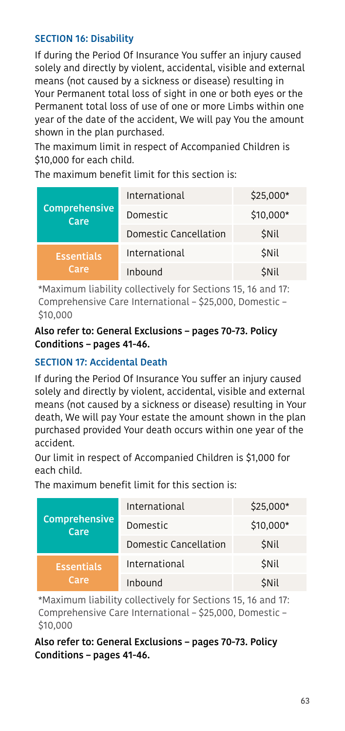## SECTION 16: Disability

If during the Period Of Insurance You suffer an injury caused solely and directly by violent, accidental, visible and external means (not caused by a sickness or disease) resulting in Your Permanent total loss of sight in one or both eyes or the Permanent total loss of use of one or more Limbs within one year of the date of the accident, We will pay You the amount shown in the plan purchased.

The maximum limit in respect of Accompanied Children is $10,000 for each child.

The maximum benefit limit for this section is:

| | | |
|---|---|---|
| **Comprehensive Care** | International | $25,000* |
| | Domestic | $10,000* |
| | Domestic Cancellation | $Nil |
| **Essentials Care** | International | $Nil |
| | Inbound | $Nil |

*Maximum liability collectively for Sections 15, 16 and 17: Comprehensive Care International – $25,000, Domestic – $10,000

**Also refer to: General Exclusions – pages 70-73. Policy Conditions – pages 41-46.**

## SECTION 17: Accidental Death

If during the Period Of Insurance You suffer an injury caused solely and directly by violent, accidental, visible and external means (not caused by a sickness or disease) resulting in Your death, We will pay Your estate the amount shown in the plan purchased provided Your death occurs within one year of the accident.

Our limit in respect of Accompanied Children is $1,000 for each child.

The maximum benefit limit for this section is:

| | | |
|---|---|---|
| **Comprehensive Care** | International | $25,000* |
| | Domestic | $10,000* |
| | Domestic Cancellation | $Nil |
| **Essentials Care** | International | $Nil |
| | Inbound | $Nil |

*Maximum liability collectively for Sections 15, 16 and 17: Comprehensive Care International – $25,000, Domestic – $10,000

**Also refer to: General Exclusions – pages 70-73. Policy Conditions – pages 41-46.**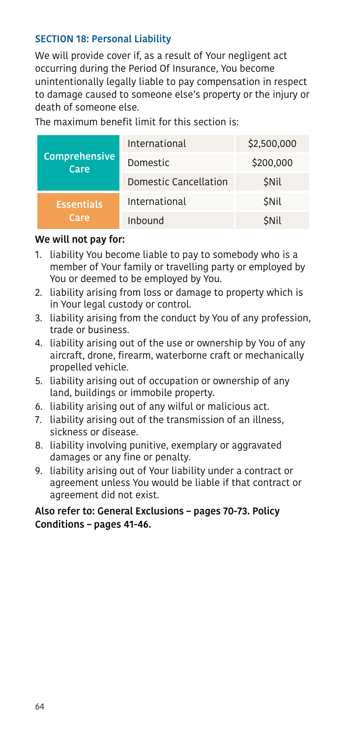## SECTION 18: Personal Liability

We will provide cover if, as a result of Your negligent act occurring during the Period Of Insurance, You become unintentionally legally liable to pay compensation in respect to damage caused to someone else's property or the injury or death of someone else.

The maximum benefit limit for this section is:

| | | |
|---|---|---|
| Comprehensive Care | International | \$2,500,000 |
| | Domestic | \$200,000 |
| | Domestic Cancellation | \$Nil |
| Essentials Care | International | \$Nil |
| | Inbound | \$Nil |

**We will not pay for:**

1. liability You become liable to pay to somebody who is a member of Your family or travelling party or employed by You or deemed to be employed by You.
2. liability arising from loss or damage to property which is in Your legal custody or control.
3. liability arising from the conduct by You of any profession, trade or business.
4. liability arising out of the use or ownership by You of any aircraft, drone, firearm, waterborne craft or mechanically propelled vehicle.
5. liability arising out of occupation or ownership of any land, buildings or immobile property.
6. liability arising out of any wilful or malicious act.
7. liability arising out of the transmission of an illness, sickness or disease.
8. liability involving punitive, exemplary or aggravated damages or any fine or penalty.
9. liability arising out of Your liability under a contract or agreement unless You would be liable if that contract or agreement did not exist.

**Also refer to: General Exclusions – pages 70-73. Policy Conditions – pages 41-46.**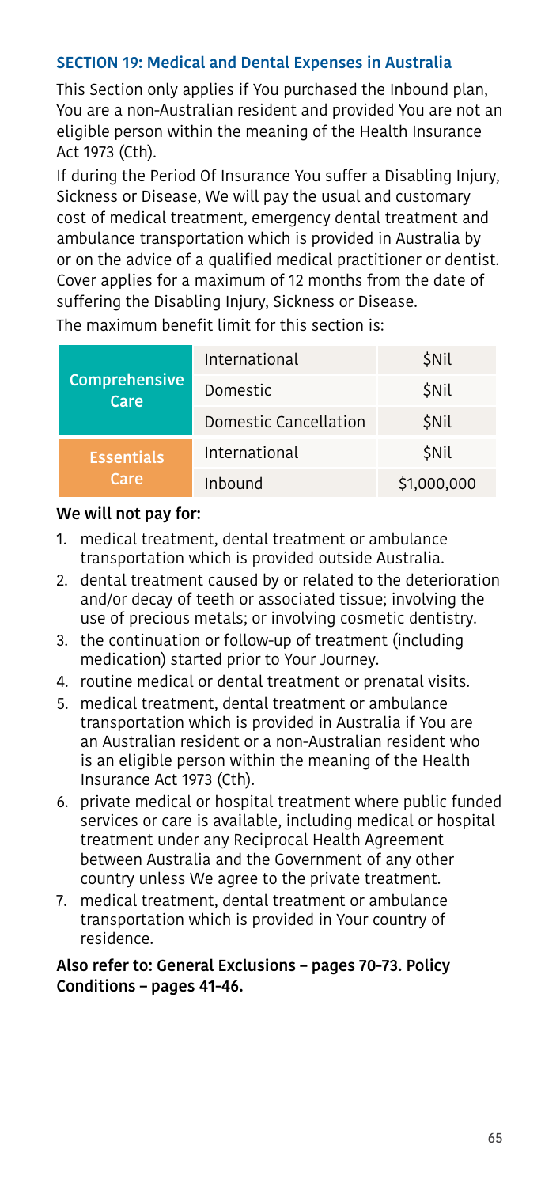## SECTION 19: Medical and Dental Expenses in Australia

This Section only applies if You purchased the Inbound plan, You are a non-Australian resident and provided You are not an eligible person within the meaning of the Health Insurance Act 1973 (Cth).

If during the Period Of Insurance You suffer a Disabling Injury, Sickness or Disease, We will pay the usual and customary cost of medical treatment, emergency dental treatment and ambulance transportation which is provided in Australia by or on the advice of a qualified medical practitioner or dentist. Cover applies for a maximum of 12 months from the date of suffering the Disabling Injury, Sickness or Disease.

The maximum benefit limit for this section is:

| | | |
|---|---|---|
| **Comprehensive Care** | International | $Nil |
| | Domestic | $Nil |
| | Domestic Cancellation | $Nil |
| **Essentials Care** | International | $Nil |
| | Inbound | $1,000,000 |

**We will not pay for:**

1. medical treatment, dental treatment or ambulance transportation which is provided outside Australia.
2. dental treatment caused by or related to the deterioration and/or decay of teeth or associated tissue; involving the use of precious metals; or involving cosmetic dentistry.
3. the continuation or follow-up of treatment (including medication) started prior to Your Journey.
4. routine medical or dental treatment or prenatal visits.
5. medical treatment, dental treatment or ambulance transportation which is provided in Australia if You are an Australian resident or a non-Australian resident who is an eligible person within the meaning of the Health Insurance Act 1973 (Cth).
6. private medical or hospital treatment where public funded services or care is available, including medical or hospital treatment under any Reciprocal Health Agreement between Australia and the Government of any other country unless We agree to the private treatment.
7. medical treatment, dental treatment or ambulance transportation which is provided in Your country of residence.

**Also refer to: General Exclusions – pages 70-73. Policy Conditions – pages 41-46.**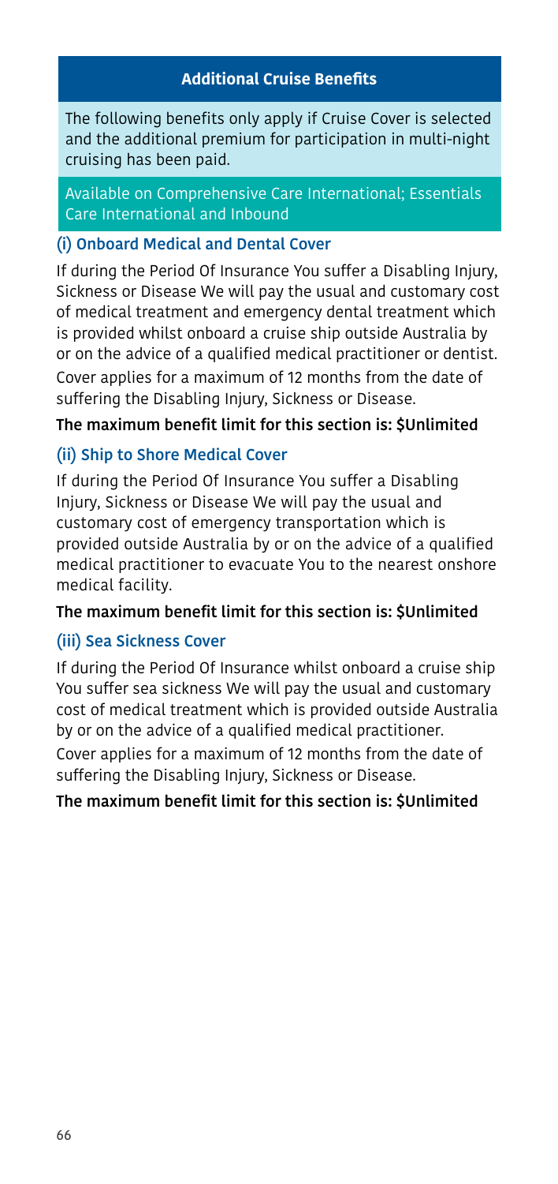## Additional Cruise Benefits

The following benefits only apply if Cruise Cover is selected and the additional premium for participation in multi-night cruising has been paid.

Available on Comprehensive Care International; Essentials Care International and Inbound

### (i) Onboard Medical and Dental Cover

If during the Period Of Insurance You suffer a Disabling Injury, Sickness or Disease We will pay the usual and customary cost of medical treatment and emergency dental treatment which is provided whilst onboard a cruise ship outside Australia by or on the advice of a qualified medical practitioner or dentist.

Cover applies for a maximum of 12 months from the date of suffering the Disabling Injury, Sickness or Disease.

**The maximum benefit limit for this section is: $Unlimited**

### (ii) Ship to Shore Medical Cover

If during the Period Of Insurance You suffer a Disabling Injury, Sickness or Disease We will pay the usual and customary cost of emergency transportation which is provided outside Australia by or on the advice of a qualified medical practitioner to evacuate You to the nearest onshore medical facility.

**The maximum benefit limit for this section is: $Unlimited**

### (iii) Sea Sickness Cover

If during the Period Of Insurance whilst onboard a cruise ship You suffer sea sickness We will pay the usual and customary cost of medical treatment which is provided outside Australia by or on the advice of a qualified medical practitioner.

Cover applies for a maximum of 12 months from the date of suffering the Disabling Injury, Sickness or Disease.

**The maximum benefit limit for this section is: $Unlimited**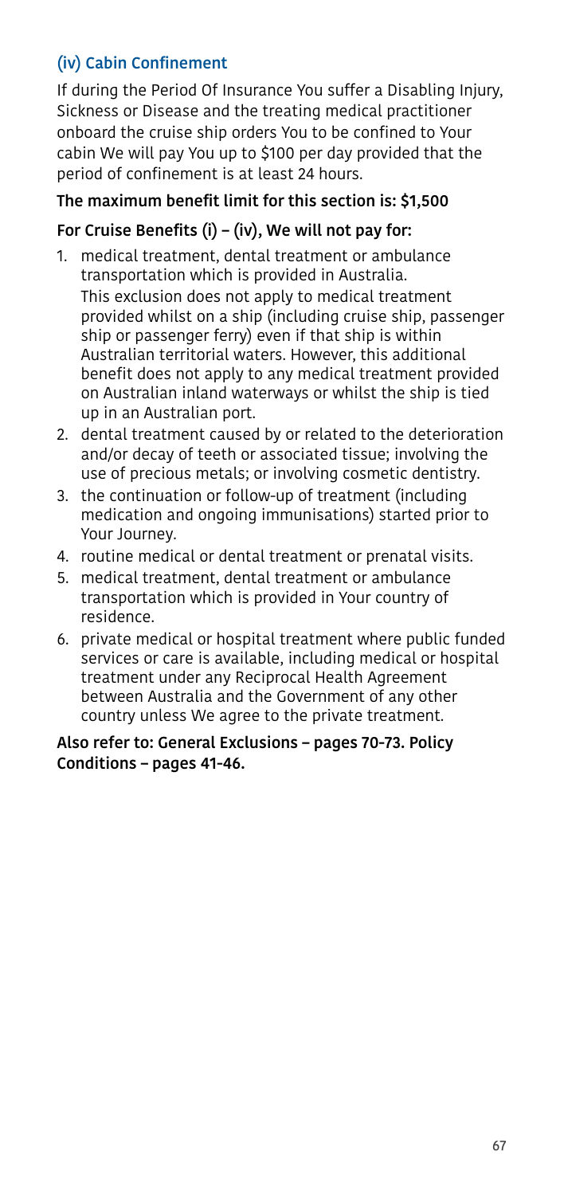### (iv) Cabin Confinement

If during the Period Of Insurance You suffer a Disabling Injury, Sickness or Disease and the treating medical practitioner onboard the cruise ship orders You to be confined to Your cabin We will pay You up to $100 per day provided that the period of confinement is at least 24 hours.

**The maximum benefit limit for this section is: $1,500**

**For Cruise Benefits (i) – (iv), We will not pay for:**

1. medical treatment, dental treatment or ambulance transportation which is provided in Australia.
   This exclusion does not apply to medical treatment provided whilst on a ship (including cruise ship, passenger ship or passenger ferry) even if that ship is within Australian territorial waters. However, this additional benefit does not apply to any medical treatment provided on Australian inland waterways or whilst the ship is tied up in an Australian port.
2. dental treatment caused by or related to the deterioration and/or decay of teeth or associated tissue; involving the use of precious metals; or involving cosmetic dentistry.
3. the continuation or follow-up of treatment (including medication and ongoing immunisations) started prior to Your Journey.
4. routine medical or dental treatment or prenatal visits.
5. medical treatment, dental treatment or ambulance transportation which is provided in Your country of residence.
6. private medical or hospital treatment where public funded services or care is available, including medical or hospital treatment under any Reciprocal Health Agreement between Australia and the Government of any other country unless We agree to the private treatment.

**Also refer to: General Exclusions – pages 70-73. Policy Conditions – pages 41-46.**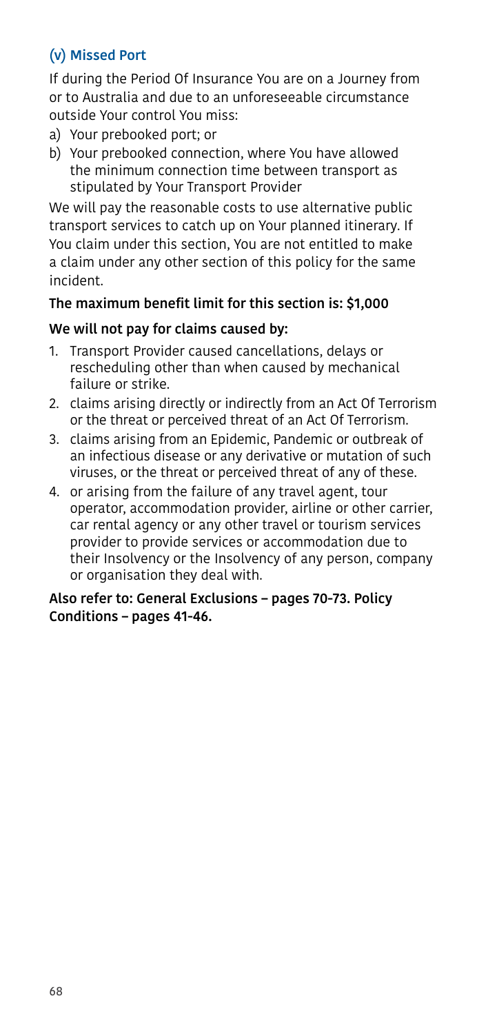### (v) Missed Port

If during the Period Of Insurance You are on a Journey from or to Australia and due to an unforeseeable circumstance outside Your control You miss:

a) Your prebooked port; or
b) Your prebooked connection, where You have allowed the minimum connection time between transport as stipulated by Your Transport Provider

We will pay the reasonable costs to use alternative public transport services to catch up on Your planned itinerary. If You claim under this section, You are not entitled to make a claim under any other section of this policy for the same incident.

**The maximum benefit limit for this section is: $1,000**

**We will not pay for claims caused by:**

1. Transport Provider caused cancellations, delays or rescheduling other than when caused by mechanical failure or strike.
2. claims arising directly or indirectly from an Act Of Terrorism or the threat or perceived threat of an Act Of Terrorism.
3. claims arising from an Epidemic, Pandemic or outbreak of an infectious disease or any derivative or mutation of such viruses, or the threat or perceived threat of any of these.
4. or arising from the failure of any travel agent, tour operator, accommodation provider, airline or other carrier, car rental agency or any other travel or tourism services provider to provide services or accommodation due to their Insolvency or the Insolvency of any person, company or organisation they deal with.

**Also refer to: General Exclusions – pages 70-73. Policy Conditions – pages 41-46.**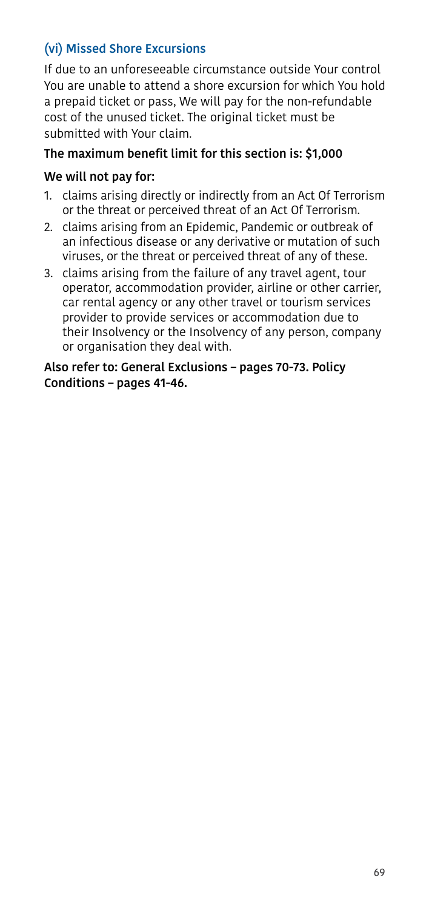### (vi) Missed Shore Excursions

If due to an unforeseeable circumstance outside Your control You are unable to attend a shore excursion for which You hold a prepaid ticket or pass, We will pay for the non-refundable cost of the unused ticket. The original ticket must be submitted with Your claim.

**The maximum benefit limit for this section is: $1,000**

**We will not pay for:**

1. claims arising directly or indirectly from an Act Of Terrorism or the threat or perceived threat of an Act Of Terrorism.
2. claims arising from an Epidemic, Pandemic or outbreak of an infectious disease or any derivative or mutation of such viruses, or the threat or perceived threat of any of these.
3. claims arising from the failure of any travel agent, tour operator, accommodation provider, airline or other carrier, car rental agency or any other travel or tourism services provider to provide services or accommodation due to their Insolvency or the Insolvency of any person, company or organisation they deal with.

**Also refer to: General Exclusions – pages 70-73. Policy Conditions – pages 41-46.**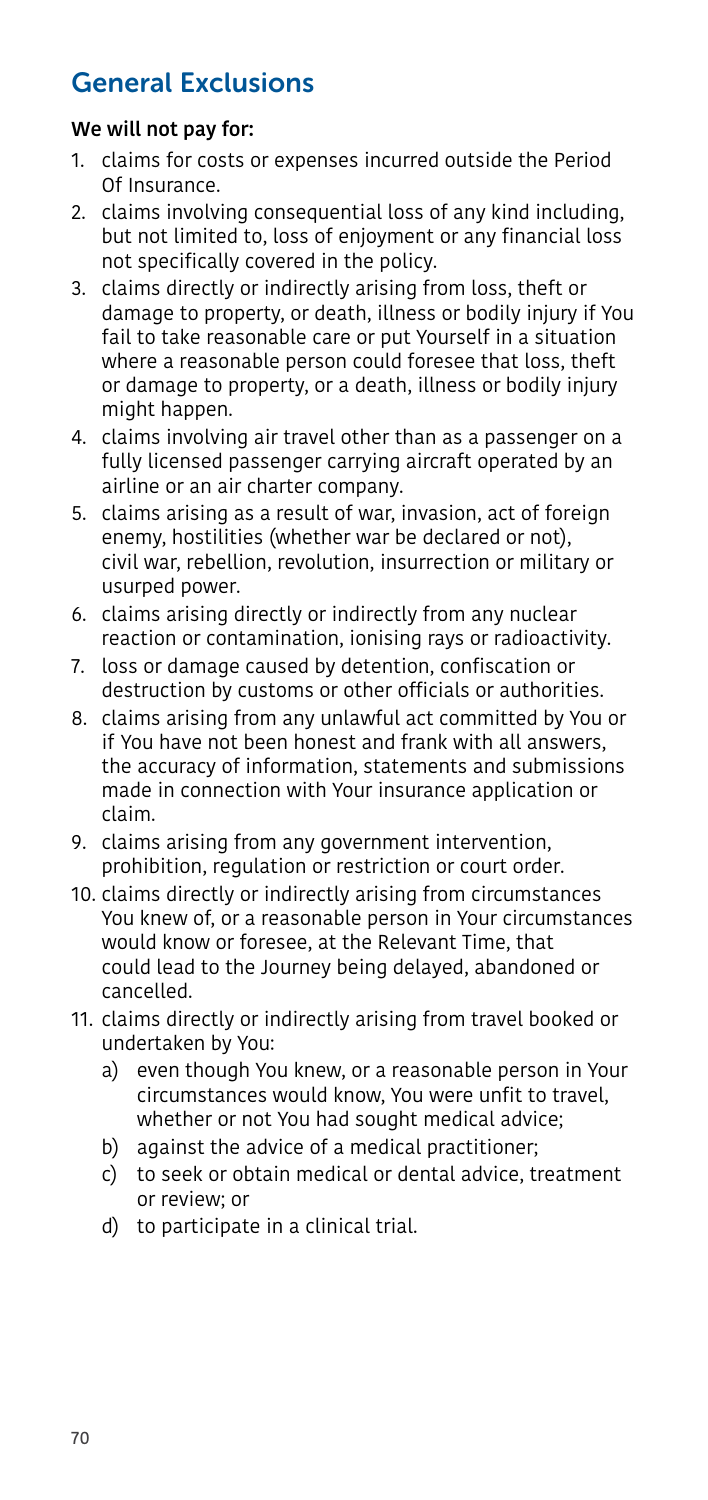## General Exclusions

**We will not pay for:**

1. claims for costs or expenses incurred outside the Period Of Insurance.
2. claims involving consequential loss of any kind including, but not limited to, loss of enjoyment or any financial loss not specifically covered in the policy.
3. claims directly or indirectly arising from loss, theft or damage to property, or death, illness or bodily injury if You fail to take reasonable care or put Yourself in a situation where a reasonable person could foresee that loss, theft or damage to property, or a death, illness or bodily injury might happen.
4. claims involving air travel other than as a passenger on a fully licensed passenger carrying aircraft operated by an airline or an air charter company.
5. claims arising as a result of war, invasion, act of foreign enemy, hostilities (whether war be declared or not), civil war, rebellion, revolution, insurrection or military or usurped power.
6. claims arising directly or indirectly from any nuclear reaction or contamination, ionising rays or radioactivity.
7. loss or damage caused by detention, confiscation or destruction by customs or other officials or authorities.
8. claims arising from any unlawful act committed by You or if You have not been honest and frank with all answers, the accuracy of information, statements and submissions made in connection with Your insurance application or claim.
9. claims arising from any government intervention, prohibition, regulation or restriction or court order.
10. claims directly or indirectly arising from circumstances You knew of, or a reasonable person in Your circumstances would know or foresee, at the Relevant Time, that could lead to the Journey being delayed, abandoned or cancelled.
11. claims directly or indirectly arising from travel booked or undertaken by You:
    a) even though You knew, or a reasonable person in Your circumstances would know, You were unfit to travel, whether or not You had sought medical advice;
    b) against the advice of a medical practitioner;
    c) to seek or obtain medical or dental advice, treatment or review; or
    d) to participate in a clinical trial.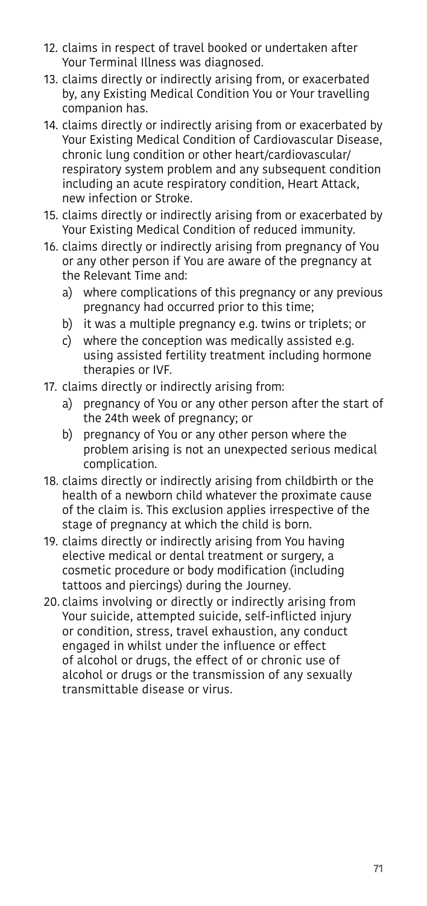12. claims in respect of travel booked or undertaken after Your Terminal Illness was diagnosed.
13. claims directly or indirectly arising from, or exacerbated by, any Existing Medical Condition You or Your travelling companion has.
14. claims directly or indirectly arising from or exacerbated by Your Existing Medical Condition of Cardiovascular Disease, chronic lung condition or other heart/cardiovascular/respiratory system problem and any subsequent condition including an acute respiratory condition, Heart Attack, new infection or Stroke.
15. claims directly or indirectly arising from or exacerbated by Your Existing Medical Condition of reduced immunity.
16. claims directly or indirectly arising from pregnancy of You or any other person if You are aware of the pregnancy at the Relevant Time and:
    a) where complications of this pregnancy or any previous pregnancy had occurred prior to this time;
    b) it was a multiple pregnancy e.g. twins or triplets; or
    c) where the conception was medically assisted e.g. using assisted fertility treatment including hormone therapies or IVF.
17. claims directly or indirectly arising from:
    a) pregnancy of You or any other person after the start of the 24th week of pregnancy; or
    b) pregnancy of You or any other person where the problem arising is not an unexpected serious medical complication.
18. claims directly or indirectly arising from childbirth or the health of a newborn child whatever the proximate cause of the claim is. This exclusion applies irrespective of the stage of pregnancy at which the child is born.
19. claims directly or indirectly arising from You having elective medical or dental treatment or surgery, a cosmetic procedure or body modification (including tattoos and piercings) during the Journey.
20. claims involving or directly or indirectly arising from Your suicide, attempted suicide, self-inflicted injury or condition, stress, travel exhaustion, any conduct engaged in whilst under the influence or effect of alcohol or drugs, the effect of or chronic use of alcohol or drugs or the transmission of any sexually transmittable disease or virus.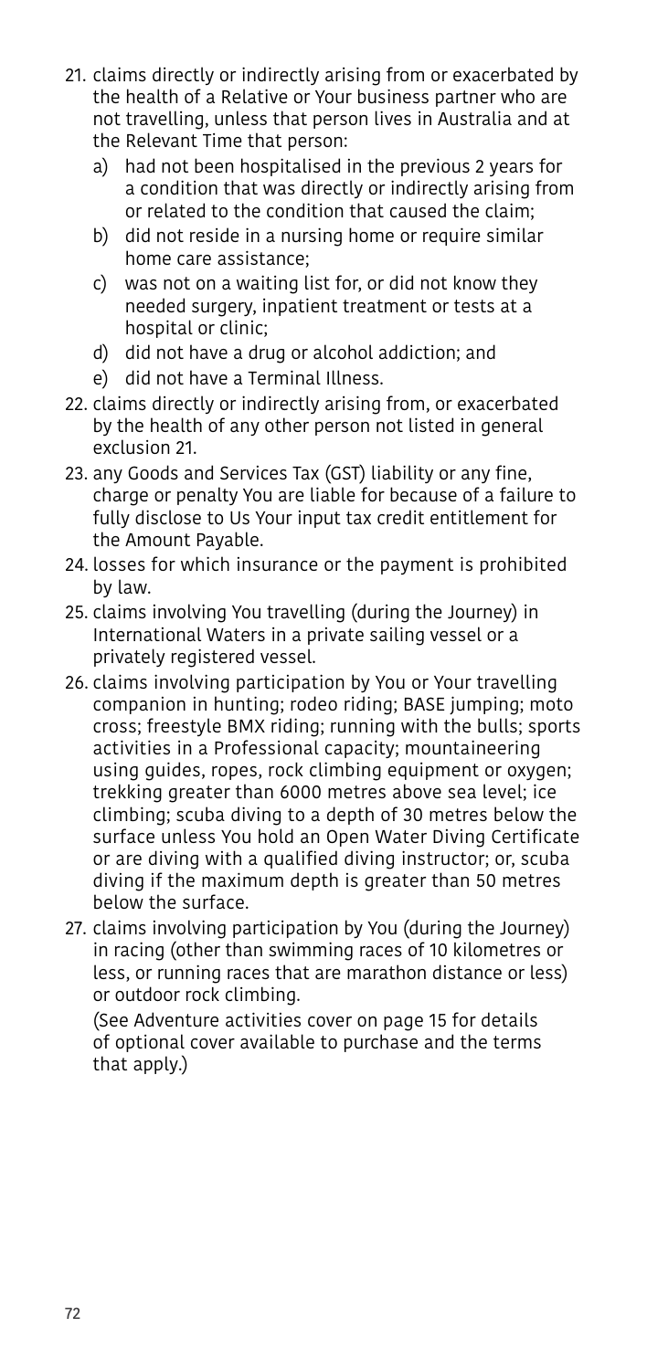21. claims directly or indirectly arising from or exacerbated by the health of a Relative or Your business partner who are not travelling, unless that person lives in Australia and at the Relevant Time that person:
    a) had not been hospitalised in the previous 2 years for a condition that was directly or indirectly arising from or related to the condition that caused the claim;
    b) did not reside in a nursing home or require similar home care assistance;
    c) was not on a waiting list for, or did not know they needed surgery, inpatient treatment or tests at a hospital or clinic;
    d) did not have a drug or alcohol addiction; and
    e) did not have a Terminal Illness.
22. claims directly or indirectly arising from, or exacerbated by the health of any other person not listed in general exclusion 21.
23. any Goods and Services Tax (GST) liability or any fine, charge or penalty You are liable for because of a failure to fully disclose to Us Your input tax credit entitlement for the Amount Payable.
24. losses for which insurance or the payment is prohibited by law.
25. claims involving You travelling (during the Journey) in International Waters in a private sailing vessel or a privately registered vessel.
26. claims involving participation by You or Your travelling companion in hunting; rodeo riding; BASE jumping; moto cross; freestyle BMX riding; running with the bulls; sports activities in a Professional capacity; mountaineering using guides, ropes, rock climbing equipment or oxygen; trekking greater than 6000 metres above sea level; ice climbing; scuba diving to a depth of 30 metres below the surface unless You hold an Open Water Diving Certificate or are diving with a qualified diving instructor; or, scuba diving if the maximum depth is greater than 50 metres below the surface.
27. claims involving participation by You (during the Journey) in racing (other than swimming races of 10 kilometres or less, or running races that are marathon distance or less) or outdoor rock climbing.

    (See Adventure activities cover on page 15 for details of optional cover available to purchase and the terms that apply.)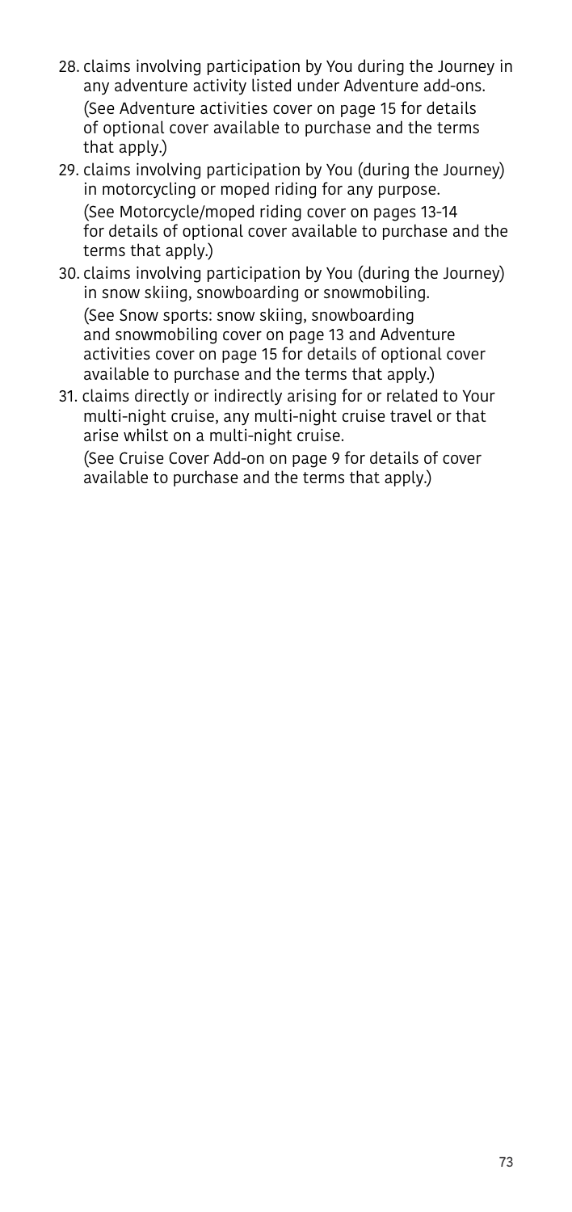28. claims involving participation by You during the Journey in any adventure activity listed under Adventure add-ons.
    (See Adventure activities cover on page 15 for details of optional cover available to purchase and the terms that apply.)
29. claims involving participation by You (during the Journey) in motorcycling or moped riding for any purpose.
    (See Motorcycle/moped riding cover on pages 13-14 for details of optional cover available to purchase and the terms that apply.)
30. claims involving participation by You (during the Journey) in snow skiing, snowboarding or snowmobiling.
    (See Snow sports: snow skiing, snowboarding and snowmobiling cover on page 13 and Adventure activities cover on page 15 for details of optional cover available to purchase and the terms that apply.)
31. claims directly or indirectly arising for or related to Your multi-night cruise, any multi-night cruise travel or that arise whilst on a multi-night cruise.
    (See Cruise Cover Add-on on page 9 for details of cover available to purchase and the terms that apply.)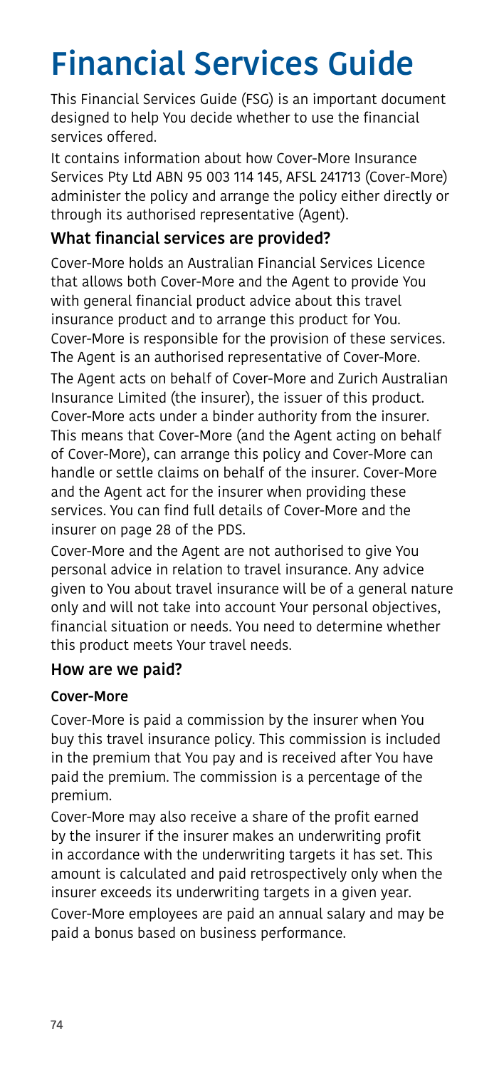# Financial Services Guide

This Financial Services Guide (FSG) is an important document designed to help You decide whether to use the financial services offered.

It contains information about how Cover-More Insurance Services Pty Ltd ABN 95 003 114 145, AFSL 241713 (Cover-More) administer the policy and arrange the policy either directly or through its authorised representative (Agent).

## What financial services are provided?

Cover-More holds an Australian Financial Services Licence that allows both Cover-More and the Agent to provide You with general financial product advice about this travel insurance product and to arrange this product for You. Cover-More is responsible for the provision of these services. The Agent is an authorised representative of Cover-More.

The Agent acts on behalf of Cover-More and Zurich Australian Insurance Limited (the insurer), the issuer of this product. Cover-More acts under a binder authority from the insurer. This means that Cover-More (and the Agent acting on behalf of Cover-More), can arrange this policy and Cover-More can handle or settle claims on behalf of the insurer. Cover-More and the Agent act for the insurer when providing these services. You can find full details of Cover-More and the insurer on page 28 of the PDS.

Cover-More and the Agent are not authorised to give You personal advice in relation to travel insurance. Any advice given to You about travel insurance will be of a general nature only and will not take into account Your personal objectives, financial situation or needs. You need to determine whether this product meets Your travel needs.

## How are we paid?

### Cover-More

Cover-More is paid a commission by the insurer when You buy this travel insurance policy. This commission is included in the premium that You pay and is received after You have paid the premium. The commission is a percentage of the premium.

Cover-More may also receive a share of the profit earned by the insurer if the insurer makes an underwriting profit in accordance with the underwriting targets it has set. This amount is calculated and paid retrospectively only when the insurer exceeds its underwriting targets in a given year.

Cover-More employees are paid an annual salary and may be paid a bonus based on business performance.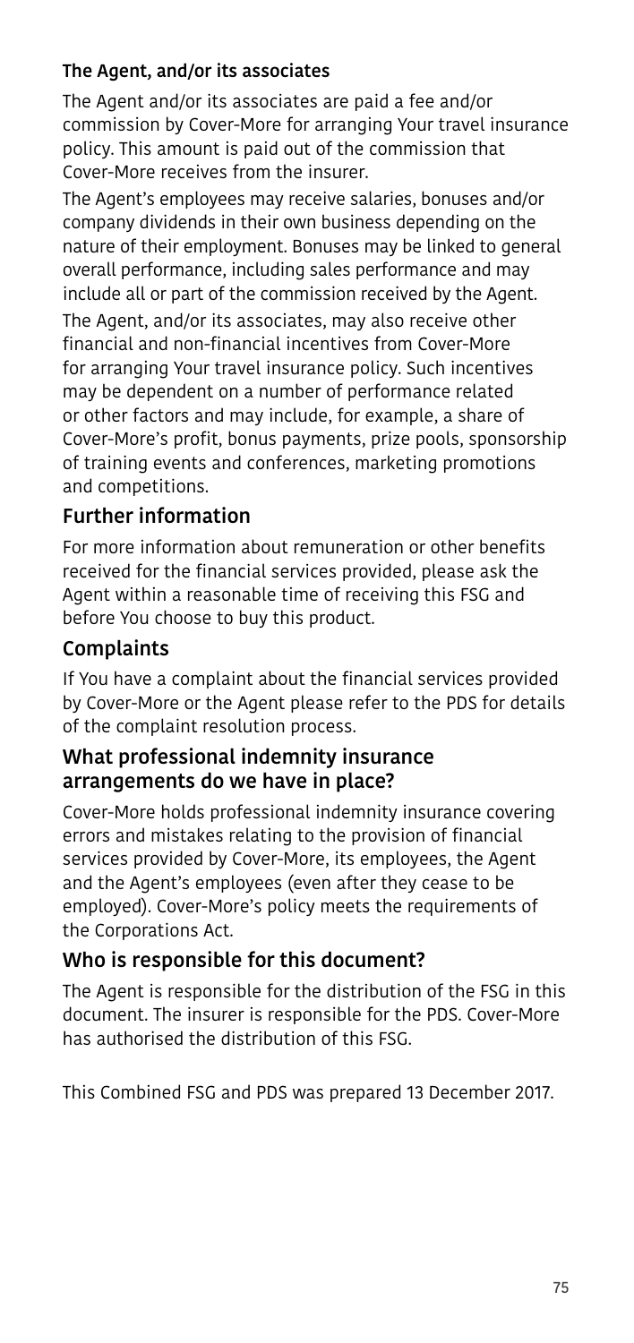### The Agent, and/or its associates

The Agent and/or its associates are paid a fee and/or commission by Cover-More for arranging Your travel insurance policy. This amount is paid out of the commission that Cover-More receives from the insurer.

The Agent's employees may receive salaries, bonuses and/or company dividends in their own business depending on the nature of their employment. Bonuses may be linked to general overall performance, including sales performance and may include all or part of the commission received by the Agent.

The Agent, and/or its associates, may also receive other financial and non-financial incentives from Cover-More for arranging Your travel insurance policy. Such incentives may be dependent on a number of performance related or other factors and may include, for example, a share of Cover-More's profit, bonus payments, prize pools, sponsorship of training events and conferences, marketing promotions and competitions.

## Further information

For more information about remuneration or other benefits received for the financial services provided, please ask the Agent within a reasonable time of receiving this FSG and before You choose to buy this product.

## Complaints

If You have a complaint about the financial services provided by Cover-More or the Agent please refer to the PDS for details of the complaint resolution process.

## What professional indemnity insurance arrangements do we have in place?

Cover-More holds professional indemnity insurance covering errors and mistakes relating to the provision of financial services provided by Cover-More, its employees, the Agent and the Agent's employees (even after they cease to be employed). Cover-More's policy meets the requirements of the Corporations Act.

## Who is responsible for this document?

The Agent is responsible for the distribution of the FSG in this document. The insurer is responsible for the PDS. Cover-More has authorised the distribution of this FSG.

This Combined FSG and PDS was prepared 13 December 2017.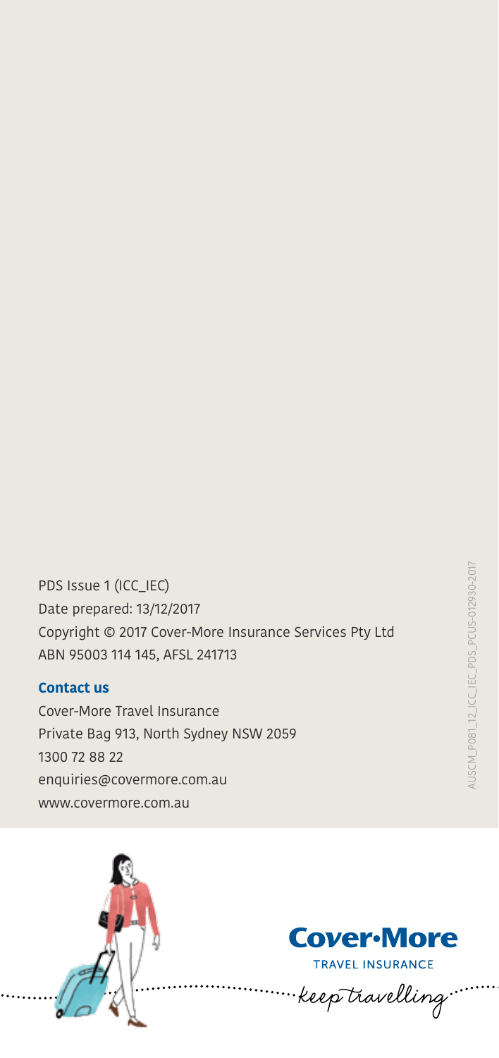PDS Issue 1 (ICC_IEC)
Date prepared: 13/12/2017
Copyright © 2017 Cover-More Insurance Services Pty Ltd
ABN 95003 114 145, AFSL 241713

**Contact us**

Cover-More Travel Insurance
Private Bag 913, North Sydney NSW 2059
1300 72 88 22
enquiries@covermore.com.au
www.covermore.com.au

AUSCM_P081_12_ICC_IEC_PDS_PCUS-012930-2017

Cover·More
TRAVEL INSURANCE
keep travelling